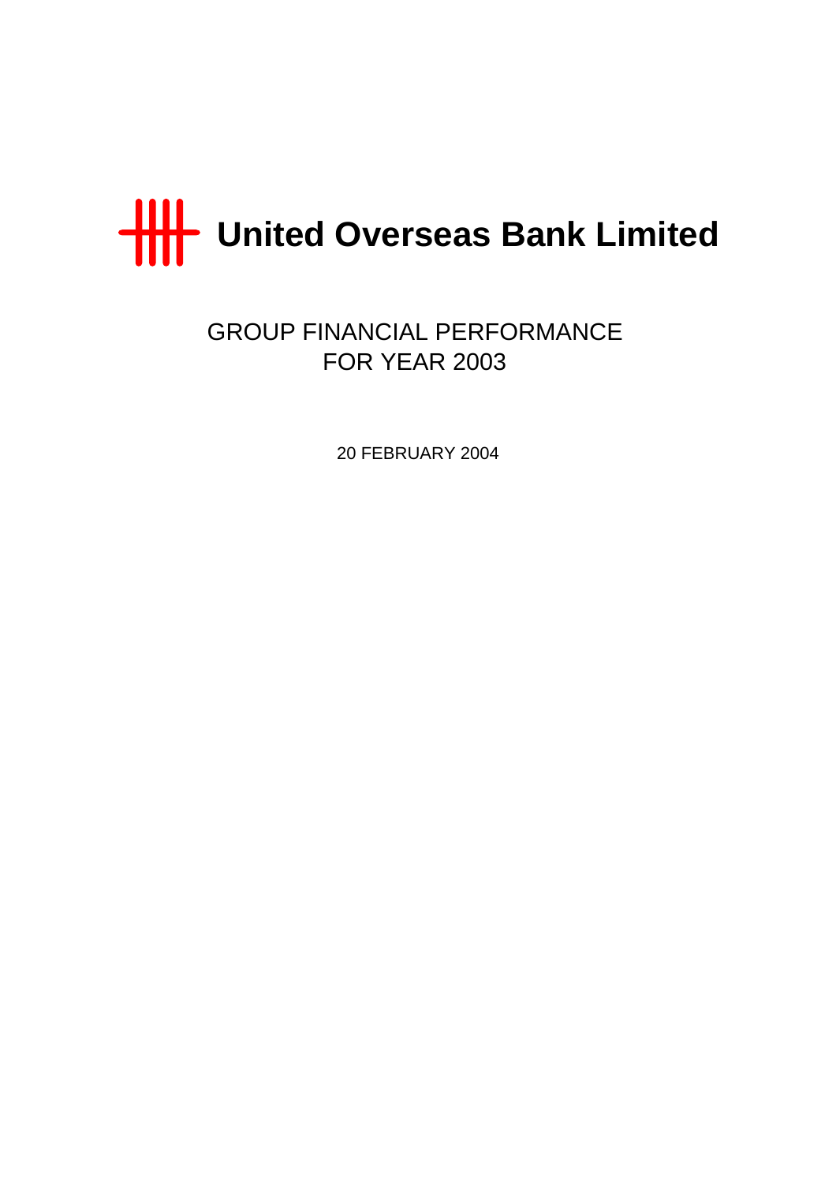# United Overseas Bank Limited

## GROUP FINANCIAL PERFORMANCE FOR YEAR 2003

20 FEBRUARY 2004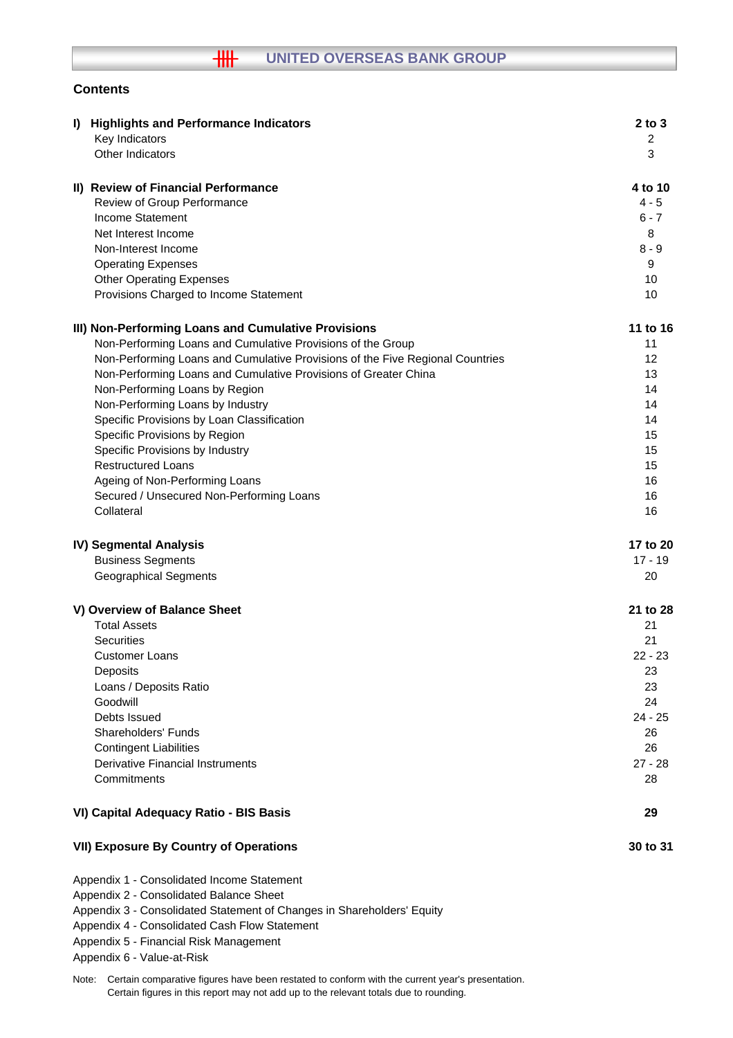# UNITED OVERSEAS BANK GROUP

## Contents

| | |
|---|---|
| **I) Highlights and Performance Indicators** | **2 to 3** |
| Key Indicators | 2 |
| Other Indicators | 3 |
| | |
| **II) Review of Financial Performance** | **4 to 10** |
| Review of Group Performance | 4 - 5 |
| Income Statement | 6 - 7 |
| Net Interest Income | 8 |
| Non-Interest Income | 8 - 9 |
| Operating Expenses | 9 |
| Other Operating Expenses | 10 |
| Provisions Charged to Income Statement | 10 |
| | |
| **III) Non-Performing Loans and Cumulative Provisions** | **11 to 16** |
| Non-Performing Loans and Cumulative Provisions of the Group | 11 |
| Non-Performing Loans and Cumulative Provisions of the Five Regional Countries | 12 |
| Non-Performing Loans and Cumulative Provisions of Greater China | 13 |
| Non-Performing Loans by Region | 14 |
| Non-Performing Loans by Industry | 14 |
| Specific Provisions by Loan Classification | 14 |
| Specific Provisions by Region | 15 |
| Specific Provisions by Industry | 15 |
| Restructured Loans | 15 |
| Ageing of Non-Performing Loans | 16 |
| Secured / Unsecured Non-Performing Loans | 16 |
| Collateral | 16 |
| | |
| **IV) Segmental Analysis** | **17 to 20** |
| Business Segments | 17 - 19 |
| Geographical Segments | 20 |
| | |
| **V) Overview of Balance Sheet** | **21 to 28** |
| Total Assets | 21 |
| Securities | 21 |
| Customer Loans | 22 - 23 |
| Deposits | 23 |
| Loans / Deposits Ratio | 23 |
| Goodwill | 24 |
| Debts Issued | 24 - 25 |
| Shareholders' Funds | 26 |
| Contingent Liabilities | 26 |
| Derivative Financial Instruments | 27 - 28 |
| Commitments | 28 |
| | |
| **VI) Capital Adequacy Ratio - BIS Basis** | **29** |
| | |
| **VII) Exposure By Country of Operations** | **30 to 31** |

Appendix 1 - Consolidated Income Statement
Appendix 2 - Consolidated Balance Sheet
Appendix 3 - Consolidated Statement of Changes in Shareholders' Equity
Appendix 4 - Consolidated Cash Flow Statement
Appendix 5 - Financial Risk Management
Appendix 6 - Value-at-Risk

Note: Certain comparative figures have been restated to conform with the current year's presentation.
Certain figures in this report may not add up to the relevant totals due to rounding.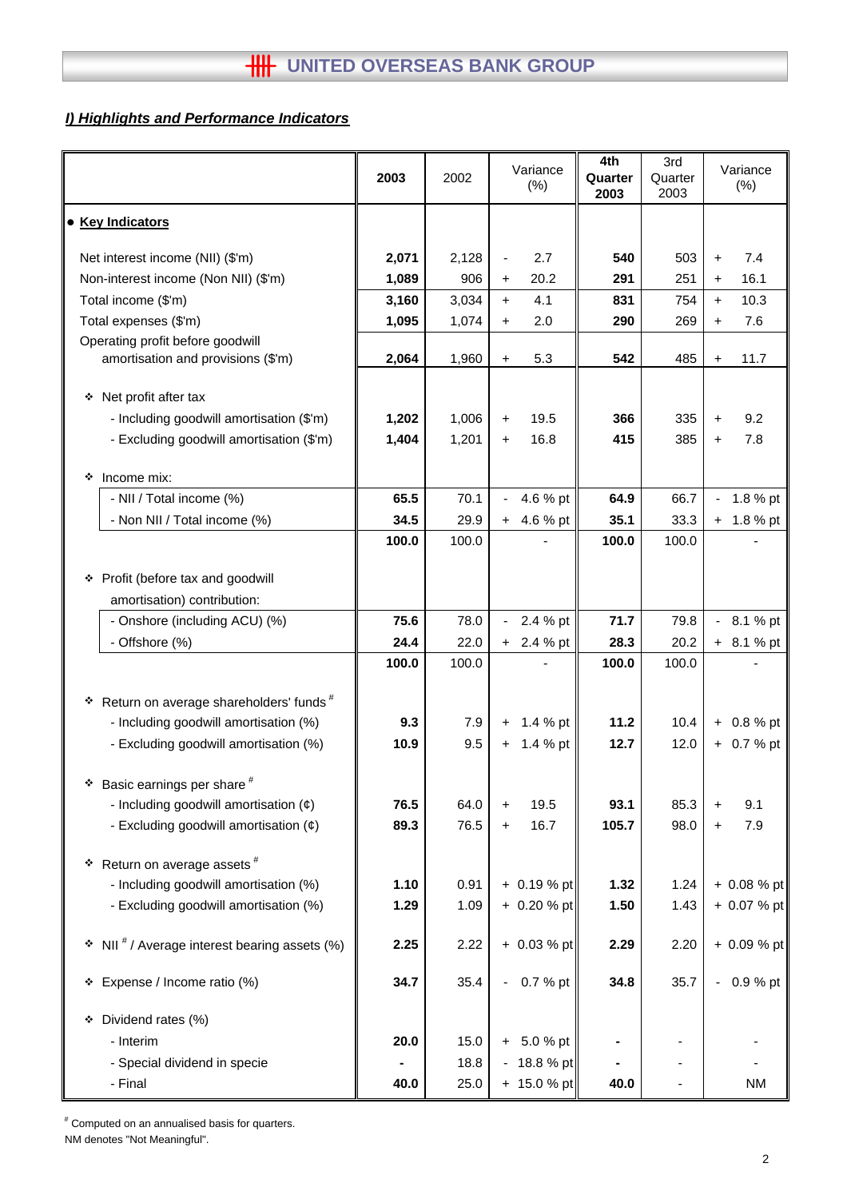## *I) Highlights and Performance Indicators*

| | 2003 | 2002 | Variance (%) | 4th Quarter 2003 | 3rd Quarter 2003 | Variance (%) |
|---|---|---|---|---|---|---|
| • **Key Indicators** | | | | | | |
| Net interest income (NII) ($'m) | **2,071** | 2,128 | - 2.7 | **540** | 503 | + 7.4 |
| Non-interest income (Non NII) ($'m) | **1,089** | 906 | + 20.2 | **291** | 251 | + 16.1 |
| Total income ($'m) | **3,160** | 3,034 | + 4.1 | **831** | 754 | + 10.3 |
| Total expenses ($'m) | **1,095** | 1,074 | + 2.0 | **290** | 269 | + 7.6 |
| Operating profit before goodwill amortisation and provisions ($'m) | **2,064** | 1,960 | + 5.3 | **542** | 485 | + 11.7 |
| ❖ Net profit after tax | | | | | | |
| - Including goodwill amortisation ($'m) | **1,202** | 1,006 | + 19.5 | **366** | 335 | + 9.2 |
| - Excluding goodwill amortisation ($'m) | **1,404** | 1,201 | + 16.8 | **415** | 385 | + 7.8 |
| ❖ Income mix: | | | | | | |
| - NII / Total income (%) | **65.5** | 70.1 | - 4.6 % pt | **64.9** | 66.7 | - 1.8 % pt |
| - Non NII / Total income (%) | **34.5** | 29.9 | + 4.6 % pt | **35.1** | 33.3 | + 1.8 % pt |
| | **100.0** | 100.0 | - | **100.0** | 100.0 | - |
| ❖ Profit (before tax and goodwill amortisation) contribution: | | | | | | |
| - Onshore (including ACU) (%) | **75.6** | 78.0 | - 2.4 % pt | **71.7** | 79.8 | - 8.1 % pt |
| - Offshore (%) | **24.4** | 22.0 | + 2.4 % pt | **28.3** | 20.2 | + 8.1 % pt |
| | **100.0** | 100.0 | - | **100.0** | 100.0 | - |
| ❖ Return on average shareholders' funds # | | | | | | |
| - Including goodwill amortisation (%) | **9.3** | 7.9 | + 1.4 % pt | **11.2** | 10.4 | + 0.8 % pt |
| - Excluding goodwill amortisation (%) | **10.9** | 9.5 | + 1.4 % pt | **12.7** | 12.0 | + 0.7 % pt |
| ❖ Basic earnings per share # | | | | | | |
| - Including goodwill amortisation (¢) | **76.5** | 64.0 | + 19.5 | **93.1** | 85.3 | + 9.1 |
| - Excluding goodwill amortisation (¢) | **89.3** | 76.5 | + 16.7 | **105.7** | 98.0 | + 7.9 |
| ❖ Return on average assets # | | | | | | |
| - Including goodwill amortisation (%) | **1.10** | 0.91 | + 0.19 % pt | **1.32** | 1.24 | + 0.08 % pt |
| - Excluding goodwill amortisation (%) | **1.29** | 1.09 | + 0.20 % pt | **1.50** | 1.43 | + 0.07 % pt |
| ❖ NII # / Average interest bearing assets (%) | **2.25** | 2.22 | + 0.03 % pt | **2.29** | 2.20 | + 0.09 % pt |
| ❖ Expense / Income ratio (%) | **34.7** | 35.4 | - 0.7 % pt | **34.8** | 35.7 | - 0.9 % pt |
| ❖ Dividend rates (%) | | | | | | |
| - Interim | **20.0** | 15.0 | + 5.0 % pt | **-** | - | - |
| - Special dividend in specie | **-** | 18.8 | - 18.8 % pt | **-** | - | - |
| - Final | **40.0** | 25.0 | + 15.0 % pt | **40.0** | - | NM |

# Computed on an annualised basis for quarters.
NM denotes "Not Meaningful".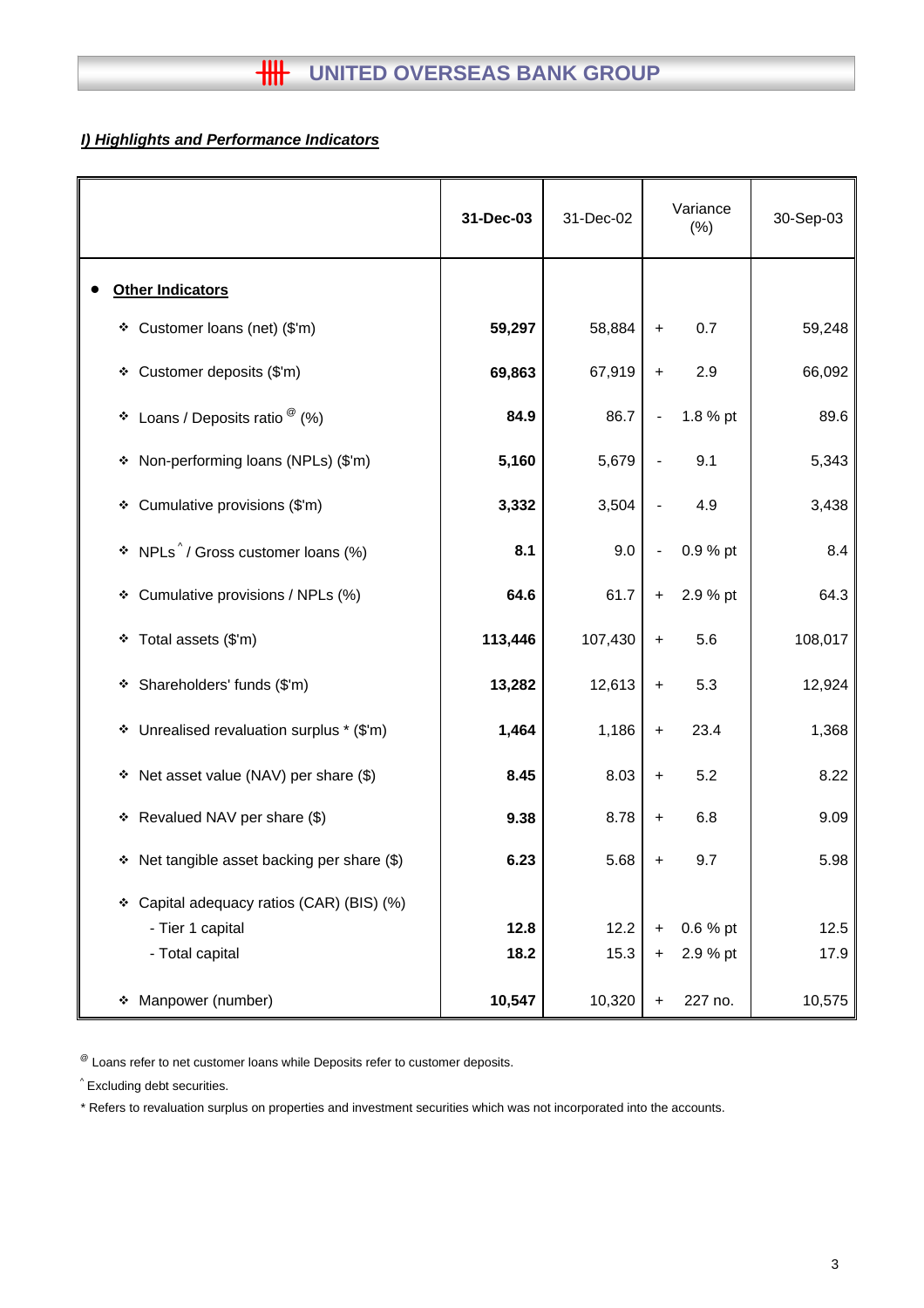## *I) Highlights and Performance Indicators*

| | **31-Dec-03** | 31-Dec-02 | Variance (%) | 30-Sep-03 |
|---|---|---|---|---|
| **Other Indicators** | | | | |
| ❖ Customer loans (net) ($'m) | **59,297** | 58,884 | + 0.7 | 59,248 |
| ❖ Customer deposits ($'m) | **69,863** | 67,919 | + 2.9 | 66,092 |
| ❖ Loans / Deposits ratio [@] (%) | **84.9** | 86.7 | - 1.8 % pt | 89.6 |
| ❖ Non-performing loans (NPLs) ($'m) | **5,160** | 5,679 | - 9.1 | 5,343 |
| ❖ Cumulative provisions ($'m) | **3,332** | 3,504 | - 4.9 | 3,438 |
| ❖ NPLs [^] / Gross customer loans (%) | **8.1** | 9.0 | - 0.9 % pt | 8.4 |
| ❖ Cumulative provisions / NPLs (%) | **64.6** | 61.7 | + 2.9 % pt | 64.3 |
| ❖ Total assets ($'m) | **113,446** | 107,430 | + 5.6 | 108,017 |
| ❖ Shareholders' funds ($'m) | **13,282** | 12,613 | + 5.3 | 12,924 |
| ❖ Unrealised revaluation surplus * ($'m) | **1,464** | 1,186 | + 23.4 | 1,368 |
| ❖ Net asset value (NAV) per share ($) | **8.45** | 8.03 | + 5.2 | 8.22 |
| ❖ Revalued NAV per share ($) | **9.38** | 8.78 | + 6.8 | 9.09 |
| ❖ Net tangible asset backing per share ($) | **6.23** | 5.68 | + 9.7 | 5.98 |
| ❖ Capital adequacy ratios (CAR) (BIS) (%) | | | | |
| - Tier 1 capital | **12.8** | 12.2 | + 0.6 % pt | 12.5 |
| - Total capital | **18.2** | 15.3 | + 2.9 % pt | 17.9 |
| ❖ Manpower (number) | **10,547** | 10,320 | + 227 no. | 10,575 |

[@] Loans refer to net customer loans while Deposits refer to customer deposits.

[^] Excluding debt securities.

* Refers to revaluation surplus on properties and investment securities which was not incorporated into the accounts.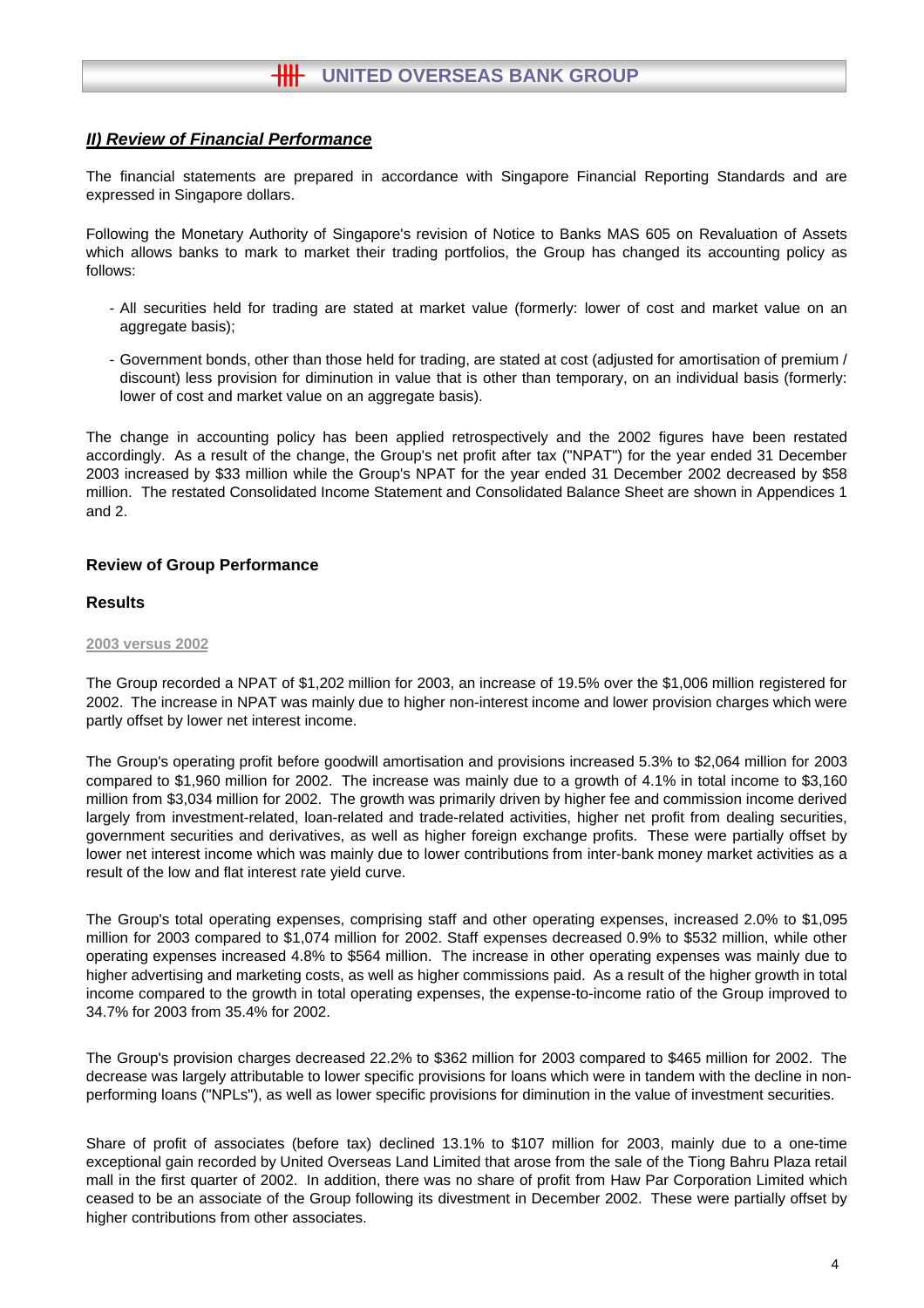## *II) Review of Financial Performance*

The financial statements are prepared in accordance with Singapore Financial Reporting Standards and are expressed in Singapore dollars.

Following the Monetary Authority of Singapore's revision of Notice to Banks MAS 605 on Revaluation of Assets which allows banks to mark to market their trading portfolios, the Group has changed its accounting policy as follows:

- All securities held for trading are stated at market value (formerly: lower of cost and market value on an aggregate basis);
- Government bonds, other than those held for trading, are stated at cost (adjusted for amortisation of premium / discount) less provision for diminution in value that is other than temporary, on an individual basis (formerly: lower of cost and market value on an aggregate basis).

The change in accounting policy has been applied retrospectively and the 2002 figures have been restated accordingly. As a result of the change, the Group's net profit after tax ("NPAT") for the year ended 31 December 2003 increased by $33 million while the Group's NPAT for the year ended 31 December 2002 decreased by $58 million. The restated Consolidated Income Statement and Consolidated Balance Sheet are shown in Appendices 1 and 2.

### Review of Group Performance

### Results

2003 versus 2002

The Group recorded a NPAT of $1,202 million for 2003, an increase of 19.5% over the $1,006 million registered for 2002. The increase in NPAT was mainly due to higher non-interest income and lower provision charges which were partly offset by lower net interest income.

The Group's operating profit before goodwill amortisation and provisions increased 5.3% to $2,064 million for 2003 compared to $1,960 million for 2002. The increase was mainly due to a growth of 4.1% in total income to $3,160 million from $3,034 million for 2002. The growth was primarily driven by higher fee and commission income derived largely from investment-related, loan-related and trade-related activities, higher net profit from dealing securities, government securities and derivatives, as well as higher foreign exchange profits. These were partially offset by lower net interest income which was mainly due to lower contributions from inter-bank money market activities as a result of the low and flat interest rate yield curve.

The Group's total operating expenses, comprising staff and other operating expenses, increased 2.0% to $1,095 million for 2003 compared to $1,074 million for 2002. Staff expenses decreased 0.9% to $532 million, while other operating expenses increased 4.8% to $564 million. The increase in other operating expenses was mainly due to higher advertising and marketing costs, as well as higher commissions paid. As a result of the higher growth in total income compared to the growth in total operating expenses, the expense-to-income ratio of the Group improved to 34.7% for 2003 from 35.4% for 2002.

The Group's provision charges decreased 22.2% to $362 million for 2003 compared to $465 million for 2002. The decrease was largely attributable to lower specific provisions for loans which were in tandem with the decline in non-performing loans ("NPLs"), as well as lower specific provisions for diminution in the value of investment securities.

Share of profit of associates (before tax) declined 13.1% to $107 million for 2003, mainly due to a one-time exceptional gain recorded by United Overseas Land Limited that arose from the sale of the Tiong Bahru Plaza retail mall in the first quarter of 2002. In addition, there was no share of profit from Haw Par Corporation Limited which ceased to be an associate of the Group following its divestment in December 2002. These were partially offset by higher contributions from other associates.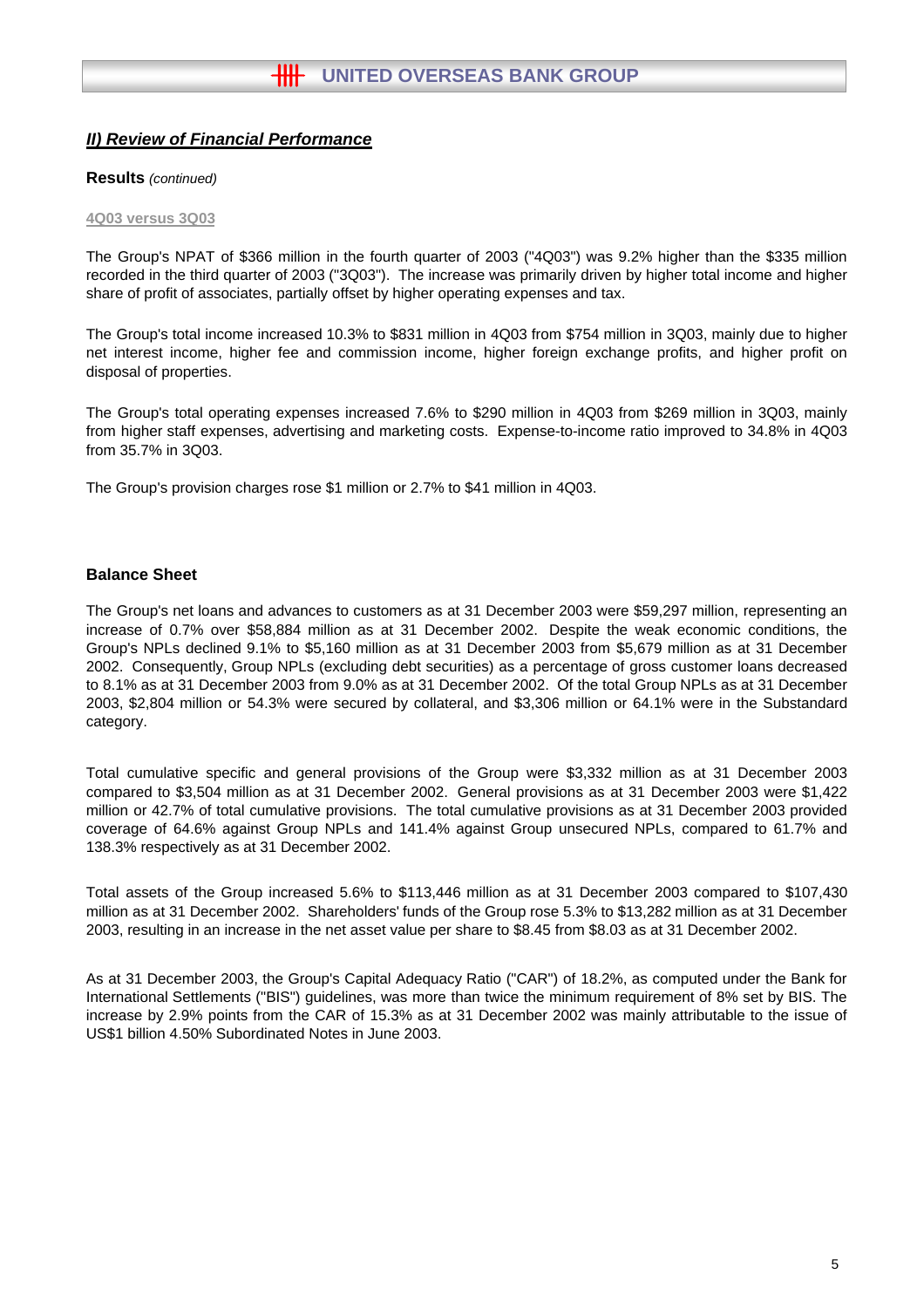## *II) Review of Financial Performance*

**Results** *(continued)*

4Q03 versus 3Q03

The Group's NPAT of $366 million in the fourth quarter of 2003 ("4Q03") was 9.2% higher than the $335 million recorded in the third quarter of 2003 ("3Q03"). The increase was primarily driven by higher total income and higher share of profit of associates, partially offset by higher operating expenses and tax.

The Group's total income increased 10.3% to $831 million in 4Q03 from $754 million in 3Q03, mainly due to higher net interest income, higher fee and commission income, higher foreign exchange profits, and higher profit on disposal of properties.

The Group's total operating expenses increased 7.6% to $290 million in 4Q03 from $269 million in 3Q03, mainly from higher staff expenses, advertising and marketing costs. Expense-to-income ratio improved to 34.8% in 4Q03 from 35.7% in 3Q03.

The Group's provision charges rose $1 million or 2.7% to $41 million in 4Q03.

**Balance Sheet**

The Group's net loans and advances to customers as at 31 December 2003 were $59,297 million, representing an increase of 0.7% over $58,884 million as at 31 December 2002. Despite the weak economic conditions, the Group's NPLs declined 9.1% to $5,160 million as at 31 December 2003 from $5,679 million as at 31 December 2002. Consequently, Group NPLs (excluding debt securities) as a percentage of gross customer loans decreased to 8.1% as at 31 December 2003 from 9.0% as at 31 December 2002. Of the total Group NPLs as at 31 December 2003, $2,804 million or 54.3% were secured by collateral, and $3,306 million or 64.1% were in the Substandard category.

Total cumulative specific and general provisions of the Group were $3,332 million as at 31 December 2003 compared to $3,504 million as at 31 December 2002. General provisions as at 31 December 2003 were $1,422 million or 42.7% of total cumulative provisions. The total cumulative provisions as at 31 December 2003 provided coverage of 64.6% against Group NPLs and 141.4% against Group unsecured NPLs, compared to 61.7% and 138.3% respectively as at 31 December 2002.

Total assets of the Group increased 5.6% to $113,446 million as at 31 December 2003 compared to $107,430 million as at 31 December 2002. Shareholders' funds of the Group rose 5.3% to $13,282 million as at 31 December 2003, resulting in an increase in the net asset value per share to $8.45 from $8.03 as at 31 December 2002.

As at 31 December 2003, the Group's Capital Adequacy Ratio ("CAR") of 18.2%, as computed under the Bank for International Settlements ("BIS") guidelines, was more than twice the minimum requirement of 8% set by BIS. The increase by 2.9% points from the CAR of 15.3% as at 31 December 2002 was mainly attributable to the issue of US$1 billion 4.50% Subordinated Notes in June 2003.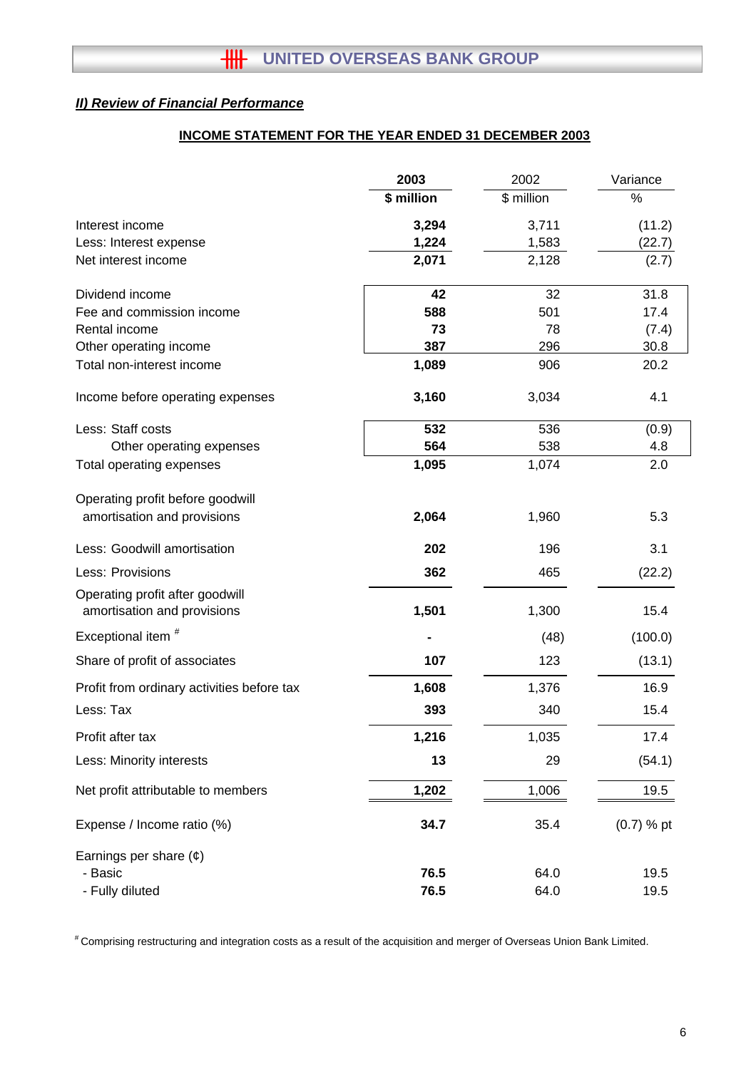# UNITED OVERSEAS BANK GROUP

***II) Review of Financial Performance***

**INCOME STATEMENT FOR THE YEAR ENDED 31 DECEMBER 2003**

| | **2003** | 2002 | Variance |
|---|---|---|---|
| | **$ million** | $ million | % |
| Interest income | **3,294** | 3,711 | (11.2) |
| Less: Interest expense | **1,224** | 1,583 | (22.7) |
| Net interest income | **2,071** | 2,128 | (2.7) |
| | | | |
| Dividend income | **42** | 32 | 31.8 |
| Fee and commission income | **588** | 501 | 17.4 |
| Rental income | **73** | 78 | (7.4) |
| Other operating income | **387** | 296 | 30.8 |
| Total non-interest income | **1,089** | 906 | 20.2 |
| | | | |
| Income before operating expenses | **3,160** | 3,034 | 4.1 |
| | | | |
| Less: Staff costs | **532** | 536 | (0.9) |
| Other operating expenses | **564** | 538 | 4.8 |
| Total operating expenses | **1,095** | 1,074 | 2.0 |
| | | | |
| Operating profit before goodwill amortisation and provisions | **2,064** | 1,960 | 5.3 |
| | | | |
| Less: Goodwill amortisation | **202** | 196 | 3.1 |
| Less: Provisions | **362** | 465 | (22.2) |
| Operating profit after goodwill amortisation and provisions | **1,501** | 1,300 | 15.4 |
| Exceptional item # | **-** | (48) | (100.0) |
| Share of profit of associates | **107** | 123 | (13.1) |
| Profit from ordinary activities before tax | **1,608** | 1,376 | 16.9 |
| Less: Tax | **393** | 340 | 15.4 |
| Profit after tax | **1,216** | 1,035 | 17.4 |
| Less: Minority interests | **13** | 29 | (54.1) |
| Net profit attributable to members | **1,202** | 1,006 | 19.5 |
| | | | |
| Expense / Income ratio (%) | **34.7** | 35.4 | (0.7) % pt |
| | | | |
| Earnings per share (¢) | | | |
| - Basic | **76.5** | 64.0 | 19.5 |
| - Fully diluted | **76.5** | 64.0 | 19.5 |

# Comprising restructuring and integration costs as a result of the acquisition and merger of Overseas Union Bank Limited.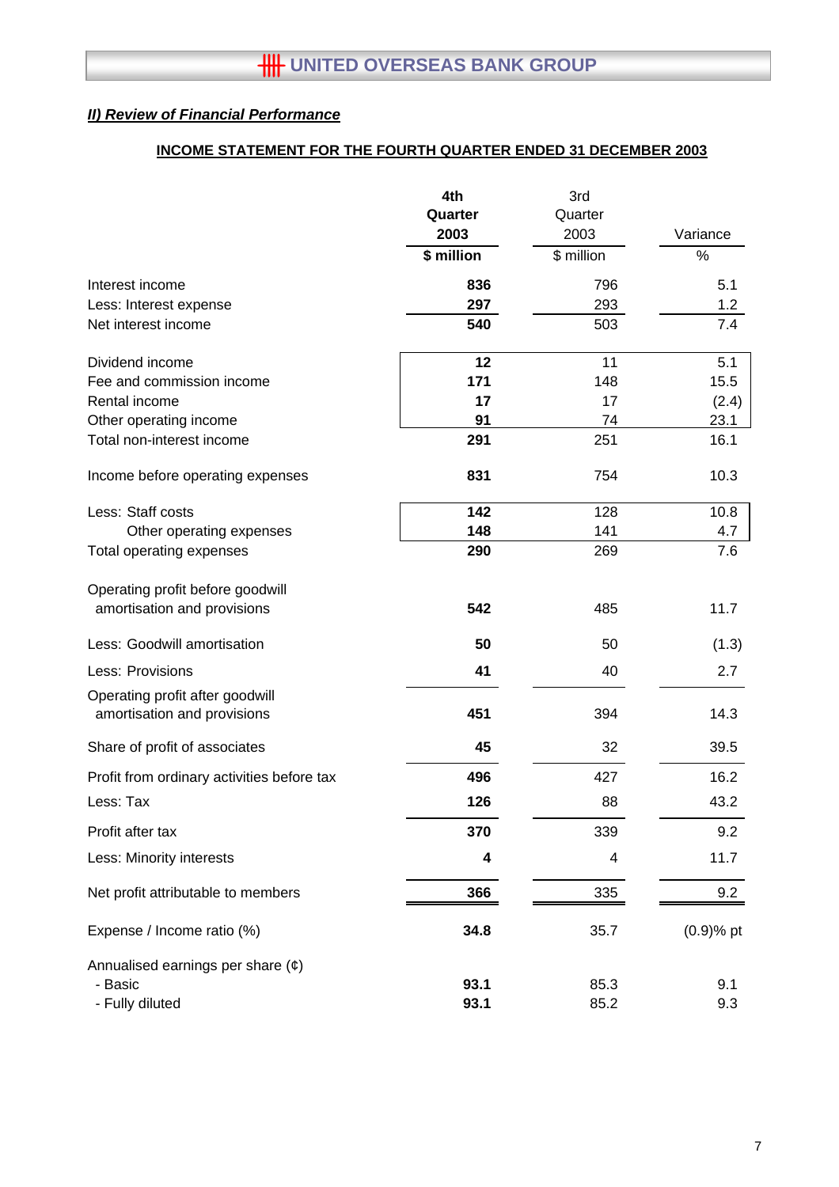## UNITED OVERSEAS BANK GROUP

### *II) Review of Financial Performance*

**INCOME STATEMENT FOR THE FOURTH QUARTER ENDED 31 DECEMBER 2003**

| | **4th Quarter 2003** | 3rd Quarter 2003 | Variance |
|---|---|---|---|
| | **$ million** | $ million | % |
| Interest income | **836** | 796 | 5.1 |
| Less: Interest expense | **297** | 293 | 1.2 |
| Net interest income | **540** | 503 | 7.4 |
| Dividend income | **12** | 11 | 5.1 |
| Fee and commission income | **171** | 148 | 15.5 |
| Rental income | **17** | 17 | (2.4) |
| Other operating income | **91** | 74 | 23.1 |
| Total non-interest income | **291** | 251 | 16.1 |
| Income before operating expenses | **831** | 754 | 10.3 |
| Less: Staff costs | **142** | 128 | 10.8 |
| Other operating expenses | **148** | 141 | 4.7 |
| Total operating expenses | **290** | 269 | 7.6 |
| Operating profit before goodwill amortisation and provisions | **542** | 485 | 11.7 |
| Less: Goodwill amortisation | **50** | 50 | (1.3) |
| Less: Provisions | **41** | 40 | 2.7 |
| Operating profit after goodwill amortisation and provisions | **451** | 394 | 14.3 |
| Share of profit of associates | **45** | 32 | 39.5 |
| Profit from ordinary activities before tax | **496** | 427 | 16.2 |
| Less: Tax | **126** | 88 | 43.2 |
| Profit after tax | **370** | 339 | 9.2 |
| Less: Minority interests | **4** | 4 | 11.7 |
| Net profit attributable to members | **366** | 335 | 9.2 |
| Expense / Income ratio (%) | **34.8** | 35.7 | (0.9)% pt |
| Annualised earnings per share (¢) | | | |
| - Basic | **93.1** | 85.3 | 9.1 |
| - Fully diluted | **93.1** | 85.2 | 9.3 |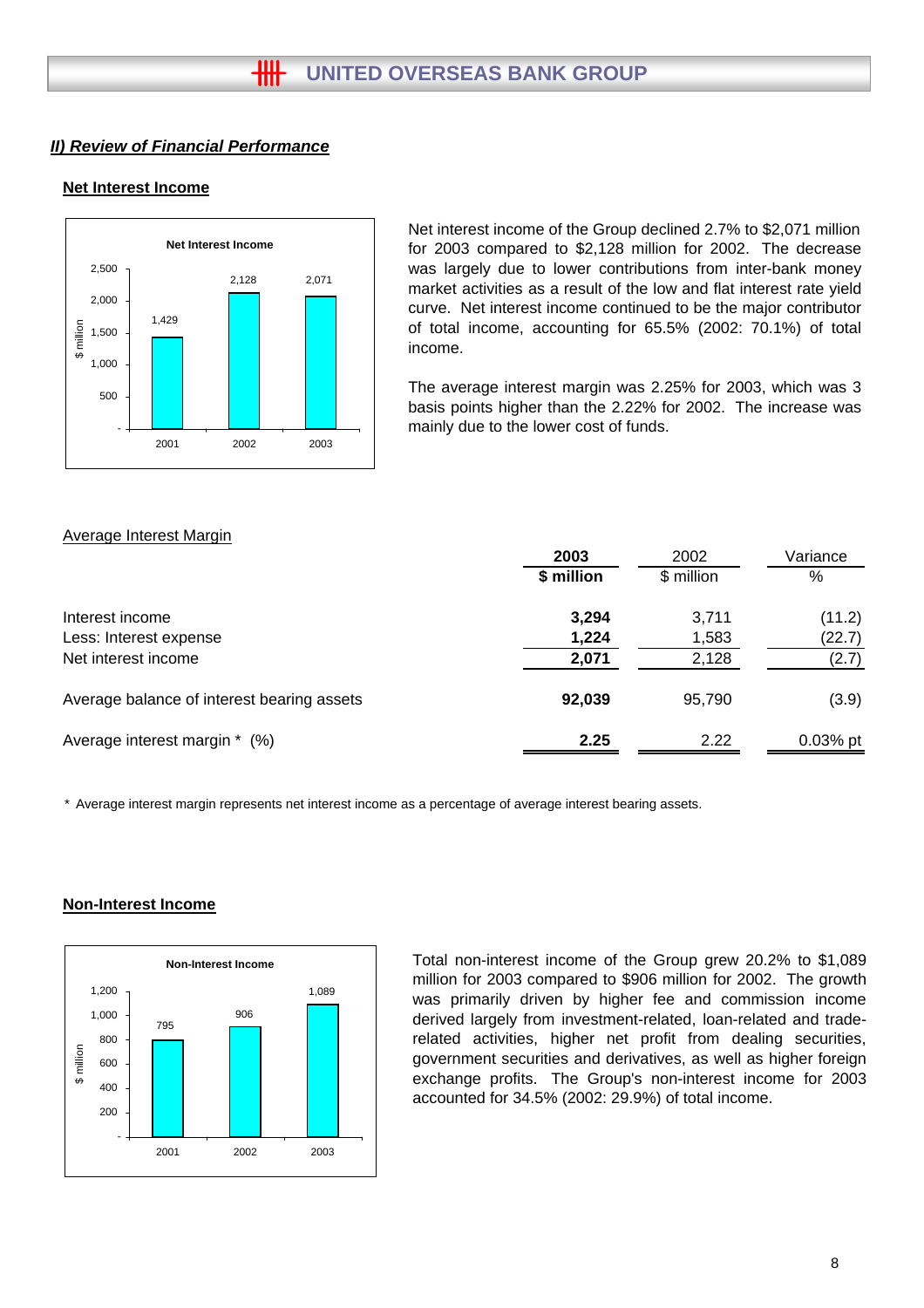## *II) Review of Financial Performance*

### Net Interest Income

**Net Interest Income**

| | 2001 | 2002 | 2003 |
|---|---|---|---|
| $ million | 1,429 | 2,128 | 2,071 |

Net interest income of the Group declined 2.7% to $2,071 million for 2003 compared to $2,128 million for 2002. The decrease was largely due to lower contributions from inter-bank money market activities as a result of the low and flat interest rate yield curve. Net interest income continued to be the major contributor of total income, accounting for 65.5% (2002: 70.1%) of total income.

The average interest margin was 2.25% for 2003, which was 3 basis points higher than the 2.22% for 2002. The increase was mainly due to the lower cost of funds.

Average Interest Margin

| | **2003** | 2002 | Variance |
|---|---|---|---|
| | **$ million** | $ million | % |
| Interest income | **3,294** | 3,711 | (11.2) |
| Less: Interest expense | **1,224** | 1,583 | (22.7) |
| Net interest income | **2,071** | 2,128 | (2.7) |
| Average balance of interest bearing assets | **92,039** | 95,790 | (3.9) |
| Average interest margin * (%) | **2.25** | 2.22 | 0.03% pt |

\* Average interest margin represents net interest income as a percentage of average interest bearing assets.

### Non-Interest Income

**Non-Interest Income**

| | 2001 | 2002 | 2003 |
|---|---|---|---|
| $ million | 795 | 906 | 1,089 |

Total non-interest income of the Group grew 20.2% to $1,089 million for 2003 compared to $906 million for 2002. The growth was primarily driven by higher fee and commission income derived largely from investment-related, loan-related and trade-related activities, higher net profit from dealing securities, government securities and derivatives, as well as higher foreign exchange profits. The Group's non-interest income for 2003 accounted for 34.5% (2002: 29.9%) of total income.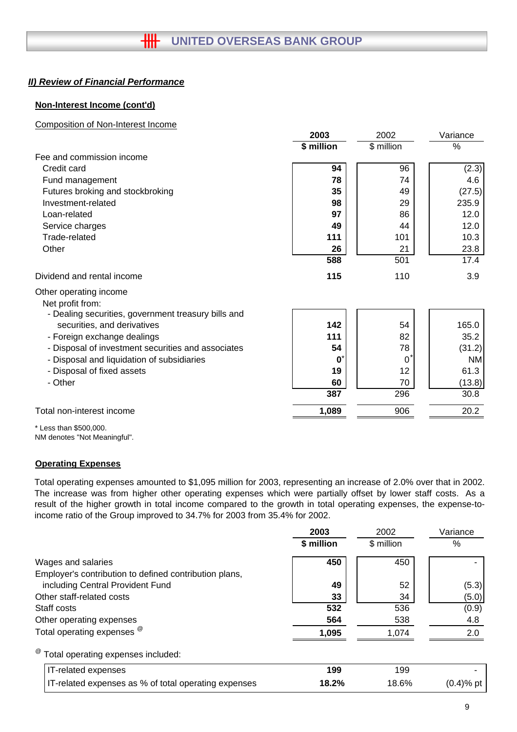## II) Review of Financial Performance

### Non-Interest Income (cont'd)

Composition of Non-Interest Income

| | 2003 | 2002 | Variance |
|---|---|---|---|
| | **$ million** | $ million | % |
| Fee and commission income | | | |
| Credit card | **94** | 96 | (2.3) |
| Fund management | **78** | 74 | 4.6 |
| Futures broking and stockbroking | **35** | 49 | (27.5) |
| Investment-related | **98** | 29 | 235.9 |
| Loan-related | **97** | 86 | 12.0 |
| Service charges | **49** | 44 | 12.0 |
| Trade-related | **111** | 101 | 10.3 |
| Other | **26** | 21 | 23.8 |
| | **588** | 501 | 17.4 |
| Dividend and rental income | **115** | 110 | 3.9 |
| Other operating income | | | |
| Net profit from: | | | |
| - Dealing securities, government treasury bills and securities, and derivatives | **142** | 54 | 165.0 |
| - Foreign exchange dealings | **111** | 82 | 35.2 |
| - Disposal of investment securities and associates | **54** | 78 | (31.2) |
| - Disposal and liquidation of subsidiaries | **0***| 0* | NM |
| - Disposal of fixed assets | **19** | 12 | 61.3 |
| - Other | **60** | 70 | (13.8) |
| | **387** | 296 | 30.8 |
| Total non-interest income | **1,089** | 906 | 20.2 |

\* Less than $500,000.
NM denotes "Not Meaningful".

### Operating Expenses

Total operating expenses amounted to $1,095 million for 2003, representing an increase of 2.0% over that in 2002. The increase was from higher other operating expenses which were partially offset by lower staff costs. As a result of the higher growth in total income compared to the growth in total operating expenses, the expense-to-income ratio of the Group improved to 34.7% for 2003 from 35.4% for 2002.

| | 2003 | 2002 | Variance |
|---|---|---|---|
| | **$ million** | $ million | % |
| Wages and salaries | **450** | 450 | - |
| Employer's contribution to defined contribution plans, including Central Provident Fund | **49** | 52 | (5.3) |
| Other staff-related costs | **33** | 34 | (5.0) |
| Staff costs | **532** | 536 | (0.9) |
| Other operating expenses | **564** | 538 | 4.8 |
| Total operating expenses @ | **1,095** | 1,074 | 2.0 |

@ Total operating expenses included:

| | 2003 | 2002 | Variance |
|---|---|---|---|
| IT-related expenses | **199** | 199 | - |
| IT-related expenses as % of total operating expenses | **18.2%** | 18.6% | (0.4)% pt |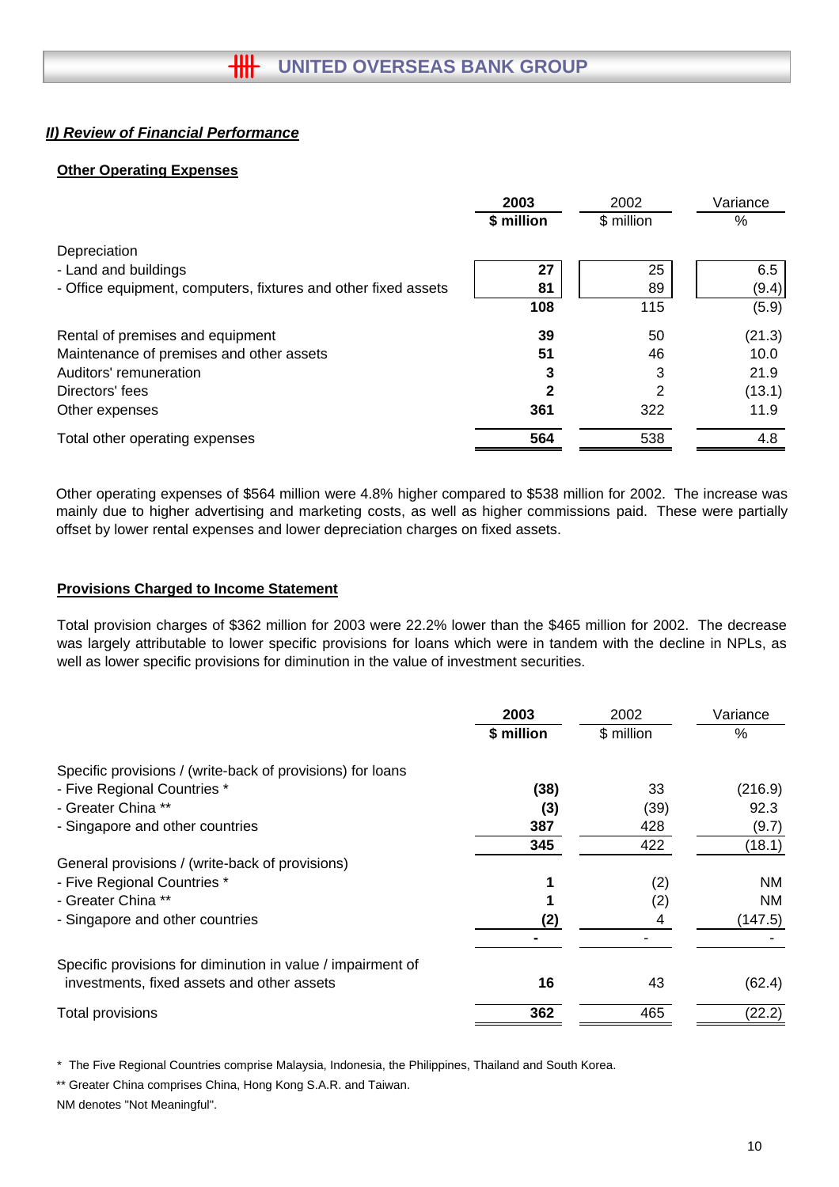## II) Review of Financial Performance

### Other Operating Expenses

| | 2003 | 2002 | Variance |
|---|---|---|---|
| | **$ million** | $ million | % |
| Depreciation | | | |
| - Land and buildings | **27** | 25 | 6.5 |
| - Office equipment, computers, fixtures and other fixed assets | **81** | 89 | (9.4) |
| | **108** | 115 | (5.9) |
| Rental of premises and equipment | **39** | 50 | (21.3) |
| Maintenance of premises and other assets | **51** | 46 | 10.0 |
| Auditors' remuneration | **3** | 3 | 21.9 |
| Directors' fees | **2** | 2 | (13.1) |
| Other expenses | **361** | 322 | 11.9 |
| Total other operating expenses | **564** | 538 | 4.8 |

Other operating expenses of $564 million were 4.8% higher compared to $538 million for 2002. The increase was mainly due to higher advertising and marketing costs, as well as higher commissions paid. These were partially offset by lower rental expenses and lower depreciation charges on fixed assets.

### Provisions Charged to Income Statement

Total provision charges of $362 million for 2003 were 22.2% lower than the $465 million for 2002. The decrease was largely attributable to lower specific provisions for loans which were in tandem with the decline in NPLs, as well as lower specific provisions for diminution in the value of investment securities.

| | 2003 | 2002 | Variance |
|---|---|---|---|
| | **$ million** | $ million | % |
| Specific provisions / (write-back of provisions) for loans | | | |
| - Five Regional Countries * | **(38)** | 33 | (216.9) |
| - Greater China ** | **(3)** | (39) | 92.3 |
| - Singapore and other countries | **387** | 428 | (9.7) |
| | **345** | 422 | (18.1) |
| General provisions / (write-back of provisions) | | | |
| - Five Regional Countries * | **1** | (2) | NM |
| - Greater China ** | **1** | (2) | NM |
| - Singapore and other countries | **(2)** | 4 | (147.5) |
| | **-** | - | - |
| Specific provisions for diminution in value / impairment of investments, fixed assets and other assets | **16** | 43 | (62.4) |
| Total provisions | **362** | 465 | (22.2) |

\* The Five Regional Countries comprise Malaysia, Indonesia, the Philippines, Thailand and South Korea.

** Greater China comprises China, Hong Kong S.A.R. and Taiwan.

NM denotes "Not Meaningful".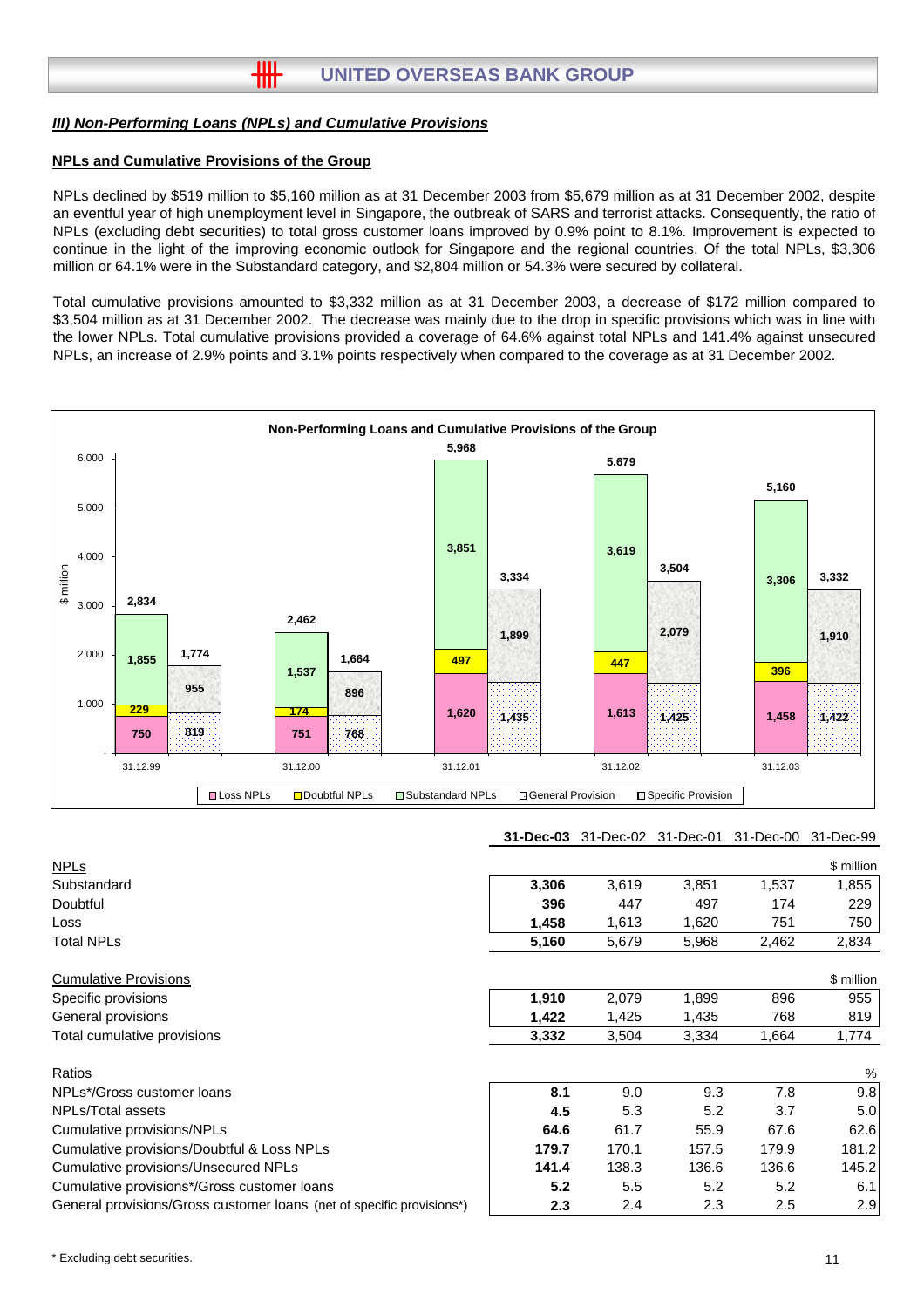## III) Non-Performing Loans (NPLs) and Cumulative Provisions

### NPLs and Cumulative Provisions of the Group

NPLs declined by $519 million to $5,160 million as at 31 December 2003 from $5,679 million as at 31 December 2002, despite an eventful year of high unemployment level in Singapore, the outbreak of SARS and terrorist attacks. Consequently, the ratio of NPLs (excluding debt securities) to total gross customer loans improved by 0.9% point to 8.1%. Improvement is expected to continue in the light of the improving economic outlook for Singapore and the regional countries. Of the total NPLs, $3,306 million or 64.1% were in the Substandard category, and $2,804 million or 54.3% were secured by collateral.

Total cumulative provisions amounted to $3,332 million as at 31 December 2003, a decrease of $172 million compared to $3,504 million as at 31 December 2002. The decrease was mainly due to the drop in specific provisions which was in line with the lower NPLs. Total cumulative provisions provided a coverage of 64.6% against total NPLs and 141.4% against unsecured NPLs, an increase of 2.9% points and 3.1% points respectively when compared to the coverage as at 31 December 2002.

**Non-Performing Loans and Cumulative Provisions of the Group**

| $ million | 31.12.99 | 31.12.00 | 31.12.01 | 31.12.02 | 31.12.03 |
|---|---|---|---|---|---|
| Loss NPLs | 750 | 751 | 1,620 | 1,613 | 1,458 |
| Doubtful NPLs | 229 | 174 | 497 | 447 | 396 |
| Substandard NPLs | 1,855 | 1,537 | 3,851 | 3,619 | 3,306 |
| Total NPLs | 2,834 | 2,462 | 5,968 | 5,679 | 5,160 |
| General Provision | 819 | 768 | 1,435 | 1,425 | 1,422 |
| Specific Provision | 955 | 896 | 1,899 | 2,079 | 1,910 |
| Total Provisions | 1,774 | 1,664 | 3,334 | 3,504 | 3,332 |

| | **31-Dec-03** | 31-Dec-02 | 31-Dec-01 | 31-Dec-00 | 31-Dec-99 |
|---|---|---|---|---|---|
| NPLs | | | | | $ million |
| Substandard | **3,306** | 3,619 | 3,851 | 1,537 | 1,855 |
| Doubtful | **396** | 447 | 497 | 174 | 229 |
| Loss | **1,458** | 1,613 | 1,620 | 751 | 750 |
| Total NPLs | **5,160** | 5,679 | 5,968 | 2,462 | 2,834 |
| Cumulative Provisions | | | | | $ million |
| Specific provisions | **1,910** | 2,079 | 1,899 | 896 | 955 |
| General provisions | **1,422** | 1,425 | 1,435 | 768 | 819 |
| Total cumulative provisions | **3,332** | 3,504 | 3,334 | 1,664 | 1,774 |
| Ratios | | | | | % |
| NPLs*/Gross customer loans | **8.1** | 9.0 | 9.3 | 7.8 | 9.8 |
| NPLs/Total assets | **4.5** | 5.3 | 5.2 | 3.7 | 5.0 |
| Cumulative provisions/NPLs | **64.6** | 61.7 | 55.9 | 67.6 | 62.6 |
| Cumulative provisions/Doubtful & Loss NPLs | **179.7** | 170.1 | 157.5 | 179.9 | 181.2 |
| Cumulative provisions/Unsecured NPLs | **141.4** | 138.3 | 136.6 | 136.6 | 145.2 |
| Cumulative provisions*/Gross customer loans | **5.2** | 5.5 | 5.2 | 5.2 | 6.1 |
| General provisions/Gross customer loans (net of specific provisions*) | **2.3** | 2.4 | 2.3 | 2.5 | 2.9 |

\* Excluding debt securities.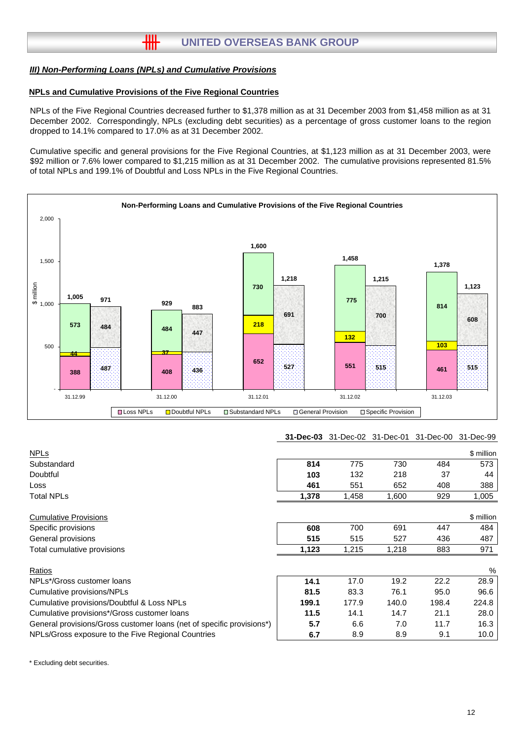## III) Non-Performing Loans (NPLs) and Cumulative Provisions

### NPLs and Cumulative Provisions of the Five Regional Countries

NPLs of the Five Regional Countries decreased further to $1,378 million as at 31 December 2003 from $1,458 million as at 31 December 2002. Correspondingly, NPLs (excluding debt securities) as a percentage of gross customer loans to the region dropped to 14.1% compared to 17.0% as at 31 December 2002.

Cumulative specific and general provisions for the Five Regional Countries, at $1,123 million as at 31 December 2003, were $92 million or 7.6% lower compared to $1,215 million as at 31 December 2002. The cumulative provisions represented 81.5% of total NPLs and 199.1% of Doubtful and Loss NPLs in the Five Regional Countries.

**Non-Performing Loans and Cumulative Provisions of the Five Regional Countries**

| $ million | 31.12.99 | 31.12.00 | 31.12.01 | 31.12.02 | 31.12.03 |
|---|---|---|---|---|---|
| Loss NPLs | 388 | 408 | 652 | 551 | 461 |
| Doubtful NPLs | 44 | 37 | 218 | 132 | 103 |
| Substandard NPLs | 573 | 484 | 730 | 775 | 814 |
| Total NPLs | 1,005 | 929 | 1,600 | 1,458 | 1,378 |
| General Provision | 487 | 436 | 527 | 515 | 515 |
| Specific Provision | 484 | 447 | 691 | 700 | 608 |
| Total Provisions | 971 | 883 | 1,218 | 1,215 | 1,123 |

| | **31-Dec-03** | 31-Dec-02 | 31-Dec-01 | 31-Dec-00 | 31-Dec-99 |
|---|---|---|---|---|---|
| NPLs | | | | | $ million |
| Substandard | **814** | 775 | 730 | 484 | 573 |
| Doubtful | **103** | 132 | 218 | 37 | 44 |
| Loss | **461** | 551 | 652 | 408 | 388 |
| Total NPLs | **1,378** | 1,458 | 1,600 | 929 | 1,005 |
| Cumulative Provisions | | | | | $ million |
| Specific provisions | **608** | 700 | 691 | 447 | 484 |
| General provisions | **515** | 515 | 527 | 436 | 487 |
| Total cumulative provisions | **1,123** | 1,215 | 1,218 | 883 | 971 |
| Ratios | | | | | % |
| NPLs*/Gross customer loans | **14.1** | 17.0 | 19.2 | 22.2 | 28.9 |
| Cumulative provisions/NPLs | **81.5** | 83.3 | 76.1 | 95.0 | 96.6 |
| Cumulative provisions/Doubtful & Loss NPLs | **199.1** | 177.9 | 140.0 | 198.4 | 224.8 |
| Cumulative provisions*/Gross customer loans | **11.5** | 14.1 | 14.7 | 21.1 | 28.0 |
| General provisions/Gross customer loans (net of specific provisions*) | **5.7** | 6.6 | 7.0 | 11.7 | 16.3 |
| NPLs/Gross exposure to the Five Regional Countries | **6.7** | 8.9 | 8.9 | 9.1 | 10.0 |

\* Excluding debt securities.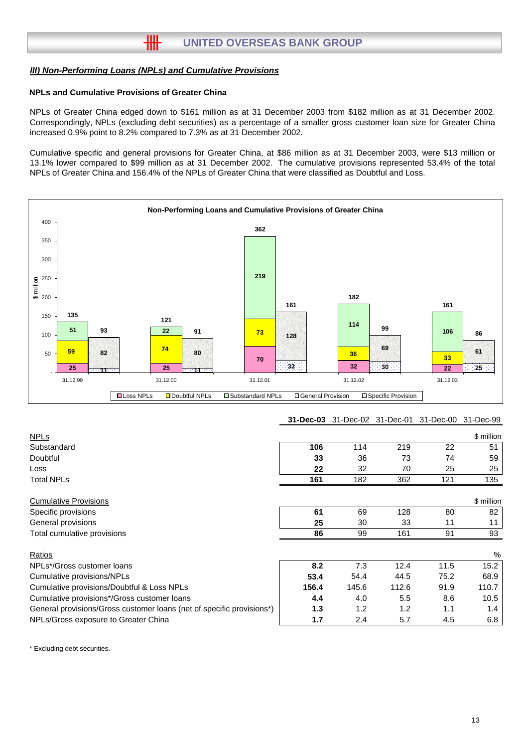## III) Non-Performing Loans (NPLs) and Cumulative Provisions

### NPLs and Cumulative Provisions of Greater China

NPLs of Greater China edged down to $161 million as at 31 December 2003 from $182 million as at 31 December 2002. Correspondingly, NPLs (excluding debt securities) as a percentage of a smaller gross customer loan size for Greater China increased 0.9% point to 8.2% compared to 7.3% as at 31 December 2002.

Cumulative specific and general provisions for Greater China, at $86 million as at 31 December 2003, were $13 million or 13.1% lower compared to $99 million as at 31 December 2002. The cumulative provisions represented 53.4% of the total NPLs of Greater China and 156.4% of the NPLs of Greater China that were classified as Doubtful and Loss.

**Non-Performing Loans and Cumulative Provisions of Greater China**

| $ million | 31.12.99 | 31.12.00 | 31.12.01 | 31.12.02 | 31.12.03 |
|---|---|---|---|---|---|
| Loss NPLs | 25 | 25 | 70 | 32 | 22 |
| Doubtful NPLs | 59 | 74 | 73 | 36 | 33 |
| Substandard NPLs | 51 | 22 | 219 | 114 | 106 |
| Total NPLs | 135 | 121 | 362 | 182 | 161 |
| General Provision | 11 | 11 | 33 | 30 | 25 |
| Specific Provision | 82 | 80 | 128 | 69 | 61 |
| Total Provisions | 93 | 91 | 161 | 99 | 86 |

| | **31-Dec-03** | 31-Dec-02 | 31-Dec-01 | 31-Dec-00 | 31-Dec-99 |
|---|---|---|---|---|---|
| NPLs | | | | | $ million |
| Substandard | **106** | 114 | 219 | 22 | 51 |
| Doubtful | **33** | 36 | 73 | 74 | 59 |
| Loss | **22** | 32 | 70 | 25 | 25 |
| Total NPLs | **161** | 182 | 362 | 121 | 135 |
| Cumulative Provisions | | | | | $ million |
| Specific provisions | **61** | 69 | 128 | 80 | 82 |
| General provisions | **25** | 30 | 33 | 11 | 11 |
| Total cumulative provisions | **86** | 99 | 161 | 91 | 93 |
| Ratios | | | | | % |
| NPLs*/Gross customer loans | **8.2** | 7.3 | 12.4 | 11.5 | 15.2 |
| Cumulative provisions/NPLs | **53.4** | 54.4 | 44.5 | 75.2 | 68.9 |
| Cumulative provisions/Doubtful & Loss NPLs | **156.4** | 145.6 | 112.6 | 91.9 | 110.7 |
| Cumulative provisions*/Gross customer loans | **4.4** | 4.0 | 5.5 | 8.6 | 10.5 |
| General provisions/Gross customer loans (net of specific provisions*) | **1.3** | 1.2 | 1.2 | 1.1 | 1.4 |
| NPLs/Gross exposure to Greater China | **1.7** | 2.4 | 5.7 | 4.5 | 6.8 |

* Excluding debt securities.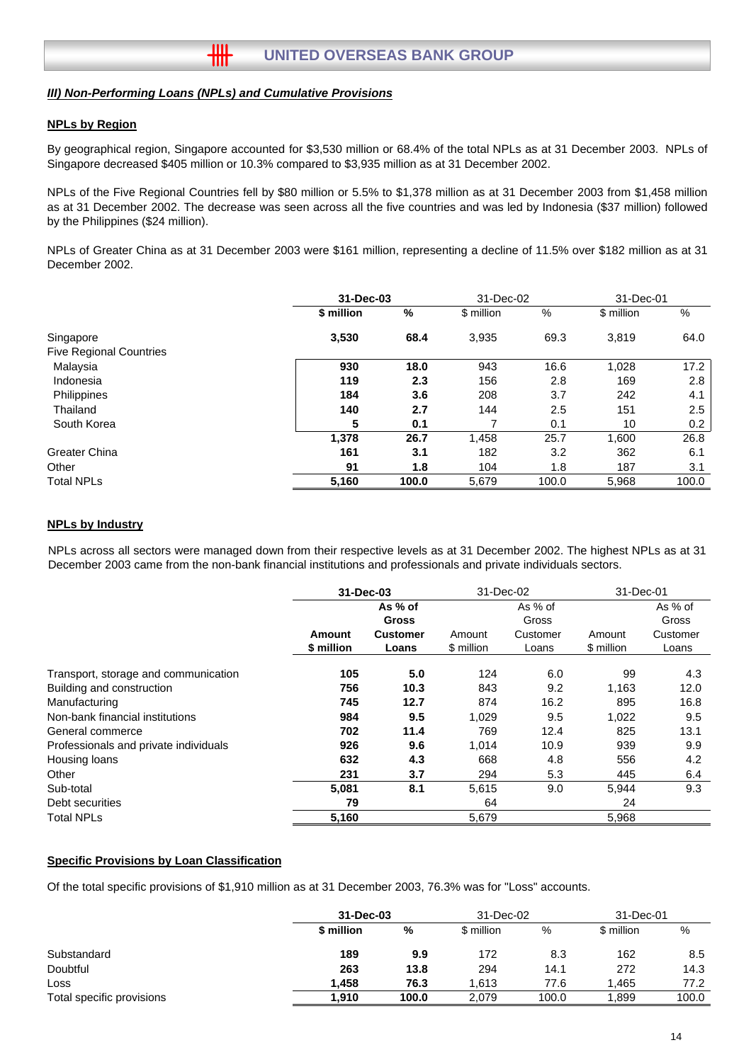### *III) Non-Performing Loans (NPLs) and Cumulative Provisions*

**NPLs by Region**

By geographical region, Singapore accounted for $3,530 million or 68.4% of the total NPLs as at 31 December 2003. NPLs of Singapore decreased $405 million or 10.3% compared to $3,935 million as at 31 December 2002.

NPLs of the Five Regional Countries fell by $80 million or 5.5% to $1,378 million as at 31 December 2003 from $1,458 million as at 31 December 2002. The decrease was seen across all the five countries and was led by Indonesia ($37 million) followed by the Philippines ($24 million).

NPLs of Greater China as at 31 December 2003 were $161 million, representing a decline of 11.5% over $182 million as at 31 December 2002.

| | **31-Dec-03** | | 31-Dec-02 | | 31-Dec-01 | |
|---|---|---|---|---|---|---|
| | **$ million** | **%** | $ million | % | $ million | % |
| Singapore | **3,530** | **68.4** | 3,935 | 69.3 | 3,819 | 64.0 |
| Five Regional Countries | | | | | | |
| Malaysia | **930** | **18.0** | 943 | 16.6 | 1,028 | 17.2 |
| Indonesia | **119** | **2.3** | 156 | 2.8 | 169 | 2.8 |
| Philippines | **184** | **3.6** | 208 | 3.7 | 242 | 4.1 |
| Thailand | **140** | **2.7** | 144 | 2.5 | 151 | 2.5 |
| South Korea | **5** | **0.1** | 7 | 0.1 | 10 | 0.2 |
| | **1,378** | **26.7** | 1,458 | 25.7 | 1,600 | 26.8 |
| Greater China | **161** | **3.1** | 182 | 3.2 | 362 | 6.1 |
| Other | **91** | **1.8** | 104 | 1.8 | 187 | 3.1 |
| Total NPLs | **5,160** | **100.0** | 5,679 | 100.0 | 5,968 | 100.0 |

**NPLs by Industry**

NPLs across all sectors were managed down from their respective levels as at 31 December 2002. The highest NPLs as at 31 December 2003 came from the non-bank financial institutions and professionals and private individuals sectors.

| | **31-Dec-03** | | 31-Dec-02 | | 31-Dec-01 | |
|---|---|---|---|---|---|---|
| | **Amount $ million** | **As % of Gross Customer Loans** | Amount $ million | As % of Gross Customer Loans | Amount $ million | As % of Gross Customer Loans |
| Transport, storage and communication | **105** | **5.0** | 124 | 6.0 | 99 | 4.3 |
| Building and construction | **756** | **10.3** | 843 | 9.2 | 1,163 | 12.0 |
| Manufacturing | **745** | **12.7** | 874 | 16.2 | 895 | 16.8 |
| Non-bank financial institutions | **984** | **9.5** | 1,029 | 9.5 | 1,022 | 9.5 |
| General commerce | **702** | **11.4** | 769 | 12.4 | 825 | 13.1 |
| Professionals and private individuals | **926** | **9.6** | 1,014 | 10.9 | 939 | 9.9 |
| Housing loans | **632** | **4.3** | 668 | 4.8 | 556 | 4.2 |
| Other | **231** | **3.7** | 294 | 5.3 | 445 | 6.4 |
| Sub-total | **5,081** | **8.1** | 5,615 | 9.0 | 5,944 | 9.3 |
| Debt securities | **79** | | 64 | | 24 | |
| Total NPLs | **5,160** | | 5,679 | | 5,968 | |

**Specific Provisions by Loan Classification**

Of the total specific provisions of $1,910 million as at 31 December 2003, 76.3% was for "Loss" accounts.

| | **31-Dec-03** | | 31-Dec-02 | | 31-Dec-01 | |
|---|---|---|---|---|---|---|
| | **$ million** | **%** | $ million | % | $ million | % |
| Substandard | **189** | **9.9** | 172 | 8.3 | 162 | 8.5 |
| Doubtful | **263** | **13.8** | 294 | 14.1 | 272 | 14.3 |
| Loss | **1,458** | **76.3** | 1,613 | 77.6 | 1,465 | 77.2 |
| Total specific provisions | **1,910** | **100.0** | 2,079 | 100.0 | 1,899 | 100.0 |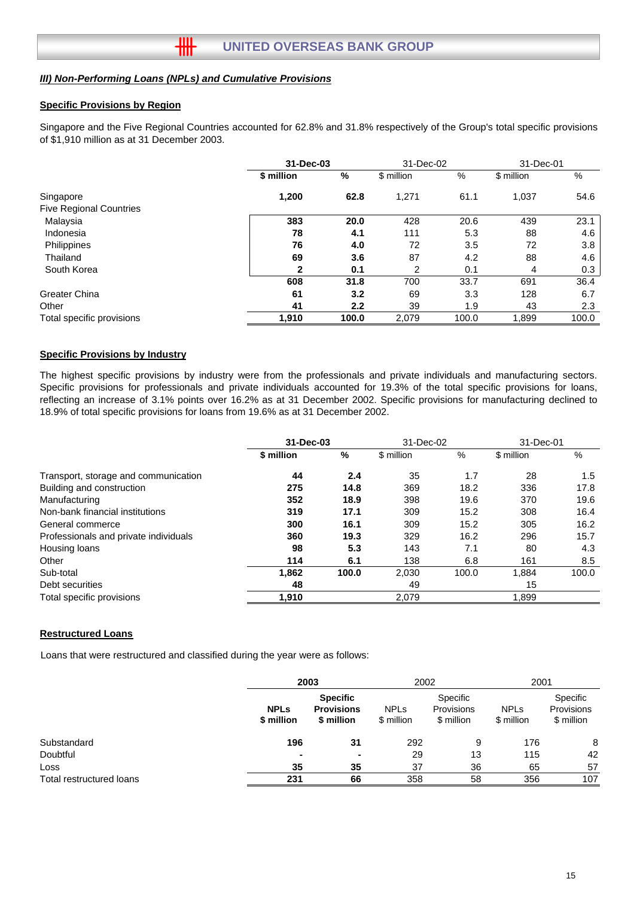### *III) Non-Performing Loans (NPLs) and Cumulative Provisions*

#### Specific Provisions by Region

Singapore and the Five Regional Countries accounted for 62.8% and 31.8% respectively of the Group's total specific provisions of $1,910 million as at 31 December 2003.

| | **31-Dec-03** | | 31-Dec-02 | | 31-Dec-01 | |
|---|---|---|---|---|---|---|
| | **$ million** | **%** | $ million | % | $ million | % |
| Singapore | **1,200** | **62.8** | 1,271 | 61.1 | 1,037 | 54.6 |
| Five Regional Countries | | | | | | |
| Malaysia | **383** | **20.0** | 428 | 20.6 | 439 | 23.1 |
| Indonesia | **78** | **4.1** | 111 | 5.3 | 88 | 4.6 |
| Philippines | **76** | **4.0** | 72 | 3.5 | 72 | 3.8 |
| Thailand | **69** | **3.6** | 87 | 4.2 | 88 | 4.6 |
| South Korea | **2** | **0.1** | 2 | 0.1 | 4 | 0.3 |
| | **608** | **31.8** | 700 | 33.7 | 691 | 36.4 |
| Greater China | **61** | **3.2** | 69 | 3.3 | 128 | 6.7 |
| Other | **41** | **2.2** | 39 | 1.9 | 43 | 2.3 |
| Total specific provisions | **1,910** | **100.0** | 2,079 | 100.0 | 1,899 | 100.0 |

#### Specific Provisions by Industry

The highest specific provisions by industry were from the professionals and private individuals and manufacturing sectors. Specific provisions for professionals and private individuals accounted for 19.3% of the total specific provisions for loans, reflecting an increase of 3.1% points over 16.2% as at 31 December 2002. Specific provisions for manufacturing declined to 18.9% of total specific provisions for loans from 19.6% as at 31 December 2002.

| | **31-Dec-03** | | 31-Dec-02 | | 31-Dec-01 | |
|---|---|---|---|---|---|---|
| | **$ million** | **%** | $ million | % | $ million | % |
| Transport, storage and communication | **44** | **2.4** | 35 | 1.7 | 28 | 1.5 |
| Building and construction | **275** | **14.8** | 369 | 18.2 | 336 | 17.8 |
| Manufacturing | **352** | **18.9** | 398 | 19.6 | 370 | 19.6 |
| Non-bank financial institutions | **319** | **17.1** | 309 | 15.2 | 308 | 16.4 |
| General commerce | **300** | **16.1** | 309 | 15.2 | 305 | 16.2 |
| Professionals and private individuals | **360** | **19.3** | 329 | 16.2 | 296 | 15.7 |
| Housing loans | **98** | **5.3** | 143 | 7.1 | 80 | 4.3 |
| Other | **114** | **6.1** | 138 | 6.8 | 161 | 8.5 |
| Sub-total | **1,862** | **100.0** | 2,030 | 100.0 | 1,884 | 100.0 |
| Debt securities | **48** | | 49 | | 15 | |
| Total specific provisions | **1,910** | | 2,079 | | 1,899 | |

#### Restructured Loans

Loans that were restructured and classified during the year were as follows:

| | **2003** | | 2002 | | 2001 | |
|---|---|---|---|---|---|---|
| | **NPLs $ million** | **Specific Provisions $ million** | NPLs $ million | Specific Provisions $ million | NPLs $ million | Specific Provisions $ million |
| Substandard | **196** | **31** | 292 | 9 | 176 | 8 |
| Doubtful | **-** | **-** | 29 | 13 | 115 | 42 |
| Loss | **35** | **35** | 37 | 36 | 65 | 57 |
| Total restructured loans | **231** | **66** | 358 | 58 | 356 | 107 |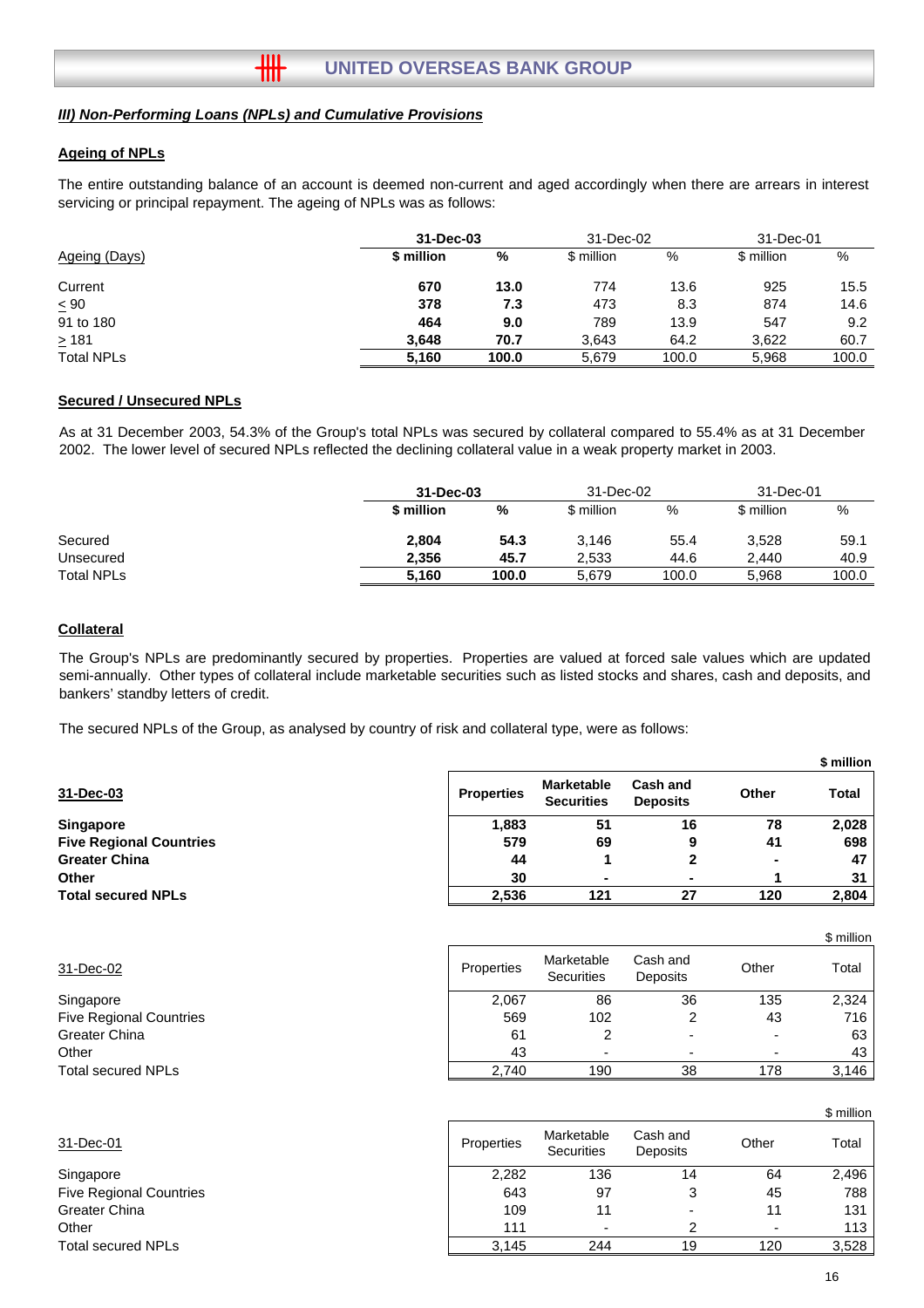### *III) Non-Performing Loans (NPLs) and Cumulative Provisions*

#### Ageing of NPLs

The entire outstanding balance of an account is deemed non-current and aged accordingly when there are arrears in interest servicing or principal repayment. The ageing of NPLs was as follows:

| Ageing (Days) | **31-Dec-03** | | 31-Dec-02 | | 31-Dec-01 | |
|---|---|---|---|---|---|---|
| | **$ million** | **%** | $ million | % | $ million | % |
| Current | **670** | **13.0** | 774 | 13.6 | 925 | 15.5 |
| ≤ 90 | **378** | **7.3** | 473 | 8.3 | 874 | 14.6 |
| 91 to 180 | **464** | **9.0** | 789 | 13.9 | 547 | 9.2 |
| ≥ 181 | **3,648** | **70.7** | 3,643 | 64.2 | 3,622 | 60.7 |
| Total NPLs | **5,160** | **100.0** | 5,679 | 100.0 | 5,968 | 100.0 |

#### Secured / Unsecured NPLs

As at 31 December 2003, 54.3% of the Group's total NPLs was secured by collateral compared to 55.4% as at 31 December 2002. The lower level of secured NPLs reflected the declining collateral value in a weak property market in 2003.

| | **31-Dec-03** | | 31-Dec-02 | | 31-Dec-01 | |
|---|---|---|---|---|---|---|
| | **$ million** | **%** | $ million | % | $ million | % |
| Secured | **2,804** | **54.3** | 3,146 | 55.4 | 3,528 | 59.1 |
| Unsecured | **2,356** | **45.7** | 2,533 | 44.6 | 2,440 | 40.9 |
| Total NPLs | **5,160** | **100.0** | 5,679 | 100.0 | 5,968 | 100.0 |

#### Collateral

The Group's NPLs are predominantly secured by properties. Properties are valued at forced sale values which are updated semi-annually. Other types of collateral include marketable securities such as listed stocks and shares, cash and deposits, and bankers' standby letters of credit.

The secured NPLs of the Group, as analysed by country of risk and collateral type, were as follows:

**$ million**

| **31-Dec-03** | **Properties** | **Marketable Securities** | **Cash and Deposits** | **Other** | **Total** |
|---|---|---|---|---|---|
| **Singapore** | **1,883** | **51** | **16** | **78** | **2,028** |
| **Five Regional Countries** | **579** | **69** | **9** | **41** | **698** |
| **Greater China** | **44** | **1** | **2** | **-** | **47** |
| **Other** | **30** | **-** | **-** | **1** | **31** |
| **Total secured NPLs** | **2,536** | **121** | **27** | **120** | **2,804** |

$ million

| 31-Dec-02 | Properties | Marketable Securities | Cash and Deposits | Other | Total |
|---|---|---|---|---|---|
| Singapore | 2,067 | 86 | 36 | 135 | 2,324 |
| Five Regional Countries | 569 | 102 | 2 | 43 | 716 |
| Greater China | 61 | 2 | - | - | 63 |
| Other | 43 | - | - | - | 43 |
| Total secured NPLs | 2,740 | 190 | 38 | 178 | 3,146 |

$ million

| 31-Dec-01 | Properties | Marketable Securities | Cash and Deposits | Other | Total |
|---|---|---|---|---|---|
| Singapore | 2,282 | 136 | 14 | 64 | 2,496 |
| Five Regional Countries | 643 | 97 | 3 | 45 | 788 |
| Greater China | 109 | 11 | - | 11 | 131 |
| Other | 111 | - | 2 | - | 113 |
| Total secured NPLs | 3,145 | 244 | 19 | 120 | 3,528 |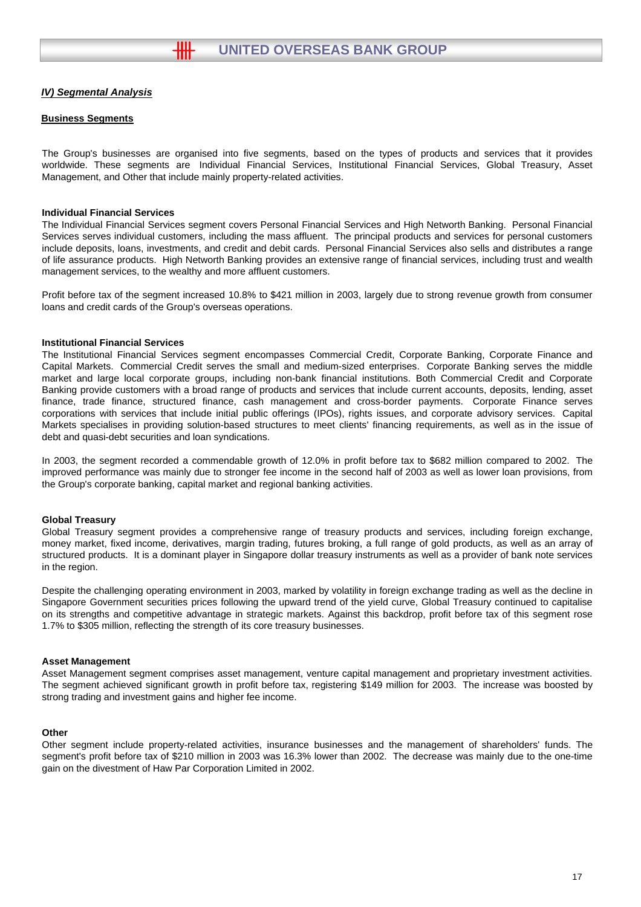## *IV) Segmental Analysis*

### Business Segments

The Group's businesses are organised into five segments, based on the types of products and services that it provides worldwide. These segments are Individual Financial Services, Institutional Financial Services, Global Treasury, Asset Management, and Other that include mainly property-related activities.

**Individual Financial Services**

The Individual Financial Services segment covers Personal Financial Services and High Networth Banking. Personal Financial Services serves individual customers, including the mass affluent. The principal products and services for personal customers include deposits, loans, investments, and credit and debit cards. Personal Financial Services also sells and distributes a range of life assurance products. High Networth Banking provides an extensive range of financial services, including trust and wealth management services, to the wealthy and more affluent customers.

Profit before tax of the segment increased 10.8% to $421 million in 2003, largely due to strong revenue growth from consumer loans and credit cards of the Group's overseas operations.

**Institutional Financial Services**

The Institutional Financial Services segment encompasses Commercial Credit, Corporate Banking, Corporate Finance and Capital Markets. Commercial Credit serves the small and medium-sized enterprises. Corporate Banking serves the middle market and large local corporate groups, including non-bank financial institutions. Both Commercial Credit and Corporate Banking provide customers with a broad range of products and services that include current accounts, deposits, lending, asset finance, trade finance, structured finance, cash management and cross-border payments. Corporate Finance serves corporations with services that include initial public offerings (IPOs), rights issues, and corporate advisory services. Capital Markets specialises in providing solution-based structures to meet clients' financing requirements, as well as in the issue of debt and quasi-debt securities and loan syndications.

In 2003, the segment recorded a commendable growth of 12.0% in profit before tax to $682 million compared to 2002. The improved performance was mainly due to stronger fee income in the second half of 2003 as well as lower loan provisions, from the Group's corporate banking, capital market and regional banking activities.

**Global Treasury**

Global Treasury segment provides a comprehensive range of treasury products and services, including foreign exchange, money market, fixed income, derivatives, margin trading, futures broking, a full range of gold products, as well as an array of structured products. It is a dominant player in Singapore dollar treasury instruments as well as a provider of bank note services in the region.

Despite the challenging operating environment in 2003, marked by volatility in foreign exchange trading as well as the decline in Singapore Government securities prices following the upward trend of the yield curve, Global Treasury continued to capitalise on its strengths and competitive advantage in strategic markets. Against this backdrop, profit before tax of this segment rose 1.7% to $305 million, reflecting the strength of its core treasury businesses.

**Asset Management**

Asset Management segment comprises asset management, venture capital management and proprietary investment activities. The segment achieved significant growth in profit before tax, registering $149 million for 2003. The increase was boosted by strong trading and investment gains and higher fee income.

**Other**

Other segment include property-related activities, insurance businesses and the management of shareholders' funds. The segment's profit before tax of $210 million in 2003 was 16.3% lower than 2002. The decrease was mainly due to the one-time gain on the divestment of Haw Par Corporation Limited in 2002.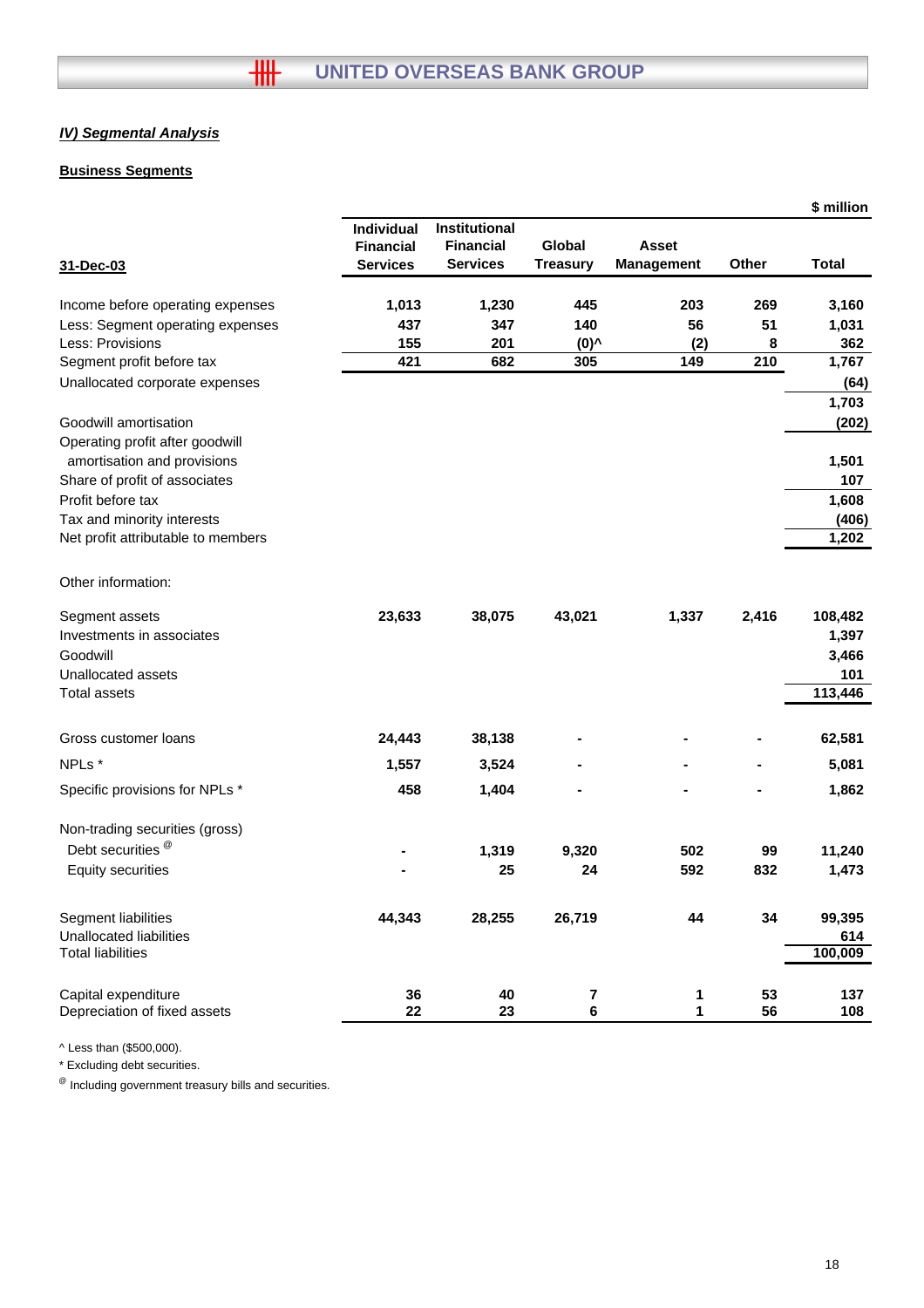## IV) Segmental Analysis

### Business Segments

| 31-Dec-03 | Individual Financial Services | Institutional Financial Services | Global Treasury | Asset Management | Other | Total |
|---|---|---|---|---|---|---|
| | | | | | | $ million |
| Income before operating expenses | 1,013 | 1,230 | 445 | 203 | 269 | 3,160 |
| Less: Segment operating expenses | 437 | 347 | 140 | 56 | 51 | 1,031 |
| Less: Provisions | 155 | 201 | (0)^ | (2) | 8 | 362 |
| Segment profit before tax | 421 | 682 | 305 | 149 | 210 | 1,767 |
| Unallocated corporate expenses | | | | | | (64) |
| | | | | | | 1,703 |
| Goodwill amortisation | | | | | | (202) |
| Operating profit after goodwill amortisation and provisions | | | | | | 1,501 |
| Share of profit of associates | | | | | | 107 |
| Profit before tax | | | | | | 1,608 |
| Tax and minority interests | | | | | | (406) |
| Net profit attributable to members | | | | | | 1,202 |
| | | | | | | |
| Other information: | | | | | | |
| Segment assets | 23,633 | 38,075 | 43,021 | 1,337 | 2,416 | 108,482 |
| Investments in associates | | | | | | 1,397 |
| Goodwill | | | | | | 3,466 |
| Unallocated assets | | | | | | 101 |
| Total assets | | | | | | 113,446 |
| | | | | | | |
| Gross customer loans | 24,443 | 38,138 | - | - | - | 62,581 |
| NPLs * | 1,557 | 3,524 | - | - | - | 5,081 |
| Specific provisions for NPLs * | 458 | 1,404 | - | - | - | 1,862 |
| | | | | | | |
| Non-trading securities (gross) | | | | | | |
| Debt securities @ | - | 1,319 | 9,320 | 502 | 99 | 11,240 |
| Equity securities | - | 25 | 24 | 592 | 832 | 1,473 |
| | | | | | | |
| Segment liabilities | 44,343 | 28,255 | 26,719 | 44 | 34 | 99,395 |
| Unallocated liabilities | | | | | | 614 |
| Total liabilities | | | | | | 100,009 |
| | | | | | | |
| Capital expenditure | 36 | 40 | 7 | 1 | 53 | 137 |
| Depreciation of fixed assets | 22 | 23 | 6 | 1 | 56 | 108 |

^ Less than ($500,000).

* Excluding debt securities.

@ Including government treasury bills and securities.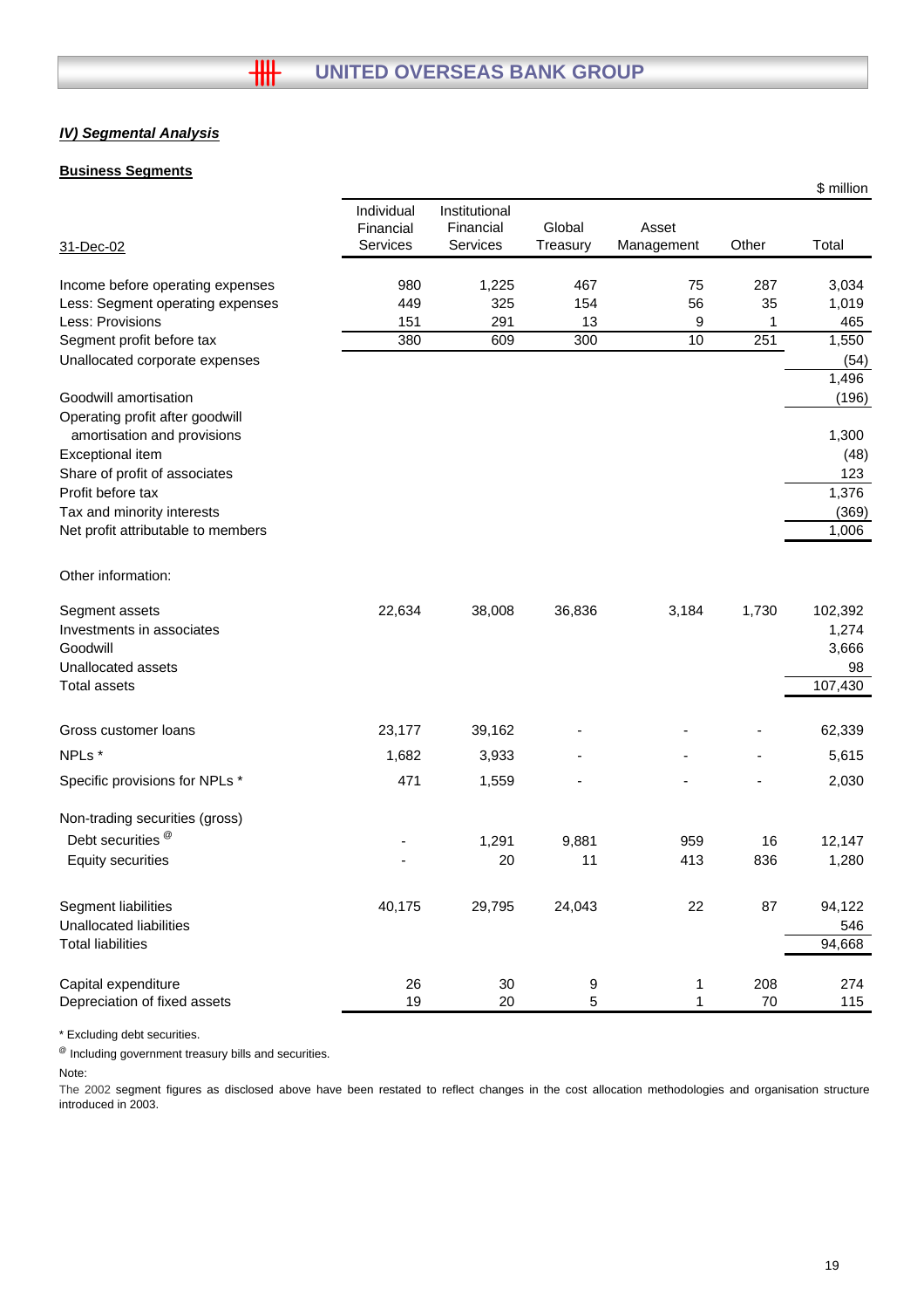## IV) Segmental Analysis

### Business Segments

$ million

| 31-Dec-02 | Individual Financial Services | Institutional Financial Services | Global Treasury | Asset Management | Other | Total |
|---|---|---|---|---|---|---|
| Income before operating expenses | 980 | 1,225 | 467 | 75 | 287 | 3,034 |
| Less: Segment operating expenses | 449 | 325 | 154 | 56 | 35 | 1,019 |
| Less: Provisions | 151 | 291 | 13 | 9 | 1 | 465 |
| Segment profit before tax | 380 | 609 | 300 | 10 | 251 | 1,550 |
| Unallocated corporate expenses | | | | | | (54) |
| | | | | | | 1,496 |
| Goodwill amortisation | | | | | | (196) |
| Operating profit after goodwill amortisation and provisions | | | | | | 1,300 |
| Exceptional item | | | | | | (48) |
| Share of profit of associates | | | | | | 123 |
| Profit before tax | | | | | | 1,376 |
| Tax and minority interests | | | | | | (369) |
| Net profit attributable to members | | | | | | 1,006 |
| | | | | | | |
| Other information: | | | | | | |
| | | | | | | |
| Segment assets | 22,634 | 38,008 | 36,836 | 3,184 | 1,730 | 102,392 |
| Investments in associates | | | | | | 1,274 |
| Goodwill | | | | | | 3,666 |
| Unallocated assets | | | | | | 98 |
| Total assets | | | | | | 107,430 |
| | | | | | | |
| Gross customer loans | 23,177 | 39,162 | - | - | - | 62,339 |
| NPLs * | 1,682 | 3,933 | - | - | - | 5,615 |
| Specific provisions for NPLs * | 471 | 1,559 | - | - | - | 2,030 |
| | | | | | | |
| Non-trading securities (gross) | | | | | | |
| Debt securities @ | - | 1,291 | 9,881 | 959 | 16 | 12,147 |
| Equity securities | - | 20 | 11 | 413 | 836 | 1,280 |
| | | | | | | |
| Segment liabilities | 40,175 | 29,795 | 24,043 | 22 | 87 | 94,122 |
| Unallocated liabilities | | | | | | 546 |
| Total liabilities | | | | | | 94,668 |
| | | | | | | |
| Capital expenditure | 26 | 30 | 9 | 1 | 208 | 274 |
| Depreciation of fixed assets | 19 | 20 | 5 | 1 | 70 | 115 |

\* Excluding debt securities.

@ Including government treasury bills and securities.

Note:

The 2002 segment figures as disclosed above have been restated to reflect changes in the cost allocation methodologies and organisation structure introduced in 2003.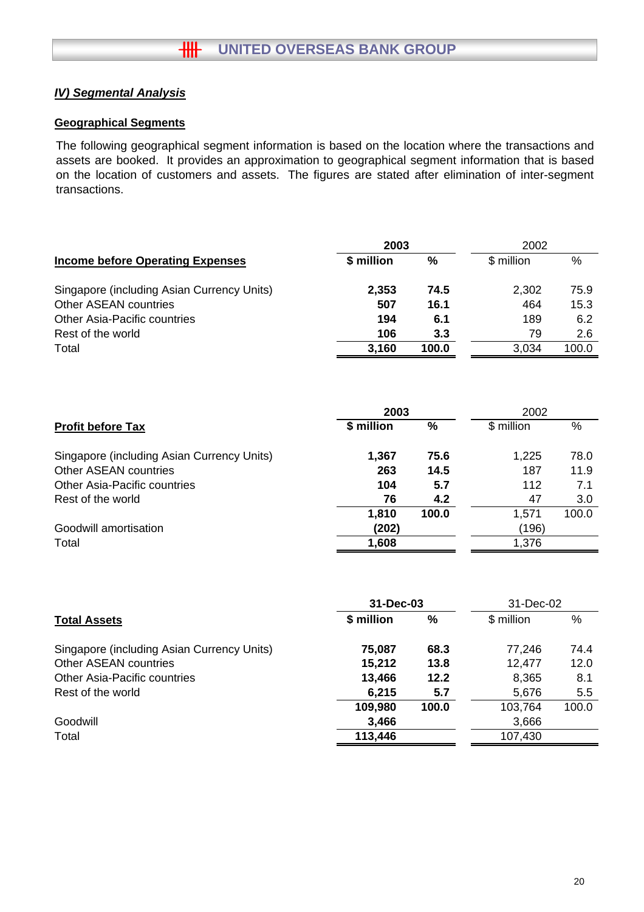## *IV) Segmental Analysis*

### Geographical Segments

The following geographical segment information is based on the location where the transactions and assets are booked. It provides an approximation to geographical segment information that is based on the location of customers and assets. The figures are stated after elimination of inter-segment transactions.

| **Income before Operating Expenses** | **2003** | | 2002 | |
|---|---|---|---|---|
| | **$ million** | **%** | $ million | % |
| Singapore (including Asian Currency Units) | **2,353** | **74.5** | 2,302 | 75.9 |
| Other ASEAN countries | **507** | **16.1** | 464 | 15.3 |
| Other Asia-Pacific countries | **194** | **6.1** | 189 | 6.2 |
| Rest of the world | **106** | **3.3** | 79 | 2.6 |
| Total | **3,160** | **100.0** | 3,034 | 100.0 |

| **Profit before Tax** | **2003** | | 2002 | |
|---|---|---|---|---|
| | **$ million** | **%** | $ million | % |
| Singapore (including Asian Currency Units) | **1,367** | **75.6** | 1,225 | 78.0 |
| Other ASEAN countries | **263** | **14.5** | 187 | 11.9 |
| Other Asia-Pacific countries | **104** | **5.7** | 112 | 7.1 |
| Rest of the world | **76** | **4.2** | 47 | 3.0 |
| | **1,810** | **100.0** | 1,571 | 100.0 |
| Goodwill amortisation | **(202)** | | (196) | |
| Total | **1,608** | | 1,376 | |

| **Total Assets** | **31-Dec-03** | | 31-Dec-02 | |
|---|---|---|---|---|
| | **$ million** | **%** | $ million | % |
| Singapore (including Asian Currency Units) | **75,087** | **68.3** | 77,246 | 74.4 |
| Other ASEAN countries | **15,212** | **13.8** | 12,477 | 12.0 |
| Other Asia-Pacific countries | **13,466** | **12.2** | 8,365 | 8.1 |
| Rest of the world | **6,215** | **5.7** | 5,676 | 5.5 |
| | **109,980** | **100.0** | 103,764 | 100.0 |
| Goodwill | **3,466** | | 3,666 | |
| Total | **113,446** | | 107,430 | |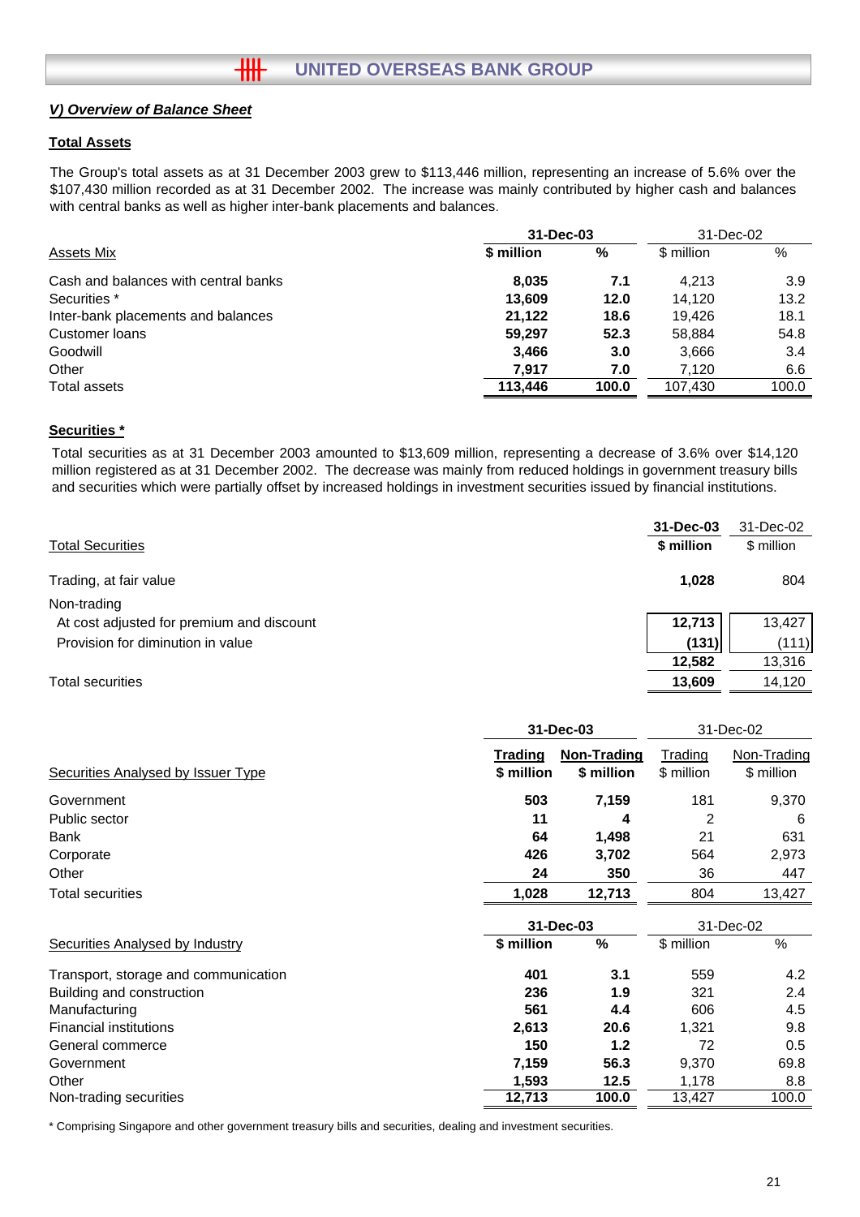## V) Overview of Balance Sheet

### Total Assets

The Group's total assets as at 31 December 2003 grew to $113,446 million, representing an increase of 5.6% over the $107,430 million recorded as at 31 December 2002. The increase was mainly contributed by higher cash and balances with central banks as well as higher inter-bank placements and balances.

| Assets Mix | 31-Dec-03 $ million | 31-Dec-03 % | 31-Dec-02 $ million | 31-Dec-02 % |
|---|---|---|---|---|
| Cash and balances with central banks | **8,035** | **7.1** | 4,213 | 3.9 |
| Securities * | **13,609** | **12.0** | 14,120 | 13.2 |
| Inter-bank placements and balances | **21,122** | **18.6** | 19,426 | 18.1 |
| Customer loans | **59,297** | **52.3** | 58,884 | 54.8 |
| Goodwill | **3,466** | **3.0** | 3,666 | 3.4 |
| Other | **7,917** | **7.0** | 7,120 | 6.6 |
| Total assets | **113,446** | **100.0** | 107,430 | 100.0 |

### Securities *

Total securities as at 31 December 2003 amounted to $13,609 million, representing a decrease of 3.6% over $14,120 million registered as at 31 December 2002. The decrease was mainly from reduced holdings in government treasury bills and securities which were partially offset by increased holdings in investment securities issued by financial institutions.

| Total Securities | 31-Dec-03 $ million | 31-Dec-02 $ million |
|---|---|---|
| Trading, at fair value | **1,028** | 804 |
| Non-trading | | |
| At cost adjusted for premium and discount | **12,713** | 13,427 |
| Provision for diminution in value | **(131)** | (111) |
| | **12,582** | 13,316 |
| Total securities | **13,609** | 14,120 |

| Securities Analysed by Issuer Type | 31-Dec-03 Trading $ million | 31-Dec-03 Non-Trading $ million | 31-Dec-02 Trading $ million | 31-Dec-02 Non-Trading $ million |
|---|---|---|---|---|
| Government | **503** | **7,159** | 181 | 9,370 |
| Public sector | **11** | **4** | 2 | 6 |
| Bank | **64** | **1,498** | 21 | 631 |
| Corporate | **426** | **3,702** | 564 | 2,973 |
| Other | **24** | **350** | 36 | 447 |
| Total securities | **1,028** | **12,713** | 804 | 13,427 |

| Securities Analysed by Industry | 31-Dec-03 $ million | 31-Dec-03 % | 31-Dec-02 $ million | 31-Dec-02 % |
|---|---|---|---|---|
| Transport, storage and communication | **401** | **3.1** | 559 | 4.2 |
| Building and construction | **236** | **1.9** | 321 | 2.4 |
| Manufacturing | **561** | **4.4** | 606 | 4.5 |
| Financial institutions | **2,613** | **20.6** | 1,321 | 9.8 |
| General commerce | **150** | **1.2** | 72 | 0.5 |
| Government | **7,159** | **56.3** | 9,370 | 69.8 |
| Other | **1,593** | **12.5** | 1,178 | 8.8 |
| Non-trading securities | **12,713** | **100.0** | 13,427 | 100.0 |

* Comprising Singapore and other government treasury bills and securities, dealing and investment securities.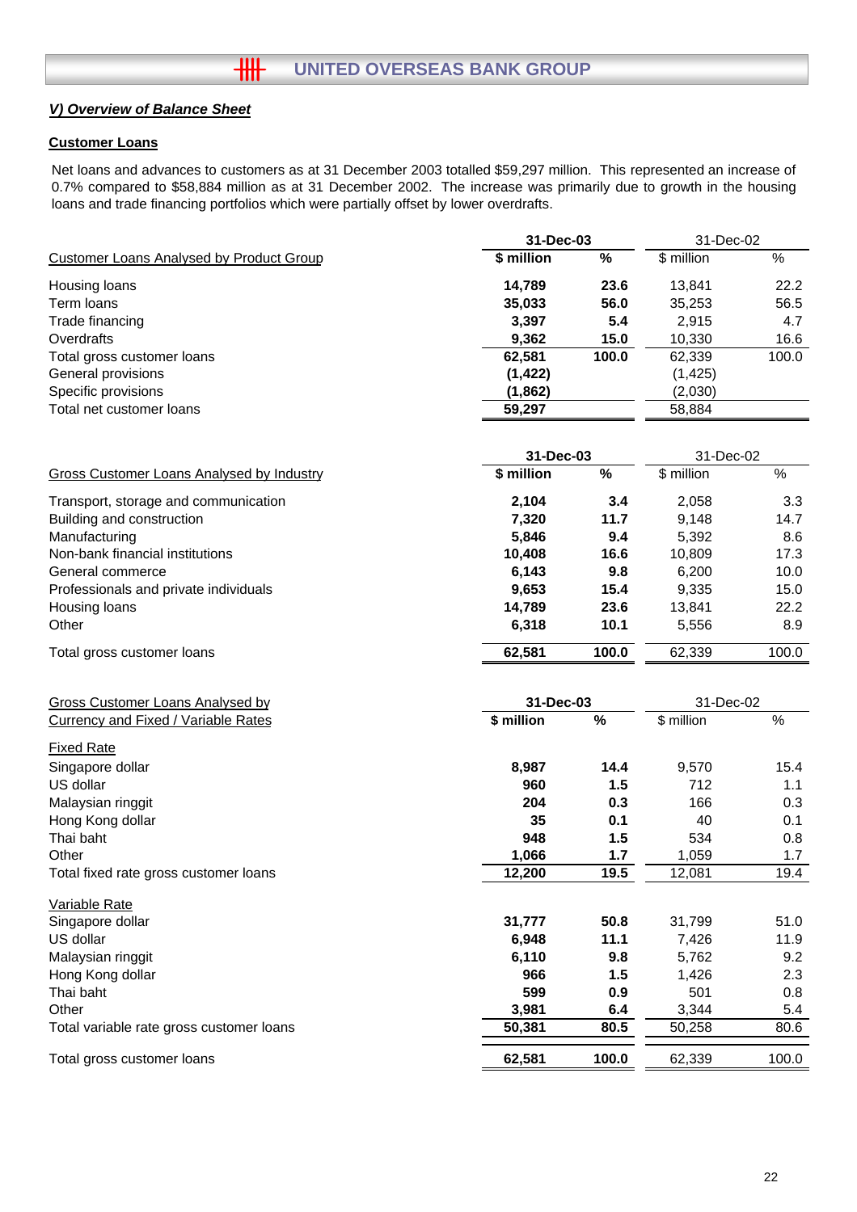## V) Overview of Balance Sheet

### Customer Loans

Net loans and advances to customers as at 31 December 2003 totalled $59,297 million. This represented an increase of 0.7% compared to $58,884 million as at 31 December 2002. The increase was primarily due to growth in the housing loans and trade financing portfolios which were partially offset by lower overdrafts.

| Customer Loans Analysed by Product Group | 31-Dec-03 | | 31-Dec-02 | |
|---|---|---|---|---|
| | **$ million** | **%** | $ million | % |
| Housing loans | **14,789** | **23.6** | 13,841 | 22.2 |
| Term loans | **35,033** | **56.0** | 35,253 | 56.5 |
| Trade financing | **3,397** | **5.4** | 2,915 | 4.7 |
| Overdrafts | **9,362** | **15.0** | 10,330 | 16.6 |
| Total gross customer loans | **62,581** | **100.0** | 62,339 | 100.0 |
| General provisions | **(1,422)** | | (1,425) | |
| Specific provisions | **(1,862)** | | (2,030) | |
| Total net customer loans | **59,297** | | 58,884 | |

| Gross Customer Loans Analysed by Industry | 31-Dec-03 | | 31-Dec-02 | |
|---|---|---|---|---|
| | **$ million** | **%** | $ million | % |
| Transport, storage and communication | **2,104** | **3.4** | 2,058 | 3.3 |
| Building and construction | **7,320** | **11.7** | 9,148 | 14.7 |
| Manufacturing | **5,846** | **9.4** | 5,392 | 8.6 |
| Non-bank financial institutions | **10,408** | **16.6** | 10,809 | 17.3 |
| General commerce | **6,143** | **9.8** | 6,200 | 10.0 |
| Professionals and private individuals | **9,653** | **15.4** | 9,335 | 15.0 |
| Housing loans | **14,789** | **23.6** | 13,841 | 22.2 |
| Other | **6,318** | **10.1** | 5,556 | 8.9 |
| Total gross customer loans | **62,581** | **100.0** | 62,339 | 100.0 |

| Gross Customer Loans Analysed by Currency and Fixed / Variable Rates | 31-Dec-03 | | 31-Dec-02 | |
|---|---|---|---|---|
| | **$ million** | **%** | $ million | % |
| Fixed Rate | | | | |
| Singapore dollar | **8,987** | **14.4** | 9,570 | 15.4 |
| US dollar | **960** | **1.5** | 712 | 1.1 |
| Malaysian ringgit | **204** | **0.3** | 166 | 0.3 |
| Hong Kong dollar | **35** | **0.1** | 40 | 0.1 |
| Thai baht | **948** | **1.5** | 534 | 0.8 |
| Other | **1,066** | **1.7** | 1,059 | 1.7 |
| Total fixed rate gross customer loans | **12,200** | **19.5** | 12,081 | 19.4 |
| Variable Rate | | | | |
| Singapore dollar | **31,777** | **50.8** | 31,799 | 51.0 |
| US dollar | **6,948** | **11.1** | 7,426 | 11.9 |
| Malaysian ringgit | **6,110** | **9.8** | 5,762 | 9.2 |
| Hong Kong dollar | **966** | **1.5** | 1,426 | 2.3 |
| Thai baht | **599** | **0.9** | 501 | 0.8 |
| Other | **3,981** | **6.4** | 3,344 | 5.4 |
| Total variable rate gross customer loans | **50,381** | **80.5** | 50,258 | 80.6 |
| Total gross customer loans | **62,581** | **100.0** | 62,339 | 100.0 |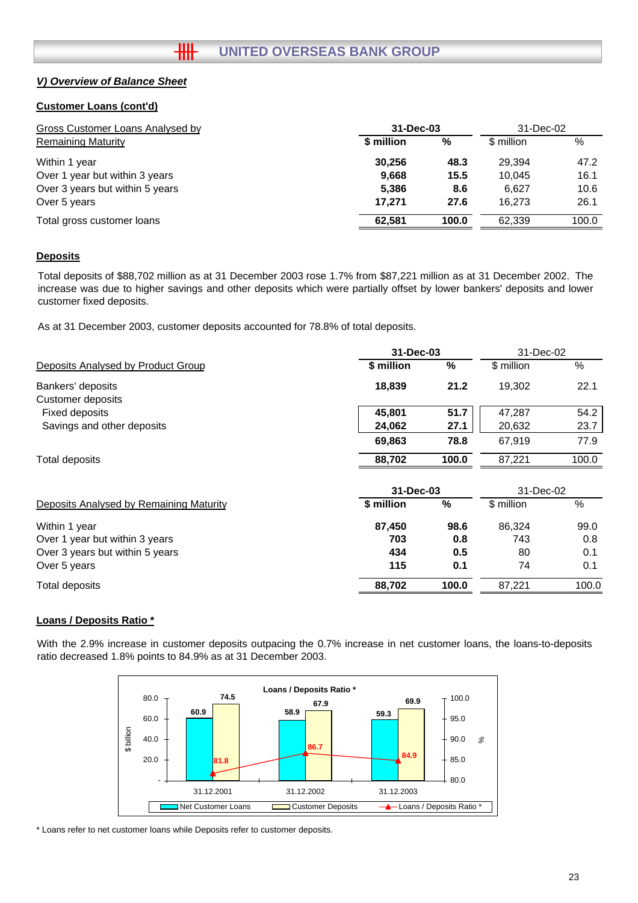## V) Overview of Balance Sheet

### Customer Loans (cont'd)

| Gross Customer Loans Analysed by Remaining Maturity | 31-Dec-03 | | 31-Dec-02 | |
|---|---|---|---|---|
| | **$ million** | **%** | $ million | % |
| Within 1 year | **30,256** | **48.3** | 29,394 | 47.2 |
| Over 1 year but within 3 years | **9,668** | **15.5** | 10,045 | 16.1 |
| Over 3 years but within 5 years | **5,386** | **8.6** | 6,627 | 10.6 |
| Over 5 years | **17,271** | **27.6** | 16,273 | 26.1 |
| Total gross customer loans | **62,581** | **100.0** | 62,339 | 100.0 |

### Deposits

Total deposits of $88,702 million as at 31 December 2003 rose 1.7% from $87,221 million as at 31 December 2002. The increase was due to higher savings and other deposits which were partially offset by lower bankers' deposits and lower customer fixed deposits.

As at 31 December 2003, customer deposits accounted for 78.8% of total deposits.

| Deposits Analysed by Product Group | 31-Dec-03 | | 31-Dec-02 | |
|---|---|---|---|---|
| | **$ million** | **%** | $ million | % |
| Bankers' deposits | **18,839** | **21.2** | 19,302 | 22.1 |
| Customer deposits | | | | |
| Fixed deposits | **45,801** | **51.7** | 47,287 | 54.2 |
| Savings and other deposits | **24,062** | **27.1** | 20,632 | 23.7 |
| | **69,863** | **78.8** | 67,919 | 77.9 |
| Total deposits | **88,702** | **100.0** | 87,221 | 100.0 |

| Deposits Analysed by Remaining Maturity | 31-Dec-03 | | 31-Dec-02 | |
|---|---|---|---|---|
| | **$ million** | **%** | $ million | % |
| Within 1 year | **87,450** | **98.6** | 86,324 | 99.0 |
| Over 1 year but within 3 years | **703** | **0.8** | 743 | 0.8 |
| Over 3 years but within 5 years | **434** | **0.5** | 80 | 0.1 |
| Over 5 years | **115** | **0.1** | 74 | 0.1 |
| Total deposits | **88,702** | **100.0** | 87,221 | 100.0 |

### Loans / Deposits Ratio *

With the 2.9% increase in customer deposits outpacing the 0.7% increase in net customer loans, the loans-to-deposits ratio decreased 1.8% points to 84.9% as at 31 December 2003.

**Loans / Deposits Ratio ***

| | Net Customer Loans ($ billion) | Customer Deposits ($ billion) | Loans / Deposits Ratio * (%) |
|---|---|---|---|
| 31.12.2001 | 60.9 | 74.5 | 81.8 |
| 31.12.2002 | 58.9 | 67.9 | 86.7 |
| 31.12.2003 | 59.3 | 69.9 | 84.9 |

\* Loans refer to net customer loans while Deposits refer to customer deposits.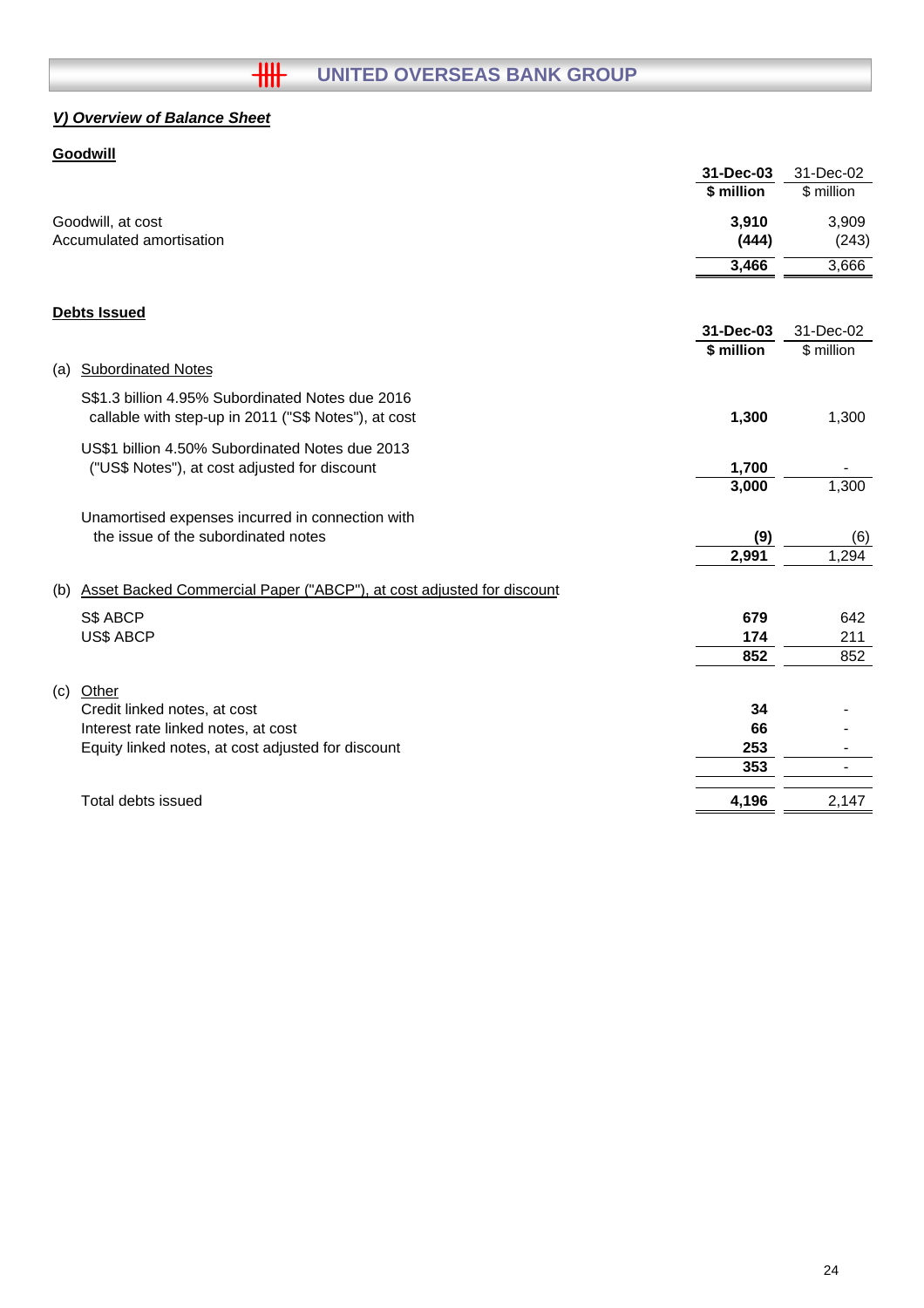## V) Overview of Balance Sheet

### Goodwill

| | 31-Dec-03 | 31-Dec-02 |
|---|---|---|
| | **$ million** | $ million |
| Goodwill, at cost | **3,910** | 3,909 |
| Accumulated amortisation | **(444)** | (243) |
| | **3,466** | 3,666 |

### Debts Issued

| | 31-Dec-03 | 31-Dec-02 |
|---|---|---|
| | **$ million** | $ million |
| (a) Subordinated Notes | | |
| S$1.3 billion 4.95% Subordinated Notes due 2016 callable with step-up in 2011 ("S$ Notes"), at cost | **1,300** | 1,300 |
| US$1 billion 4.50% Subordinated Notes due 2013 ("US$ Notes"), at cost adjusted for discount | **1,700** | - |
| | **3,000** | 1,300 |
| Unamortised expenses incurred in connection with the issue of the subordinated notes | **(9)** | (6) |
| | **2,991** | 1,294 |
| (b) Asset Backed Commercial Paper ("ABCP"), at cost adjusted for discount | | |
| S$ ABCP | **679** | 642 |
| US$ ABCP | **174** | 211 |
| | **852** | 852 |
| (c) Other | | |
| Credit linked notes, at cost | **34** | - |
| Interest rate linked notes, at cost | **66** | - |
| Equity linked notes, at cost adjusted for discount | **253** | - |
| | **353** | - |
| Total debts issued | **4,196** | 2,147 |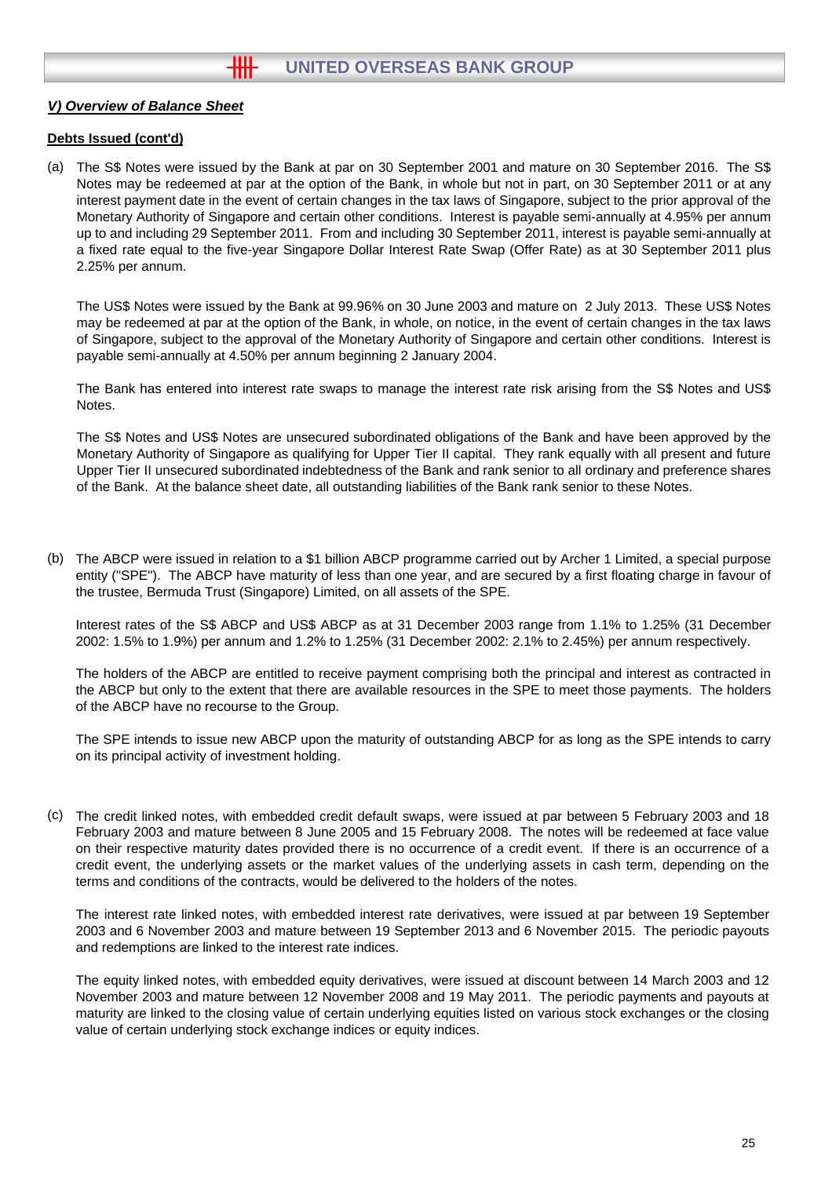***V) Overview of Balance Sheet***

**Debts Issued (cont'd)**

(a) The S$ Notes were issued by the Bank at par on 30 September 2001 and mature on 30 September 2016. The S$ Notes may be redeemed at par at the option of the Bank, in whole but not in part, on 30 September 2011 or at any interest payment date in the event of certain changes in the tax laws of Singapore, subject to the prior approval of the Monetary Authority of Singapore and certain other conditions. Interest is payable semi-annually at 4.95% per annum up to and including 29 September 2011. From and including 30 September 2011, interest is payable semi-annually at a fixed rate equal to the five-year Singapore Dollar Interest Rate Swap (Offer Rate) as at 30 September 2011 plus 2.25% per annum.

The US$ Notes were issued by the Bank at 99.96% on 30 June 2003 and mature on 2 July 2013. These US$ Notes may be redeemed at par at the option of the Bank, in whole, on notice, in the event of certain changes in the tax laws of Singapore, subject to the approval of the Monetary Authority of Singapore and certain other conditions. Interest is payable semi-annually at 4.50% per annum beginning 2 January 2004.

The Bank has entered into interest rate swaps to manage the interest rate risk arising from the S$ Notes and US$ Notes.

The S$ Notes and US$ Notes are unsecured subordinated obligations of the Bank and have been approved by the Monetary Authority of Singapore as qualifying for Upper Tier II capital. They rank equally with all present and future Upper Tier II unsecured subordinated indebtedness of the Bank and rank senior to all ordinary and preference shares of the Bank. At the balance sheet date, all outstanding liabilities of the Bank rank senior to these Notes.

(b) The ABCP were issued in relation to a $1 billion ABCP programme carried out by Archer 1 Limited, a special purpose entity ("SPE"). The ABCP have maturity of less than one year, and are secured by a first floating charge in favour of the trustee, Bermuda Trust (Singapore) Limited, on all assets of the SPE.

Interest rates of the S$ ABCP and US$ ABCP as at 31 December 2003 range from 1.1% to 1.25% (31 December 2002: 1.5% to 1.9%) per annum and 1.2% to 1.25% (31 December 2002: 2.1% to 2.45%) per annum respectively.

The holders of the ABCP are entitled to receive payment comprising both the principal and interest as contracted in the ABCP but only to the extent that there are available resources in the SPE to meet those payments. The holders of the ABCP have no recourse to the Group.

The SPE intends to issue new ABCP upon the maturity of outstanding ABCP for as long as the SPE intends to carry on its principal activity of investment holding.

(c) The credit linked notes, with embedded credit default swaps, were issued at par between 5 February 2003 and 18 February 2003 and mature between 8 June 2005 and 15 February 2008. The notes will be redeemed at face value on their respective maturity dates provided there is no occurrence of a credit event. If there is an occurrence of a credit event, the underlying assets or the market values of the underlying assets in cash term, depending on the terms and conditions of the contracts, would be delivered to the holders of the notes.

The interest rate linked notes, with embedded interest rate derivatives, were issued at par between 19 September 2003 and 6 November 2003 and mature between 19 September 2013 and 6 November 2015. The periodic payouts and redemptions are linked to the interest rate indices.

The equity linked notes, with embedded equity derivatives, were issued at discount between 14 March 2003 and 12 November 2003 and mature between 12 November 2008 and 19 May 2011. The periodic payments and payouts at maturity are linked to the closing value of certain underlying equities listed on various stock exchanges or the closing value of certain underlying stock exchange indices or equity indices.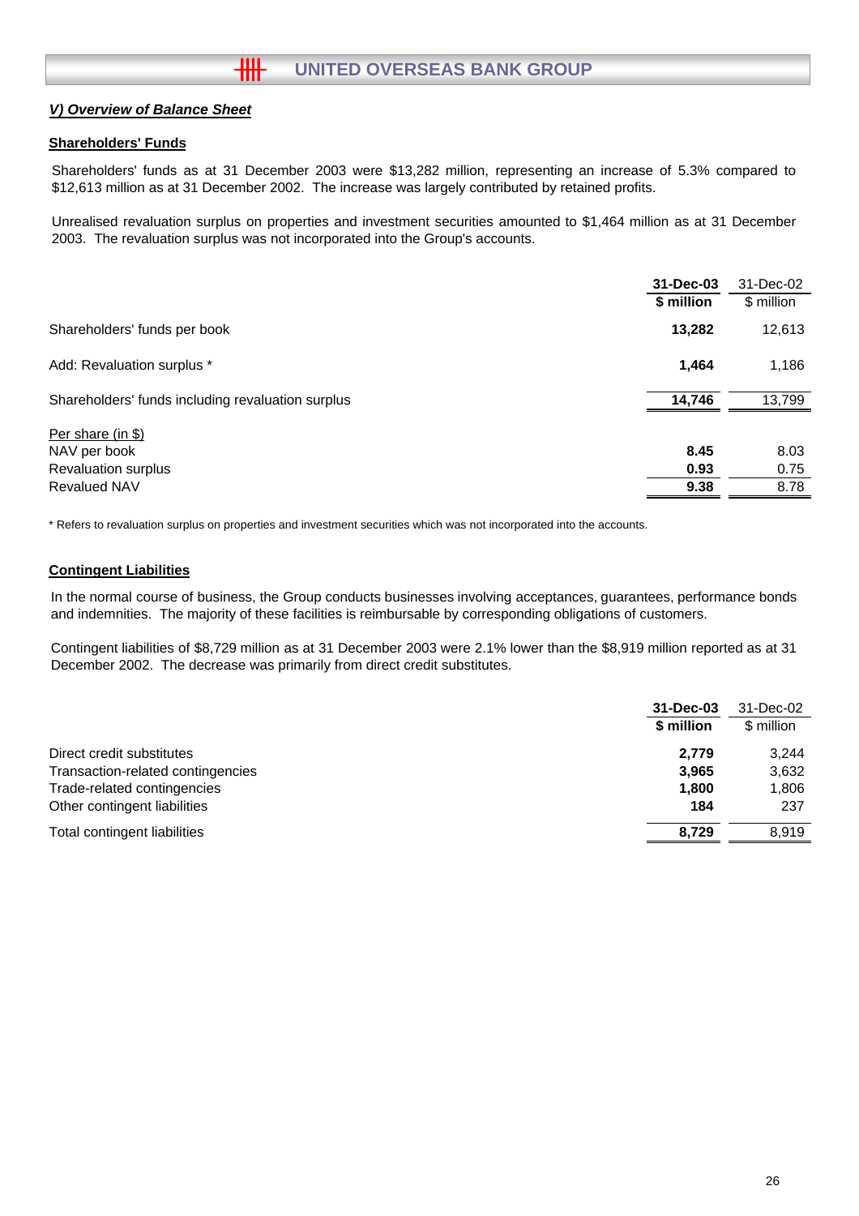## V) Overview of Balance Sheet

### Shareholders' Funds

Shareholders' funds as at 31 December 2003 were $13,282 million, representing an increase of 5.3% compared to $12,613 million as at 31 December 2002. The increase was largely contributed by retained profits.

Unrealised revaluation surplus on properties and investment securities amounted to $1,464 million as at 31 December 2003. The revaluation surplus was not incorporated into the Group's accounts.

| | **31-Dec-03** | 31-Dec-02 |
|---|---|---|
| | **$ million** | $ million |
| Shareholders' funds per book | **13,282** | 12,613 |
| Add: Revaluation surplus * | **1,464** | 1,186 |
| Shareholders' funds including revaluation surplus | **14,746** | 13,799 |
| Per share (in $) | | |
| NAV per book | **8.45** | 8.03 |
| Revaluation surplus | **0.93** | 0.75 |
| Revalued NAV | **9.38** | 8.78 |

\* Refers to revaluation surplus on properties and investment securities which was not incorporated into the accounts.

### Contingent Liabilities

In the normal course of business, the Group conducts businesses involving acceptances, guarantees, performance bonds and indemnities. The majority of these facilities is reimbursable by corresponding obligations of customers.

Contingent liabilities of $8,729 million as at 31 December 2003 were 2.1% lower than the $8,919 million reported as at 31 December 2002. The decrease was primarily from direct credit substitutes.

| | **31-Dec-03** | 31-Dec-02 |
|---|---|---|
| | **$ million** | $ million |
| Direct credit substitutes | **2,779** | 3,244 |
| Transaction-related contingencies | **3,965** | 3,632 |
| Trade-related contingencies | **1,800** | 1,806 |
| Other contingent liabilities | **184** | 237 |
| Total contingent liabilities | **8,729** | 8,919 |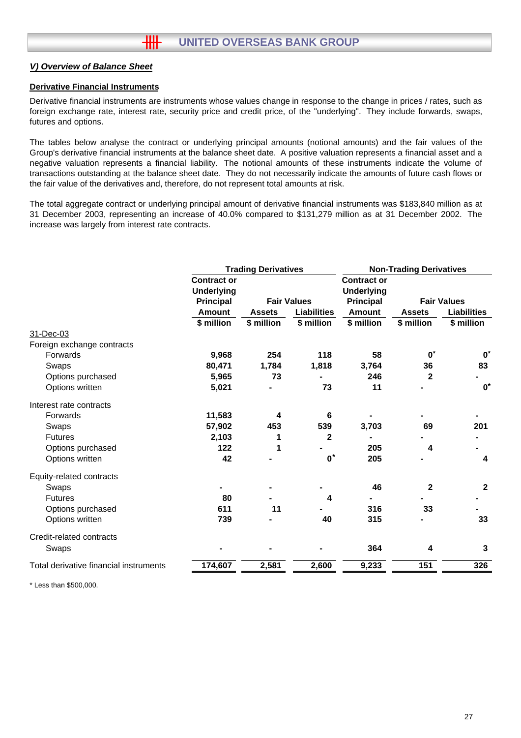## V) Overview of Balance Sheet

### Derivative Financial Instruments

Derivative financial instruments are instruments whose values change in response to the change in prices / rates, such as foreign exchange rate, interest rate, security price and credit price, of the "underlying". They include forwards, swaps, futures and options.

The tables below analyse the contract or underlying principal amounts (notional amounts) and the fair values of the Group's derivative financial instruments at the balance sheet date. A positive valuation represents a financial asset and a negative valuation represents a financial liability. The notional amounts of these instruments indicate the volume of transactions outstanding at the balance sheet date. They do not necessarily indicate the amounts of future cash flows or the fair value of the derivatives and, therefore, do not represent total amounts at risk.

The total aggregate contract or underlying principal amount of derivative financial instruments was $183,840 million as at 31 December 2003, representing an increase of 40.0% compared to $131,279 million as at 31 December 2002. The increase was largely from interest rate contracts.

| | Trading Derivatives | | | Non-Trading Derivatives | | |
|---|---|---|---|---|---|---|
| | Contract or Underlying Principal Amount | Fair Values | | Contract or Underlying Principal Amount | Fair Values | |
| | | Assets | Liabilities | | Assets | Liabilities |
| | $ million | $ million | $ million | $ million | $ million | $ million |
| 31-Dec-03 | | | | | | |
| Foreign exchange contracts | | | | | | |
| Forwards | 9,968 | 254 | 118 | 58 | 0* | 0* |
| Swaps | 80,471 | 1,784 | 1,818 | 3,764 | 36 | 83 |
| Options purchased | 5,965 | 73 | - | 246 | 2 | - |
| Options written | 5,021 | - | 73 | 11 | - | 0* |
| Interest rate contracts | | | | | | |
| Forwards | 11,583 | 4 | 6 | - | - | - |
| Swaps | 57,902 | 453 | 539 | 3,703 | 69 | 201 |
| Futures | 2,103 | 1 | 2 | - | - | - |
| Options purchased | 122 | 1 | - | 205 | 4 | - |
| Options written | 42 | - | 0* | 205 | - | 4 |
| Equity-related contracts | | | | | | |
| Swaps | - | - | - | 46 | 2 | 2 |
| Futures | 80 | - | 4 | - | - | - |
| Options purchased | 611 | 11 | - | 316 | 33 | - |
| Options written | 739 | - | 40 | 315 | - | 33 |
| Credit-related contracts | | | | | | |
| Swaps | - | - | - | 364 | 4 | 3 |
| Total derivative financial instruments | 174,607 | 2,581 | 2,600 | 9,233 | 151 | 326 |

* Less than $500,000.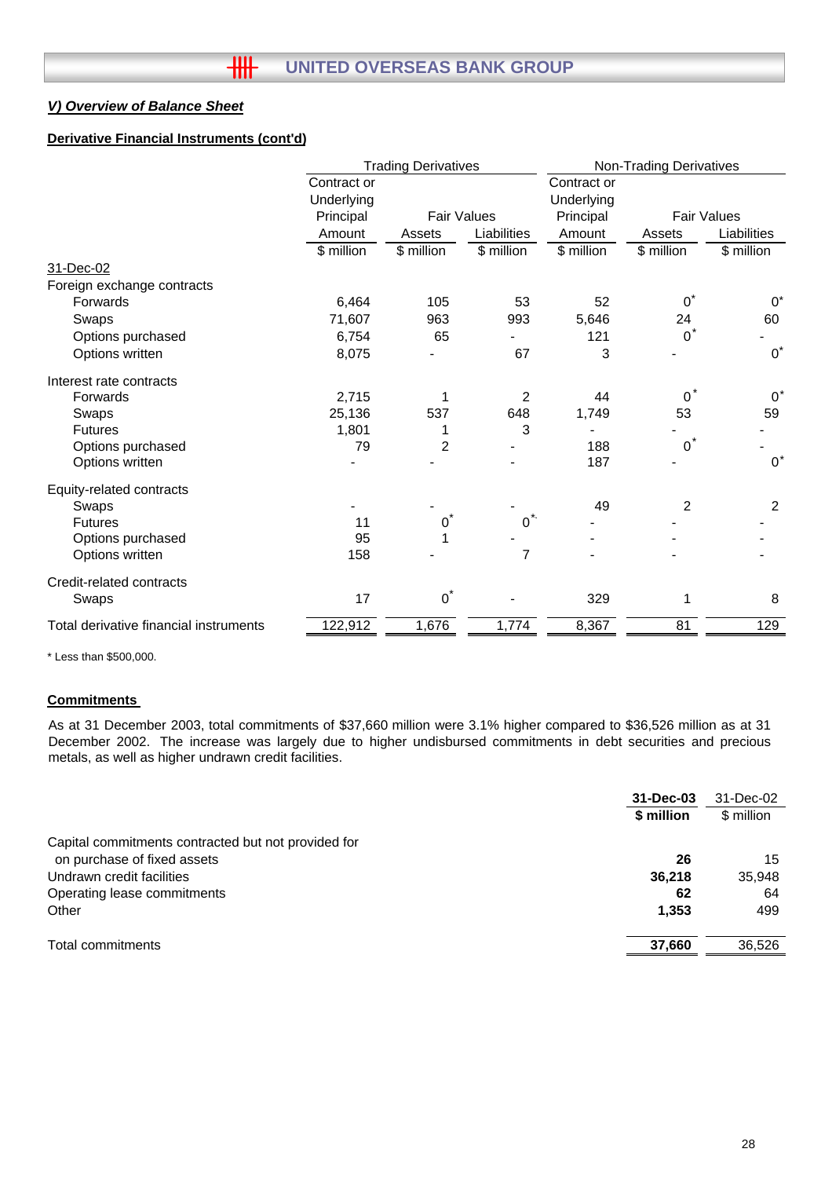## *V) Overview of Balance Sheet*

### Derivative Financial Instruments (cont'd)

| | Trading Derivatives | | | Non-Trading Derivatives | | |
|---|---|---|---|---|---|---|
| | Contract or Underlying Principal Amount | Fair Values Assets | Fair Values Liabilities | Contract or Underlying Principal Amount | Fair Values Assets | Fair Values Liabilities |
| | $ million | $ million | $ million | $ million | $ million | $ million |
| 31-Dec-02 | | | | | | |
| Foreign exchange contracts | | | | | | |
| Forwards | 6,464 | 105 | 53 | 52 | 0* | 0* |
| Swaps | 71,607 | 963 | 993 | 5,646 | 24 | 60 |
| Options purchased | 6,754 | 65 | - | 121 | 0* | - |
| Options written | 8,075 | - | 67 | 3 | - | 0* |
| Interest rate contracts | | | | | | |
| Forwards | 2,715 | 1 | 2 | 44 | 0* | 0* |
| Swaps | 25,136 | 537 | 648 | 1,749 | 53 | 59 |
| Futures | 1,801 | 1 | 3 | - | - | - |
| Options purchased | 79 | 2 | - | 188 | 0* | - |
| Options written | - | - | - | 187 | - | 0* |
| Equity-related contracts | | | | | | |
| Swaps | - | - | - | 49 | 2 | 2 |
| Futures | 11 | 0* | 0* | - | - | - |
| Options purchased | 95 | 1 | - | - | - | - |
| Options written | 158 | - | 7 | - | - | - |
| Credit-related contracts | | | | | | |
| Swaps | 17 | 0* | - | 329 | 1 | 8 |
| Total derivative financial instruments | 122,912 | 1,676 | 1,774 | 8,367 | 81 | 129 |

* Less than $500,000.

### Commitments

As at 31 December 2003, total commitments of $37,660 million were 3.1% higher compared to $36,526 million as at 31 December 2002. The increase was largely due to higher undisbursed commitments in debt securities and precious metals, as well as higher undrawn credit facilities.

| | **31-Dec-03** | 31-Dec-02 |
|---|---|---|
| | **$ million** | $ million |
| Capital commitments contracted but not provided for on purchase of fixed assets | **26** | 15 |
| Undrawn credit facilities | **36,218** | 35,948 |
| Operating lease commitments | **62** | 64 |
| Other | **1,353** | 499 |
| Total commitments | **37,660** | 36,526 |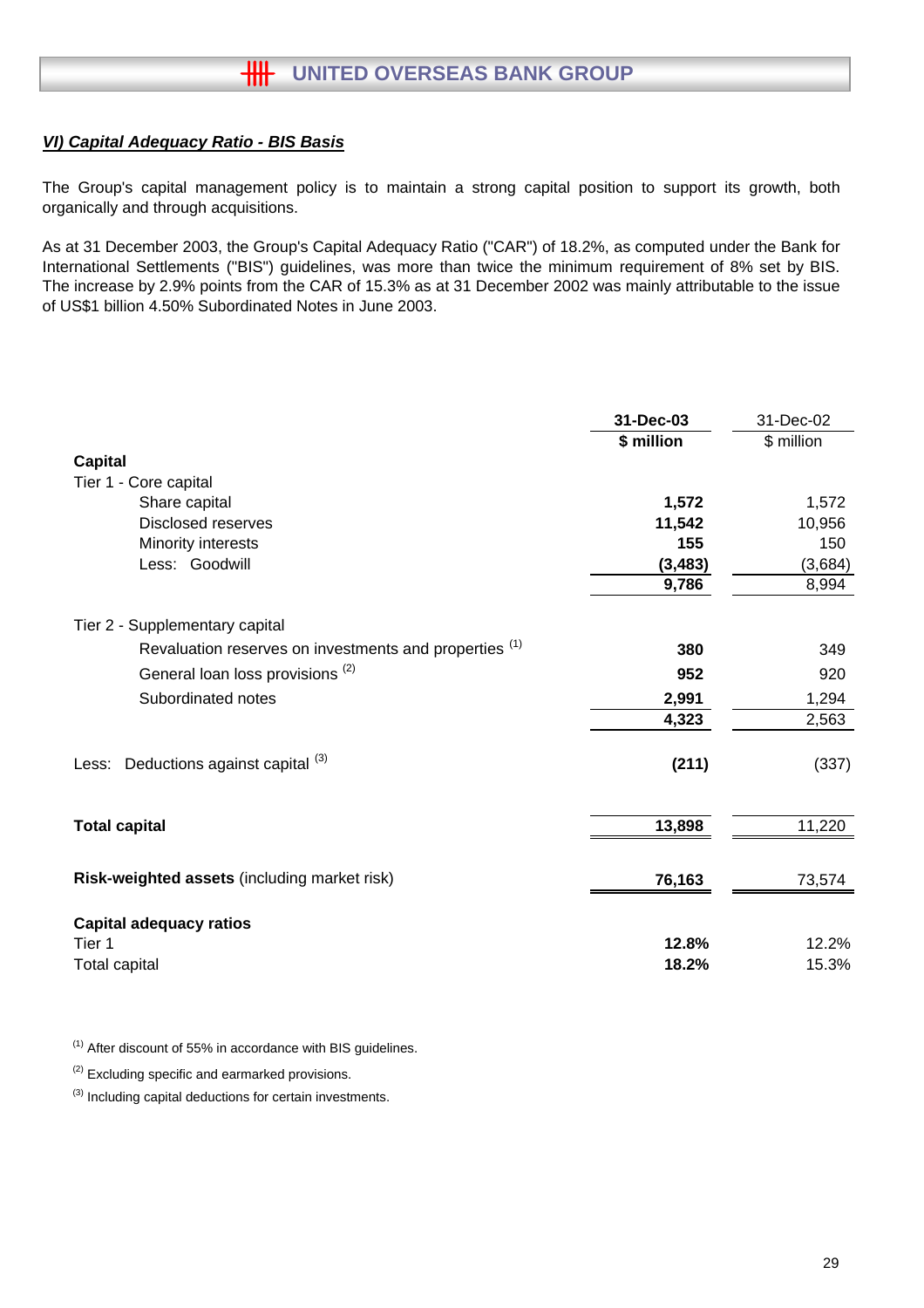## *VI) Capital Adequacy Ratio - BIS Basis*

The Group's capital management policy is to maintain a strong capital position to support its growth, both organically and through acquisitions.

As at 31 December 2003, the Group's Capital Adequacy Ratio ("CAR") of 18.2%, as computed under the Bank for International Settlements ("BIS") guidelines, was more than twice the minimum requirement of 8% set by BIS. The increase by 2.9% points from the CAR of 15.3% as at 31 December 2002 was mainly attributable to the issue of US$1 billion 4.50% Subordinated Notes in June 2003.

| | **31-Dec-03** | 31-Dec-02 |
|---|---|---|
| | **$ million** | $ million |
| **Capital** | | |
| Tier 1 - Core capital | | |
| Share capital | **1,572** | 1,572 |
| Disclosed reserves | **11,542** | 10,956 |
| Minority interests | **155** | 150 |
| Less: Goodwill | **(3,483)** | (3,684) |
| | **9,786** | 8,994 |
| Tier 2 - Supplementary capital | | |
| Revaluation reserves on investments and properties [1] | **380** | 349 |
| General loan loss provisions [2] | **952** | 920 |
| Subordinated notes | **2,991** | 1,294 |
| | **4,323** | 2,563 |
| Less: Deductions against capital [3] | **(211)** | (337) |
| **Total capital** | **13,898** | 11,220 |
| **Risk-weighted assets** (including market risk) | **76,163** | 73,574 |
| **Capital adequacy ratios** | | |
| Tier 1 | **12.8%** | 12.2% |
| Total capital | **18.2%** | 15.3% |

[1] After discount of 55% in accordance with BIS guidelines.

[2] Excluding specific and earmarked provisions.

[3] Including capital deductions for certain investments.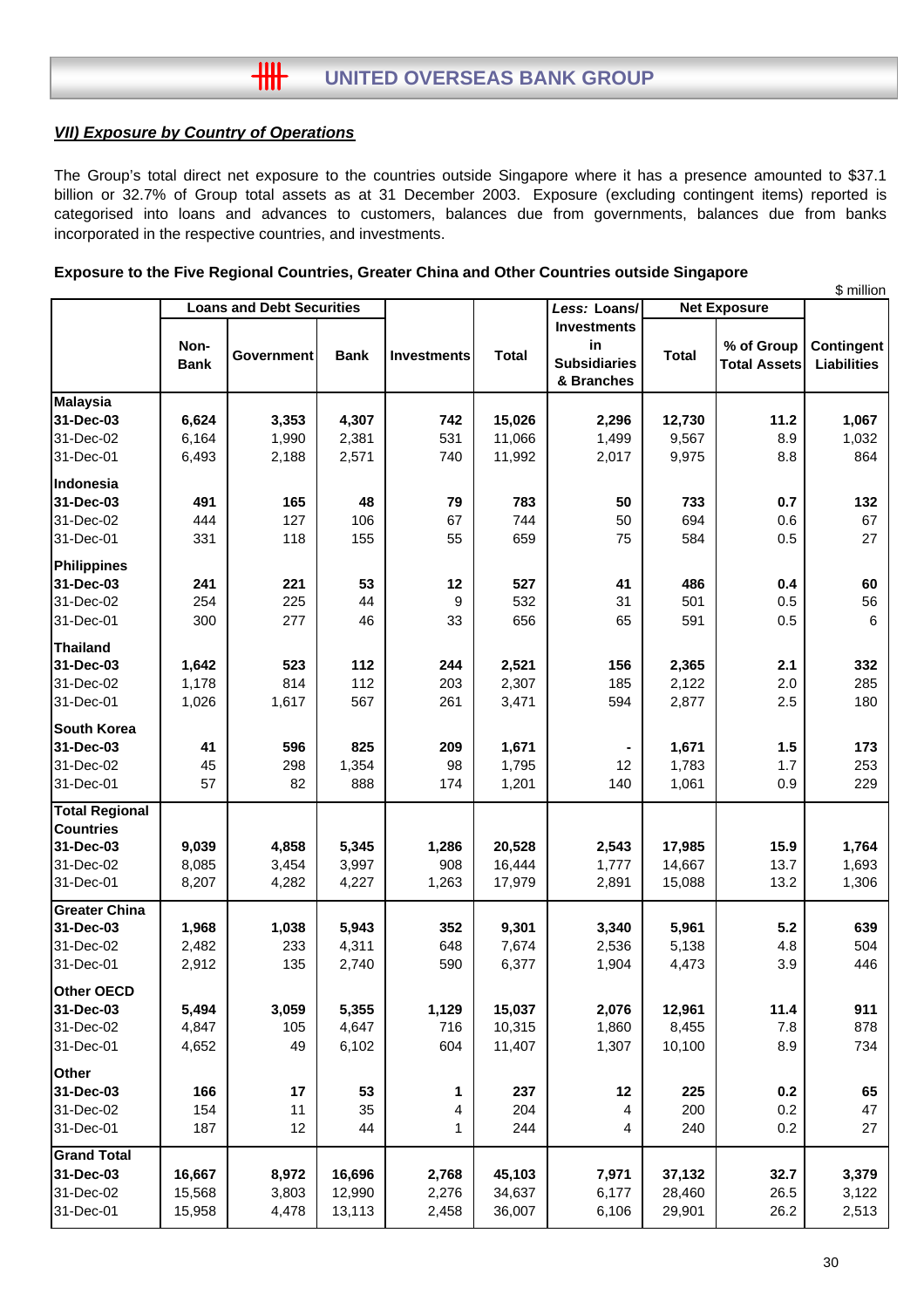### *VII) Exposure by Country of Operations*

The Group's total direct net exposure to the countries outside Singapore where it has a presence amounted to $37.1 billion or 32.7% of Group total assets as at 31 December 2003. Exposure (excluding contingent items) reported is categorised into loans and advances to customers, balances due from governments, balances due from banks incorporated in the respective countries, and investments.

**Exposure to the Five Regional Countries, Greater China and Other Countries outside Singapore**

$ million

| | Loans and Debt Securities | | | | | *Less:* Loans/ Investments in Subsidiaries & Branches | Net Exposure | | |
|---|---|---|---|---|---|---|---|---|---|
| | Non-Bank | Government | Bank | Investments | Total | | Total | % of Group Total Assets | Contingent Liabilities |
| **Malaysia** | | | | | | | | | |
| **31-Dec-03** | **6,624** | **3,353** | **4,307** | **742** | **15,026** | **2,296** | **12,730** | **11.2** | **1,067** |
| 31-Dec-02 | 6,164 | 1,990 | 2,381 | 531 | 11,066 | 1,499 | 9,567 | 8.9 | 1,032 |
| 31-Dec-01 | 6,493 | 2,188 | 2,571 | 740 | 11,992 | 2,017 | 9,975 | 8.8 | 864 |
| **Indonesia** | | | | | | | | | |
| **31-Dec-03** | **491** | **165** | **48** | **79** | **783** | **50** | **733** | **0.7** | **132** |
| 31-Dec-02 | 444 | 127 | 106 | 67 | 744 | 50 | 694 | 0.6 | 67 |
| 31-Dec-01 | 331 | 118 | 155 | 55 | 659 | 75 | 584 | 0.5 | 27 |
| **Philippines** | | | | | | | | | |
| **31-Dec-03** | **241** | **221** | **53** | **12** | **527** | **41** | **486** | **0.4** | **60** |
| 31-Dec-02 | 254 | 225 | 44 | 9 | 532 | 31 | 501 | 0.5 | 56 |
| 31-Dec-01 | 300 | 277 | 46 | 33 | 656 | 65 | 591 | 0.5 | 6 |
| **Thailand** | | | | | | | | | |
| **31-Dec-03** | **1,642** | **523** | **112** | **244** | **2,521** | **156** | **2,365** | **2.1** | **332** |
| 31-Dec-02 | 1,178 | 814 | 112 | 203 | 2,307 | 185 | 2,122 | 2.0 | 285 |
| 31-Dec-01 | 1,026 | 1,617 | 567 | 261 | 3,471 | 594 | 2,877 | 2.5 | 180 |
| **South Korea** | | | | | | | | | |
| **31-Dec-03** | **41** | **596** | **825** | **209** | **1,671** | **-** | **1,671** | **1.5** | **173** |
| 31-Dec-02 | 45 | 298 | 1,354 | 98 | 1,795 | 12 | 1,783 | 1.7 | 253 |
| 31-Dec-01 | 57 | 82 | 888 | 174 | 1,201 | 140 | 1,061 | 0.9 | 229 |
| **Total Regional Countries** | | | | | | | | | |
| **31-Dec-03** | **9,039** | **4,858** | **5,345** | **1,286** | **20,528** | **2,543** | **17,985** | **15.9** | **1,764** |
| 31-Dec-02 | 8,085 | 3,454 | 3,997 | 908 | 16,444 | 1,777 | 14,667 | 13.7 | 1,693 |
| 31-Dec-01 | 8,207 | 4,282 | 4,227 | 1,263 | 17,979 | 2,891 | 15,088 | 13.2 | 1,306 |
| **Greater China** | | | | | | | | | |
| **31-Dec-03** | **1,968** | **1,038** | **5,943** | **352** | **9,301** | **3,340** | **5,961** | **5.2** | **639** |
| 31-Dec-02 | 2,482 | 233 | 4,311 | 648 | 7,674 | 2,536 | 5,138 | 4.8 | 504 |
| 31-Dec-01 | 2,912 | 135 | 2,740 | 590 | 6,377 | 1,904 | 4,473 | 3.9 | 446 |
| **Other OECD** | | | | | | | | | |
| **31-Dec-03** | **5,494** | **3,059** | **5,355** | **1,129** | **15,037** | **2,076** | **12,961** | **11.4** | **911** |
| 31-Dec-02 | 4,847 | 105 | 4,647 | 716 | 10,315 | 1,860 | 8,455 | 7.8 | 878 |
| 31-Dec-01 | 4,652 | 49 | 6,102 | 604 | 11,407 | 1,307 | 10,100 | 8.9 | 734 |
| **Other** | | | | | | | | | |
| **31-Dec-03** | **166** | **17** | **53** | **1** | **237** | **12** | **225** | **0.2** | **65** |
| 31-Dec-02 | 154 | 11 | 35 | 4 | 204 | 4 | 200 | 0.2 | 47 |
| 31-Dec-01 | 187 | 12 | 44 | 1 | 244 | 4 | 240 | 0.2 | 27 |
| **Grand Total** | | | | | | | | | |
| **31-Dec-03** | **16,667** | **8,972** | **16,696** | **2,768** | **45,103** | **7,971** | **37,132** | **32.7** | **3,379** |
| 31-Dec-02 | 15,568 | 3,803 | 12,990 | 2,276 | 34,637 | 6,177 | 28,460 | 26.5 | 3,122 |
| 31-Dec-01 | 15,958 | 4,478 | 13,113 | 2,458 | 36,007 | 6,106 | 29,901 | 26.2 | 2,513 |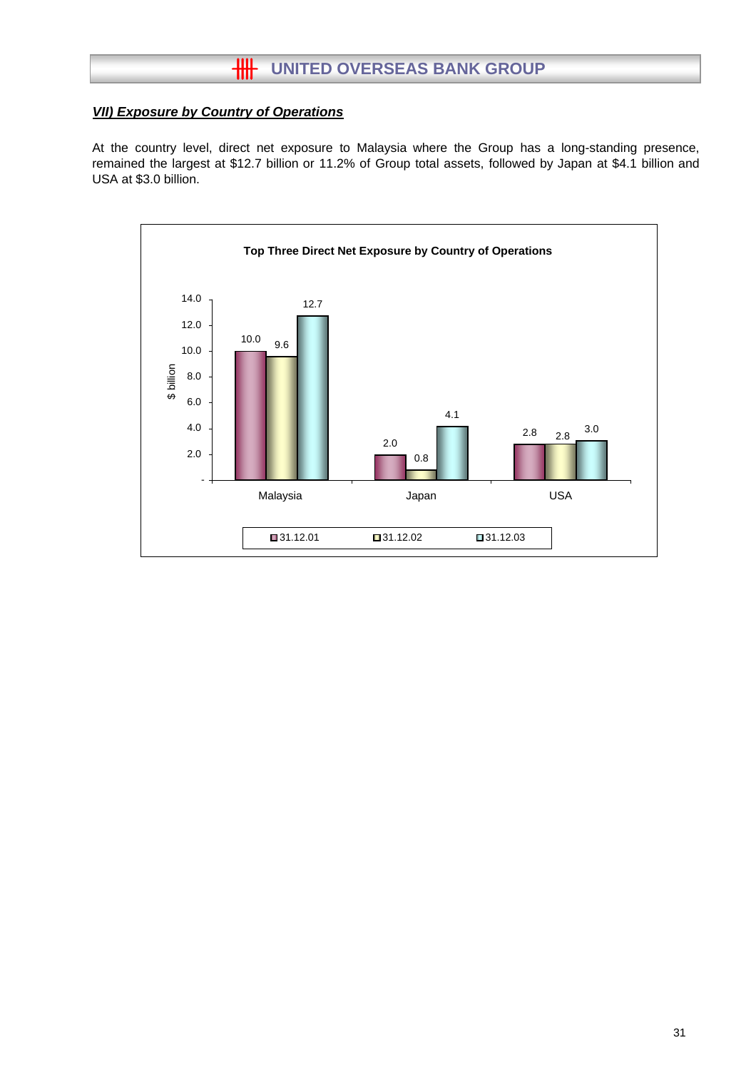### *VII) Exposure by Country of Operations*

At the country level, direct net exposure to Malaysia where the Group has a long-standing presence, remained the largest at $12.7 billion or 11.2% of Group total assets, followed by Japan at $4.1 billion and USA at $3.0 billion.

**Top Three Direct Net Exposure by Country of Operations**

| $ billion | 31.12.01 | 31.12.02 | 31.12.03 |
|---|---|---|---|
| Malaysia | 10.0 | 9.6 | 12.7 |
| Japan | 2.0 | 0.8 | 4.1 |
| USA | 2.8 | 2.8 | 3.0 |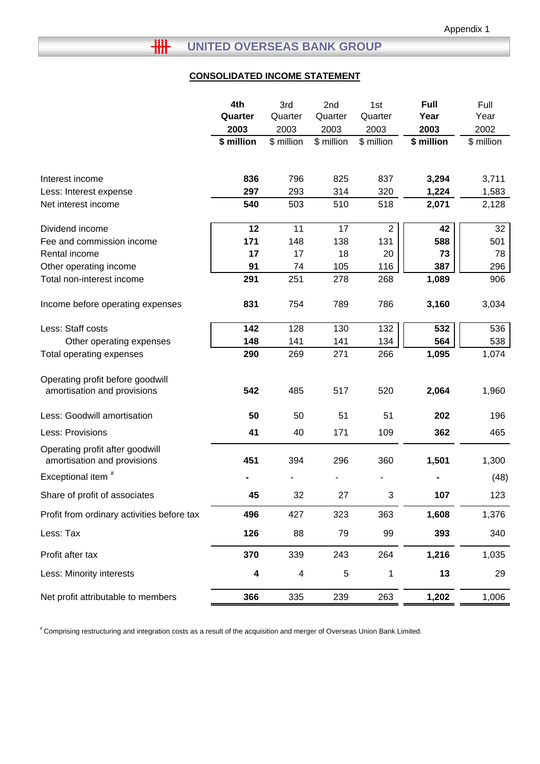Appendix 1

## UNITED OVERSEAS BANK GROUP

### CONSOLIDATED INCOME STATEMENT

| | **4th Quarter 2003 $ million** | 3rd Quarter 2003 $ million | 2nd Quarter 2003 $ million | 1st Quarter 2003 $ million | **Full Year 2003 $ million** | Full Year 2002 $ million |
|---|---|---|---|---|---|---|
| Interest income | **836** | 796 | 825 | 837 | **3,294** | 3,711 |
| Less: Interest expense | **297** | 293 | 314 | 320 | **1,224** | 1,583 |
| Net interest income | **540** | 503 | 510 | 518 | **2,071** | 2,128 |
| Dividend income | **12** | 11 | 17 | 2 | **42** | 32 |
| Fee and commission income | **171** | 148 | 138 | 131 | **588** | 501 |
| Rental income | **17** | 17 | 18 | 20 | **73** | 78 |
| Other operating income | **91** | 74 | 105 | 116 | **387** | 296 |
| Total non-interest income | **291** | 251 | 278 | 268 | **1,089** | 906 |
| Income before operating expenses | **831** | 754 | 789 | 786 | **3,160** | 3,034 |
| Less: Staff costs | **142** | 128 | 130 | 132 | **532** | 536 |
| Other operating expenses | **148** | 141 | 141 | 134 | **564** | 538 |
| Total operating expenses | **290** | 269 | 271 | 266 | **1,095** | 1,074 |
| Operating profit before goodwill amortisation and provisions | **542** | 485 | 517 | 520 | **2,064** | 1,960 |
| Less: Goodwill amortisation | **50** | 50 | 51 | 51 | **202** | 196 |
| Less: Provisions | **41** | 40 | 171 | 109 | **362** | 465 |
| Operating profit after goodwill amortisation and provisions | **451** | 394 | 296 | 360 | **1,501** | 1,300 |
| Exceptional item # | **-** | - | - | - | **-** | (48) |
| Share of profit of associates | **45** | 32 | 27 | 3 | **107** | 123 |
| Profit from ordinary activities before tax | **496** | 427 | 323 | 363 | **1,608** | 1,376 |
| Less: Tax | **126** | 88 | 79 | 99 | **393** | 340 |
| Profit after tax | **370** | 339 | 243 | 264 | **1,216** | 1,035 |
| Less: Minority interests | **4** | 4 | 5 | 1 | **13** | 29 |
| Net profit attributable to members | **366** | 335 | 239 | 263 | **1,202** | 1,006 |

# Comprising restructuring and integration costs as a result of the acquisition and merger of Overseas Union Bank Limited.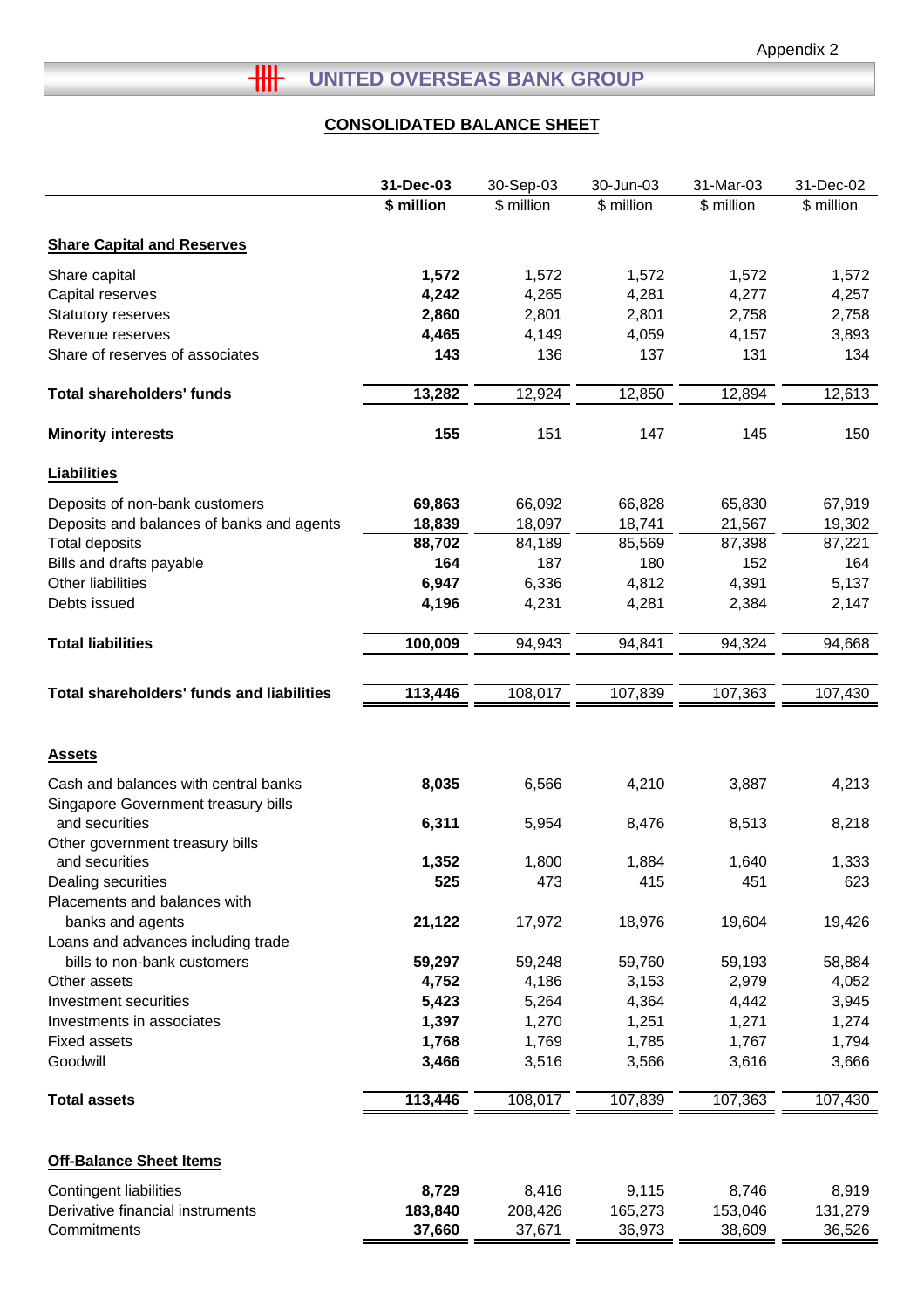Appendix 2

## UNITED OVERSEAS BANK GROUP

### CONSOLIDATED BALANCE SHEET

| | 31-Dec-03 | 30-Sep-03 | 30-Jun-03 | 31-Mar-03 | 31-Dec-02 |
|---|---|---|---|---|---|
| | **$ million** | $ million | $ million | $ million | $ million |
| **Share Capital and Reserves** | | | | | |
| Share capital | **1,572** | 1,572 | 1,572 | 1,572 | 1,572 |
| Capital reserves | **4,242** | 4,265 | 4,281 | 4,277 | 4,257 |
| Statutory reserves | **2,860** | 2,801 | 2,801 | 2,758 | 2,758 |
| Revenue reserves | **4,465** | 4,149 | 4,059 | 4,157 | 3,893 |
| Share of reserves of associates | **143** | 136 | 137 | 131 | 134 |
| **Total shareholders' funds** | **13,282** | 12,924 | 12,850 | 12,894 | 12,613 |
| **Minority interests** | **155** | 151 | 147 | 145 | 150 |
| **Liabilities** | | | | | |
| Deposits of non-bank customers | **69,863** | 66,092 | 66,828 | 65,830 | 67,919 |
| Deposits and balances of banks and agents | **18,839** | 18,097 | 18,741 | 21,567 | 19,302 |
| Total deposits | **88,702** | 84,189 | 85,569 | 87,398 | 87,221 |
| Bills and drafts payable | **164** | 187 | 180 | 152 | 164 |
| Other liabilities | **6,947** | 6,336 | 4,812 | 4,391 | 5,137 |
| Debts issued | **4,196** | 4,231 | 4,281 | 2,384 | 2,147 |
| **Total liabilities** | **100,009** | 94,943 | 94,841 | 94,324 | 94,668 |
| **Total shareholders' funds and liabilities** | **113,446** | 108,017 | 107,839 | 107,363 | 107,430 |
| **Assets** | | | | | |
| Cash and balances with central banks | **8,035** | 6,566 | 4,210 | 3,887 | 4,213 |
| Singapore Government treasury bills and securities | **6,311** | 5,954 | 8,476 | 8,513 | 8,218 |
| Other government treasury bills and securities | **1,352** | 1,800 | 1,884 | 1,640 | 1,333 |
| Dealing securities | **525** | 473 | 415 | 451 | 623 |
| Placements and balances with banks and agents | **21,122** | 17,972 | 18,976 | 19,604 | 19,426 |
| Loans and advances including trade bills to non-bank customers | **59,297** | 59,248 | 59,760 | 59,193 | 58,884 |
| Other assets | **4,752** | 4,186 | 3,153 | 2,979 | 4,052 |
| Investment securities | **5,423** | 5,264 | 4,364 | 4,442 | 3,945 |
| Investments in associates | **1,397** | 1,270 | 1,251 | 1,271 | 1,274 |
| Fixed assets | **1,768** | 1,769 | 1,785 | 1,767 | 1,794 |
| Goodwill | **3,466** | 3,516 | 3,566 | 3,616 | 3,666 |
| **Total assets** | **113,446** | 108,017 | 107,839 | 107,363 | 107,430 |
| **Off-Balance Sheet Items** | | | | | |
| Contingent liabilities | **8,729** | 8,416 | 9,115 | 8,746 | 8,919 |
| Derivative financial instruments | **183,840** | 208,426 | 165,273 | 153,046 | 131,279 |
| Commitments | **37,660** | 37,671 | 36,973 | 38,609 | 36,526 |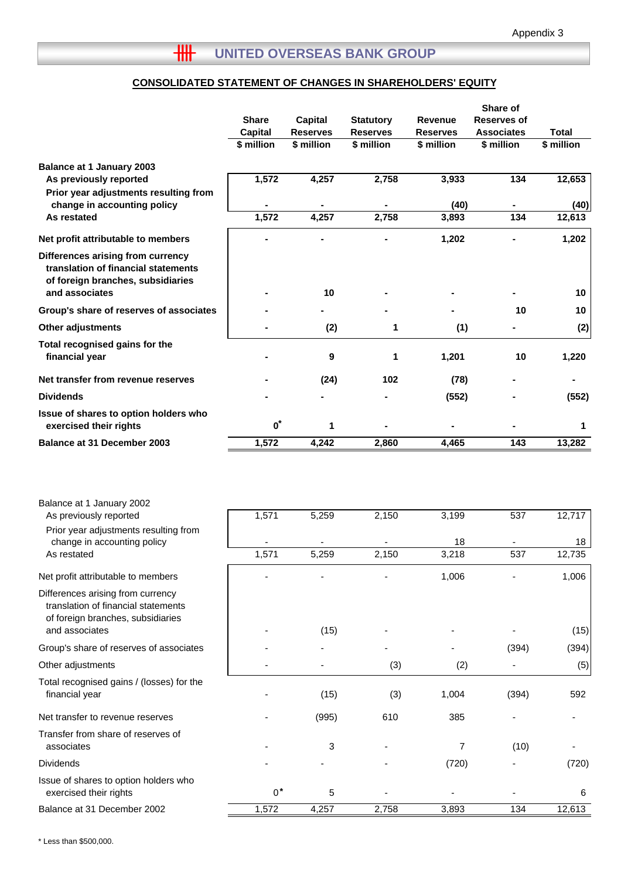Appendix 3

## UNITED OVERSEAS BANK GROUP

### CONSOLIDATED STATEMENT OF CHANGES IN SHAREHOLDERS' EQUITY

| | Share Capital<br>$ million | Capital Reserves<br>$ million | Statutory Reserves<br>$ million | Revenue Reserves<br>$ million | Share of Reserves of Associates<br>$ million | Total<br>$ million |
|---|---|---|---|---|---|---|
| **Balance at 1 January 2003** | | | | | | |
| **As previously reported** | **1,572** | **4,257** | **2,758** | **3,933** | **134** | **12,653** |
| **Prior year adjustments resulting from change in accounting policy** | **-** | **-** | **-** | **(40)** | **-** | **(40)** |
| **As restated** | **1,572** | **4,257** | **2,758** | **3,893** | **134** | **12,613** |
| **Net profit attributable to members** | **-** | **-** | **-** | **1,202** | **-** | **1,202** |
| **Differences arising from currency translation of financial statements of foreign branches, subsidiaries and associates** | **-** | **10** | **-** | **-** | **-** | **10** |
| **Group's share of reserves of associates** | **-** | **-** | **-** | **-** | **10** | **10** |
| **Other adjustments** | **-** | **(2)** | **1** | **(1)** | **-** | **(2)** |
| **Total recognised gains for the financial year** | **-** | **9** | **1** | **1,201** | **10** | **1,220** |
| **Net transfer from revenue reserves** | **-** | **(24)** | **102** | **(78)** | **-** | **-** |
| **Dividends** | **-** | **-** | **-** | **(552)** | **-** | **(552)** |
| **Issue of shares to option holders who exercised their rights** | **0*** | **1** | **-** | **-** | **-** | **1** |
| **Balance at 31 December 2003** | **1,572** | **4,242** | **2,860** | **4,465** | **143** | **13,282** |

| | Share Capital<br>$ million | Capital Reserves<br>$ million | Statutory Reserves<br>$ million | Revenue Reserves<br>$ million | Share of Reserves of Associates<br>$ million | Total<br>$ million |
|---|---|---|---|---|---|---|
| Balance at 1 January 2002 | | | | | | |
| As previously reported | 1,571 | 5,259 | 2,150 | 3,199 | 537 | 12,717 |
| Prior year adjustments resulting from change in accounting policy | - | - | - | 18 | - | 18 |
| As restated | 1,571 | 5,259 | 2,150 | 3,218 | 537 | 12,735 |
| Net profit attributable to members | - | - | - | 1,006 | - | 1,006 |
| Differences arising from currency translation of financial statements of foreign branches, subsidiaries and associates | - | (15) | - | - | - | (15) |
| Group's share of reserves of associates | - | - | - | - | (394) | (394) |
| Other adjustments | - | - | (3) | (2) | - | (5) |
| Total recognised gains / (losses) for the financial year | - | (15) | (3) | 1,004 | (394) | 592 |
| Net transfer to revenue reserves | - | (995) | 610 | 385 | - | - |
| Transfer from share of reserves of associates | - | 3 | - | 7 | (10) | - |
| Dividends | - | - | - | (720) | - | (720) |
| Issue of shares to option holders who exercised their rights | 0* | 5 | - | - | - | 6 |
| Balance at 31 December 2002 | 1,572 | 4,257 | 2,758 | 3,893 | 134 | 12,613 |

* Less than $500,000.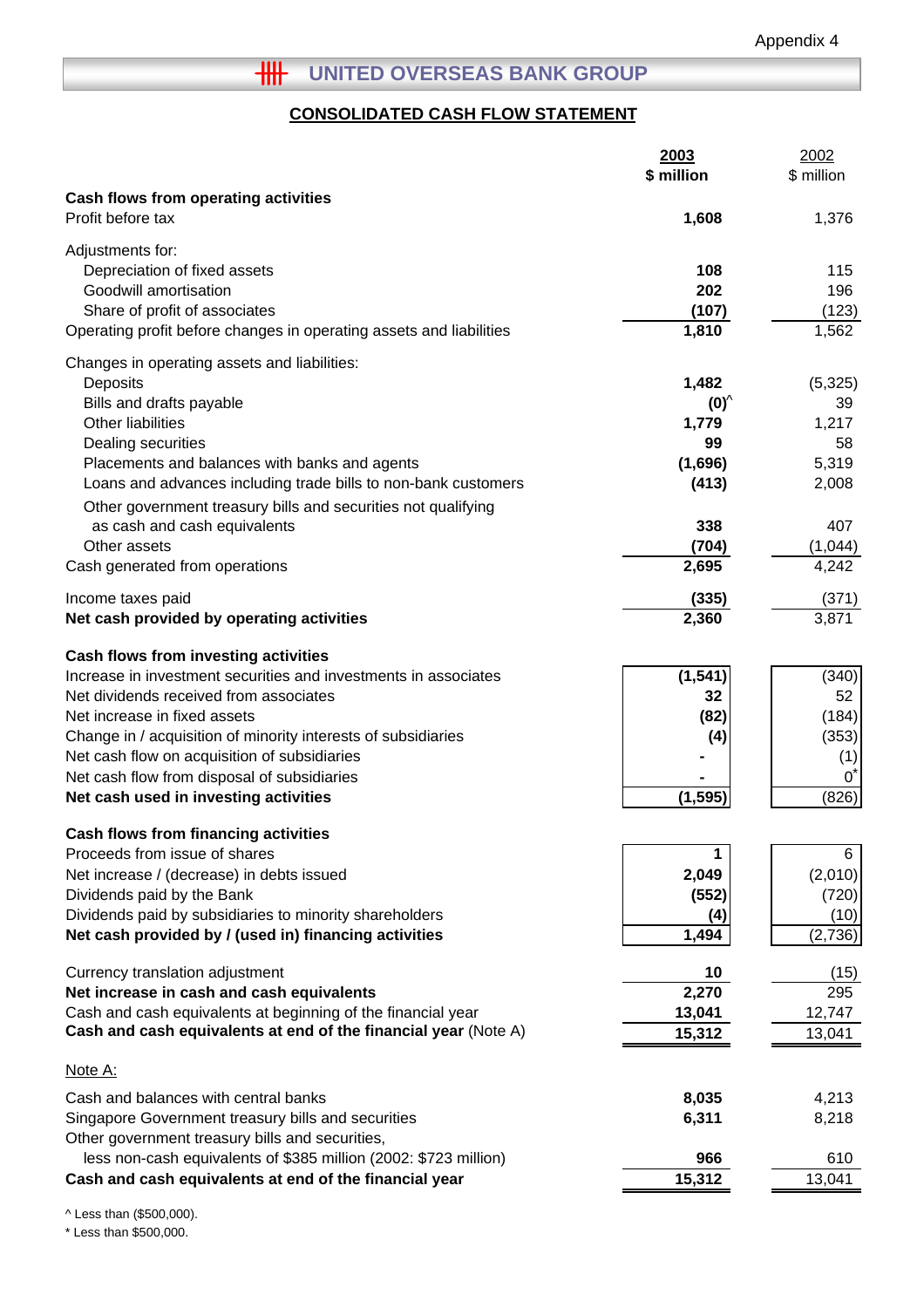Appendix 4

## UNITED OVERSEAS BANK GROUP

### CONSOLIDATED CASH FLOW STATEMENT

| | 2003 $ million | 2002 $ million |
|---|---|---|
| **Cash flows from operating activities** | | |
| Profit before tax | **1,608** | 1,376 |
| Adjustments for: | | |
| Depreciation of fixed assets | **108** | 115 |
| Goodwill amortisation | **202** | 196 |
| Share of profit of associates | **(107)** | (123) |
| Operating profit before changes in operating assets and liabilities | **1,810** | 1,562 |
| Changes in operating assets and liabilities: | | |
| Deposits | **1,482** | (5,325) |
| Bills and drafts payable | **(0)^** | 39 |
| Other liabilities | **1,779** | 1,217 |
| Dealing securities | **99** | 58 |
| Placements and balances with banks and agents | **(1,696)** | 5,319 |
| Loans and advances including trade bills to non-bank customers | **(413)** | 2,008 |
| Other government treasury bills and securities not qualifying as cash and cash equivalents | **338** | 407 |
| Other assets | **(704)** | (1,044) |
| Cash generated from operations | **2,695** | 4,242 |
| Income taxes paid | **(335)** | (371) |
| **Net cash provided by operating activities** | **2,360** | 3,871 |
| **Cash flows from investing activities** | | |
| Increase in investment securities and investments in associates | **(1,541)** | (340) |
| Net dividends received from associates | **32** | 52 |
| Net increase in fixed assets | **(82)** | (184) |
| Change in / acquisition of minority interests of subsidiaries | **(4)** | (353) |
| Net cash flow on acquisition of subsidiaries | **-** | (1) |
| Net cash flow from disposal of subsidiaries | **-** | 0* |
| **Net cash used in investing activities** | **(1,595)** | (826) |
| **Cash flows from financing activities** | | |
| Proceeds from issue of shares | **1** | 6 |
| Net increase / (decrease) in debts issued | **2,049** | (2,010) |
| Dividends paid by the Bank | **(552)** | (720) |
| Dividends paid by subsidiaries to minority shareholders | **(4)** | (10) |
| **Net cash provided by / (used in) financing activities** | **1,494** | (2,736) |
| Currency translation adjustment | **10** | (15) |
| **Net increase in cash and cash equivalents** | **2,270** | 295 |
| Cash and cash equivalents at beginning of the financial year | **13,041** | 12,747 |
| **Cash and cash equivalents at end of the financial year** (Note A) | **15,312** | 13,041 |

Note A:

| | 2003 $ million | 2002 $ million |
|---|---|---|
| Cash and balances with central banks | **8,035** | 4,213 |
| Singapore Government treasury bills and securities | **6,311** | 8,218 |
| Other government treasury bills and securities, less non-cash equivalents of $385 million (2002: $723 million) | **966** | 610 |
| **Cash and cash equivalents at end of the financial year** | **15,312** | 13,041 |

^ Less than ($500,000).

* Less than $500,000.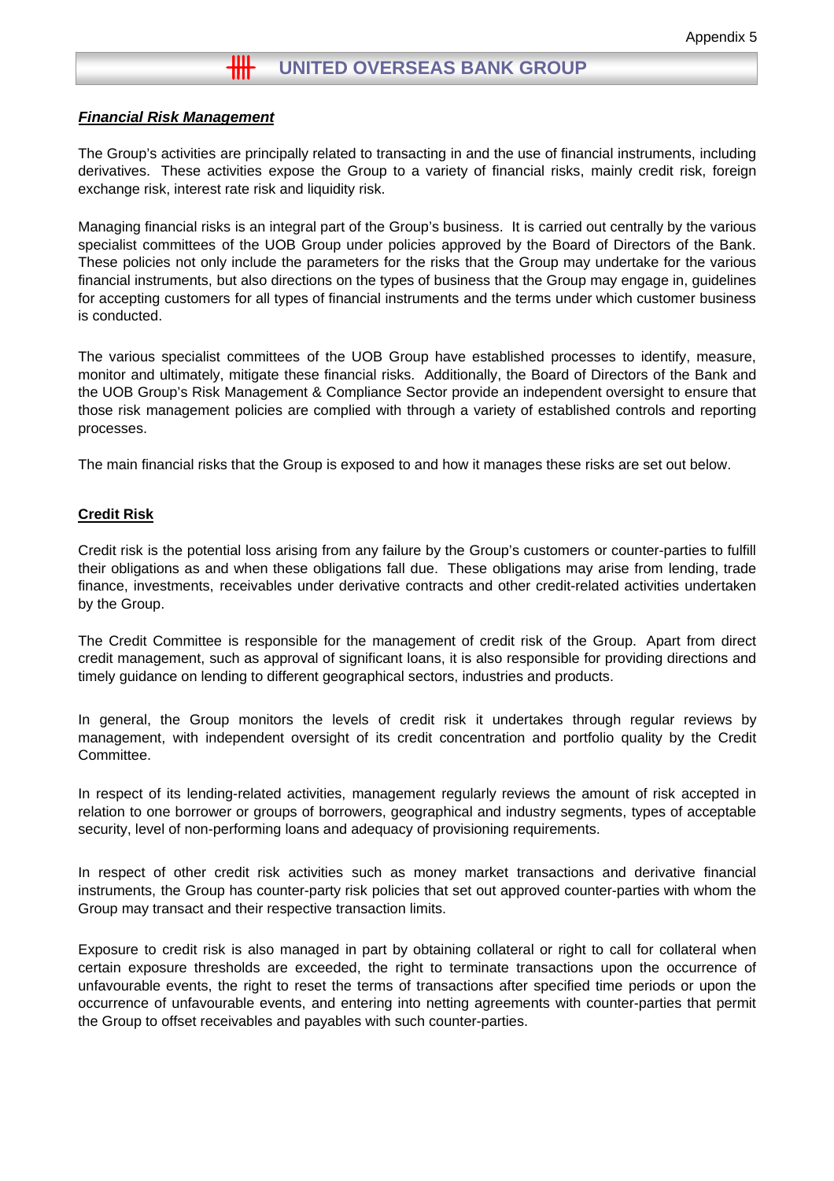Appendix 5

# UNITED OVERSEAS BANK GROUP

***Financial Risk Management***

The Group's activities are principally related to transacting in and the use of financial instruments, including derivatives. These activities expose the Group to a variety of financial risks, mainly credit risk, foreign exchange risk, interest rate risk and liquidity risk.

Managing financial risks is an integral part of the Group's business. It is carried out centrally by the various specialist committees of the UOB Group under policies approved by the Board of Directors of the Bank. These policies not only include the parameters for the risks that the Group may undertake for the various financial instruments, but also directions on the types of business that the Group may engage in, guidelines for accepting customers for all types of financial instruments and the terms under which customer business is conducted.

The various specialist committees of the UOB Group have established processes to identify, measure, monitor and ultimately, mitigate these financial risks. Additionally, the Board of Directors of the Bank and the UOB Group's Risk Management & Compliance Sector provide an independent oversight to ensure that those risk management policies are complied with through a variety of established controls and reporting processes.

The main financial risks that the Group is exposed to and how it manages these risks are set out below.

**Credit Risk**

Credit risk is the potential loss arising from any failure by the Group's customers or counter-parties to fulfill their obligations as and when these obligations fall due. These obligations may arise from lending, trade finance, investments, receivables under derivative contracts and other credit-related activities undertaken by the Group.

The Credit Committee is responsible for the management of credit risk of the Group. Apart from direct credit management, such as approval of significant loans, it is also responsible for providing directions and timely guidance on lending to different geographical sectors, industries and products.

In general, the Group monitors the levels of credit risk it undertakes through regular reviews by management, with independent oversight of its credit concentration and portfolio quality by the Credit Committee.

In respect of its lending-related activities, management regularly reviews the amount of risk accepted in relation to one borrower or groups of borrowers, geographical and industry segments, types of acceptable security, level of non-performing loans and adequacy of provisioning requirements.

In respect of other credit risk activities such as money market transactions and derivative financial instruments, the Group has counter-party risk policies that set out approved counter-parties with whom the Group may transact and their respective transaction limits.

Exposure to credit risk is also managed in part by obtaining collateral or right to call for collateral when certain exposure thresholds are exceeded, the right to terminate transactions upon the occurrence of unfavourable events, the right to reset the terms of transactions after specified time periods or upon the occurrence of unfavourable events, and entering into netting agreements with counter-parties that permit the Group to offset receivables and payables with such counter-parties.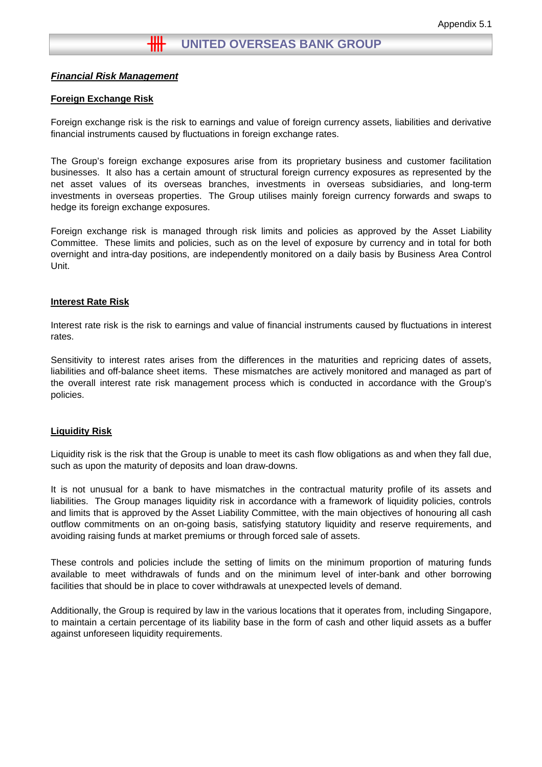Appendix 5.1

# UNITED OVERSEAS BANK GROUP

## ***Financial Risk Management***

### **Foreign Exchange Risk**

Foreign exchange risk is the risk to earnings and value of foreign currency assets, liabilities and derivative financial instruments caused by fluctuations in foreign exchange rates.

The Group's foreign exchange exposures arise from its proprietary business and customer facilitation businesses. It also has a certain amount of structural foreign currency exposures as represented by the net asset values of its overseas branches, investments in overseas subsidiaries, and long-term investments in overseas properties. The Group utilises mainly foreign currency forwards and swaps to hedge its foreign exchange exposures.

Foreign exchange risk is managed through risk limits and policies as approved by the Asset Liability Committee. These limits and policies, such as on the level of exposure by currency and in total for both overnight and intra-day positions, are independently monitored on a daily basis by Business Area Control Unit.

### **Interest Rate Risk**

Interest rate risk is the risk to earnings and value of financial instruments caused by fluctuations in interest rates.

Sensitivity to interest rates arises from the differences in the maturities and repricing dates of assets, liabilities and off-balance sheet items. These mismatches are actively monitored and managed as part of the overall interest rate risk management process which is conducted in accordance with the Group's policies.

### **Liquidity Risk**

Liquidity risk is the risk that the Group is unable to meet its cash flow obligations as and when they fall due, such as upon the maturity of deposits and loan draw-downs.

It is not unusual for a bank to have mismatches in the contractual maturity profile of its assets and liabilities. The Group manages liquidity risk in accordance with a framework of liquidity policies, controls and limits that is approved by the Asset Liability Committee, with the main objectives of honouring all cash outflow commitments on an on-going basis, satisfying statutory liquidity and reserve requirements, and avoiding raising funds at market premiums or through forced sale of assets.

These controls and policies include the setting of limits on the minimum proportion of maturing funds available to meet withdrawals of funds and on the minimum level of inter-bank and other borrowing facilities that should be in place to cover withdrawals at unexpected levels of demand.

Additionally, the Group is required by law in the various locations that it operates from, including Singapore, to maintain a certain percentage of its liability base in the form of cash and other liquid assets as a buffer against unforeseen liquidity requirements.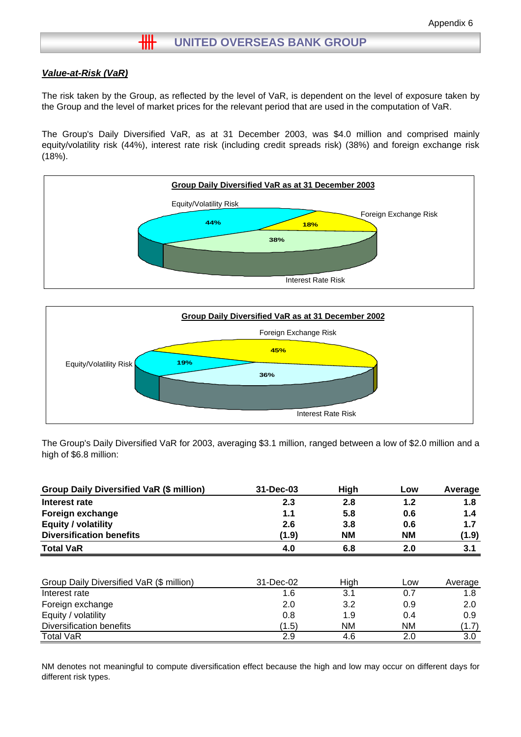# UNITED OVERSEAS BANK GROUP

## *Value-at-Risk (VaR)*

The risk taken by the Group, as reflected by the level of VaR, is dependent on the level of exposure taken by the Group and the level of market prices for the relevant period that are used in the computation of VaR.

The Group's Daily Diversified VaR, as at 31 December 2003, was $4.0 million and comprised mainly equity/volatility risk (44%), interest rate risk (including credit spreads risk) (38%) and foreign exchange risk (18%).

**Group Daily Diversified VaR as at 31 December 2003**

- Equity/Volatility Risk: 44%
- Foreign Exchange Risk: 18%
- Interest Rate Risk: 38%

**Group Daily Diversified VaR as at 31 December 2002**

- Foreign Exchange Risk: 45%
- Equity/Volatility Risk: 19%
- Interest Rate Risk: 36%

The Group's Daily Diversified VaR for 2003, averaging $3.1 million, ranged between a low of $2.0 million and a high of $6.8 million:

| **Group Daily Diversified VaR ($ million)** | **31-Dec-03** | **High** | **Low** | **Average** |
|---|---|---|---|---|
| **Interest rate** | **2.3** | **2.8** | **1.2** | **1.8** |
| **Foreign exchange** | **1.1** | **5.8** | **0.6** | **1.4** |
| **Equity / volatility** | **2.6** | **3.8** | **0.6** | **1.7** |
| **Diversification benefits** | **(1.9)** | **NM** | **NM** | **(1.9)** |
| **Total VaR** | **4.0** | **6.8** | **2.0** | **3.1** |

| Group Daily Diversified VaR ($ million) | 31-Dec-02 | High | Low | Average |
|---|---|---|---|---|
| Interest rate | 1.6 | 3.1 | 0.7 | 1.8 |
| Foreign exchange | 2.0 | 3.2 | 0.9 | 2.0 |
| Equity / volatility | 0.8 | 1.9 | 0.4 | 0.9 |
| Diversification benefits | (1.5) | NM | NM | (1.7) |
| Total VaR | 2.9 | 4.6 | 2.0 | 3.0 |

NM denotes not meaningful to compute diversification effect because the high and low may occur on different days for different risk types.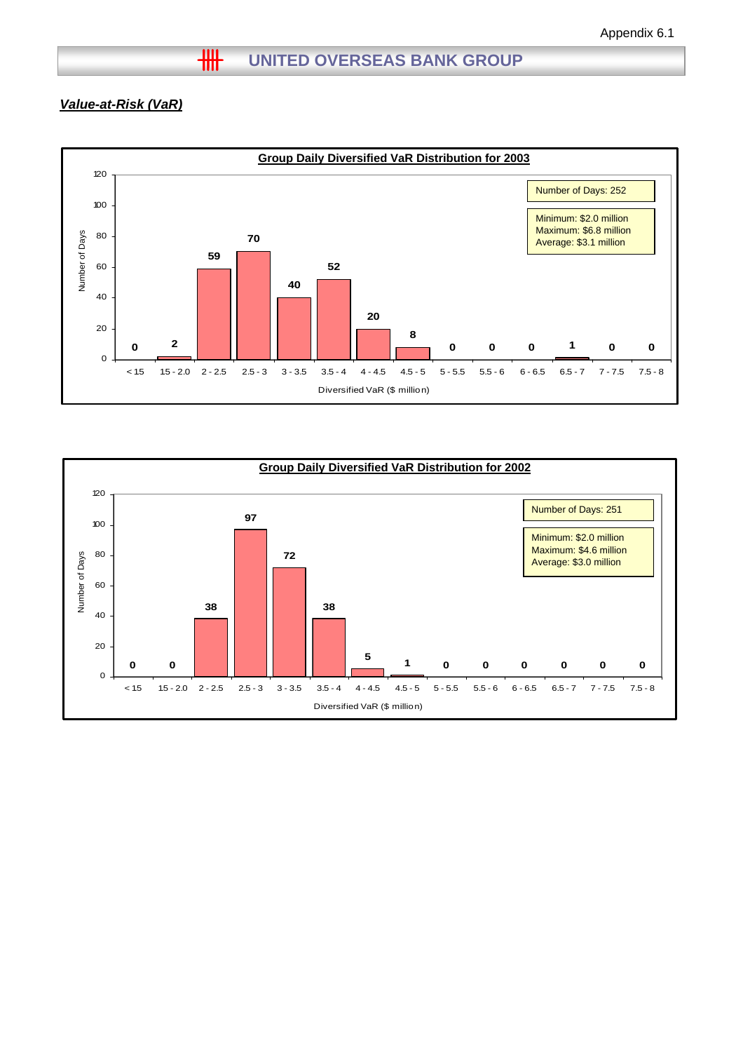Appendix 6.1

# UNITED OVERSEAS BANK GROUP

***Value-at-Risk (VaR)***

**Group Daily Diversified VaR Distribution for 2003**

Number of Days: 252

Minimum: $2.0 million
Maximum: $6.8 million
Average: $3.1 million

| Diversified VaR ($ million) | < 15 | 15 - 2.0 | 2 - 2.5 | 2.5 - 3 | 3 - 3.5 | 3.5 - 4 | 4 - 4.5 | 4.5 - 5 | 5 - 5.5 | 5.5 - 6 | 6 - 6.5 | 6.5 - 7 | 7 - 7.5 | 7.5 - 8 |
|---|---|---|---|---|---|---|---|---|---|---|---|---|---|---|
| Number of Days | 0 | 2 | 59 | 70 | 40 | 52 | 20 | 8 | 0 | 0 | 0 | 1 | 0 | 0 |

**Group Daily Diversified VaR Distribution for 2002**

Number of Days: 251

Minimum: $2.0 million
Maximum: $4.6 million
Average: $3.0 million

| Diversified VaR ($ million) | < 15 | 15 - 2.0 | 2 - 2.5 | 2.5 - 3 | 3 - 3.5 | 3.5 - 4 | 4 - 4.5 | 4.5 - 5 | 5 - 5.5 | 5.5 - 6 | 6 - 6.5 | 6.5 - 7 | 7 - 7.5 | 7.5 - 8 |
|---|---|---|---|---|---|---|---|---|---|---|---|---|---|---|
| Number of Days | 0 | 0 | 38 | 97 | 72 | 38 | 5 | 1 | 0 | 0 | 0 | 0 | 0 | 0 |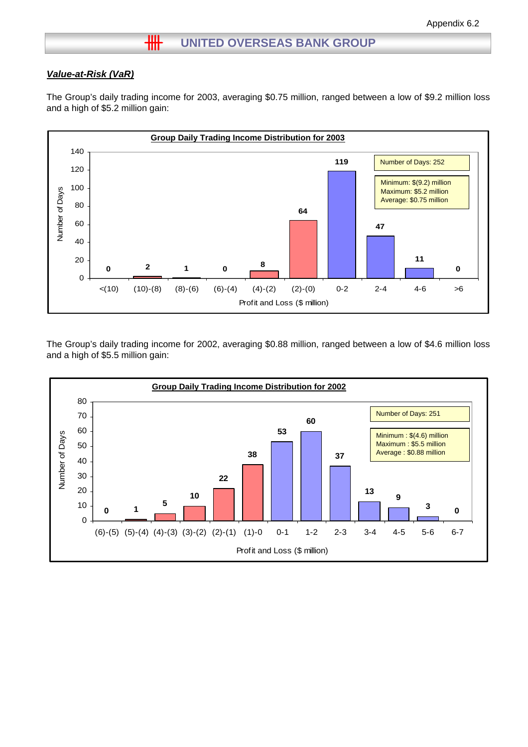Appendix 6.2

## UNITED OVERSEAS BANK GROUP

***Value-at-Risk (VaR)***

The Group's daily trading income for 2003, averaging $0.75 million, ranged between a low of $9.2 million loss and a high of $5.2 million gain:

**Group Daily Trading Income Distribution for 2003**

Number of Days

140
120
100
80
60
40
20
0

0 2 1 0 8 64 119 47 11 0

<(10) (10)-(8) (8)-(6) (6)-(4) (4)-(2) (2)-(0) 0-2 2-4 4-6 >6

Profit and Loss ($ million)

Number of Days: 252

Minimum: $(9.2) million
Maximum: $5.2 million
Average: $0.75 million

The Group's daily trading income for 2002, averaging $0.88 million, ranged between a low of $4.6 million loss and a high of $5.5 million gain:

**Group Daily Trading Income Distribution for 2002**

Number of Days

80
70
60
50
40
30
20
10
0

0 1 5 10 22 38 53 60 37 13 9 3 0

(6)-(5) (5)-(4) (4)-(3) (3)-(2) (2)-(1) (1)-0 0-1 1-2 2-3 3-4 4-5 5-6 6-7

Profit and Loss ($ million)

Number of Days: 251

Minimum : $(4.6) million
Maximum : $5.5 million
Average : $0.88 million